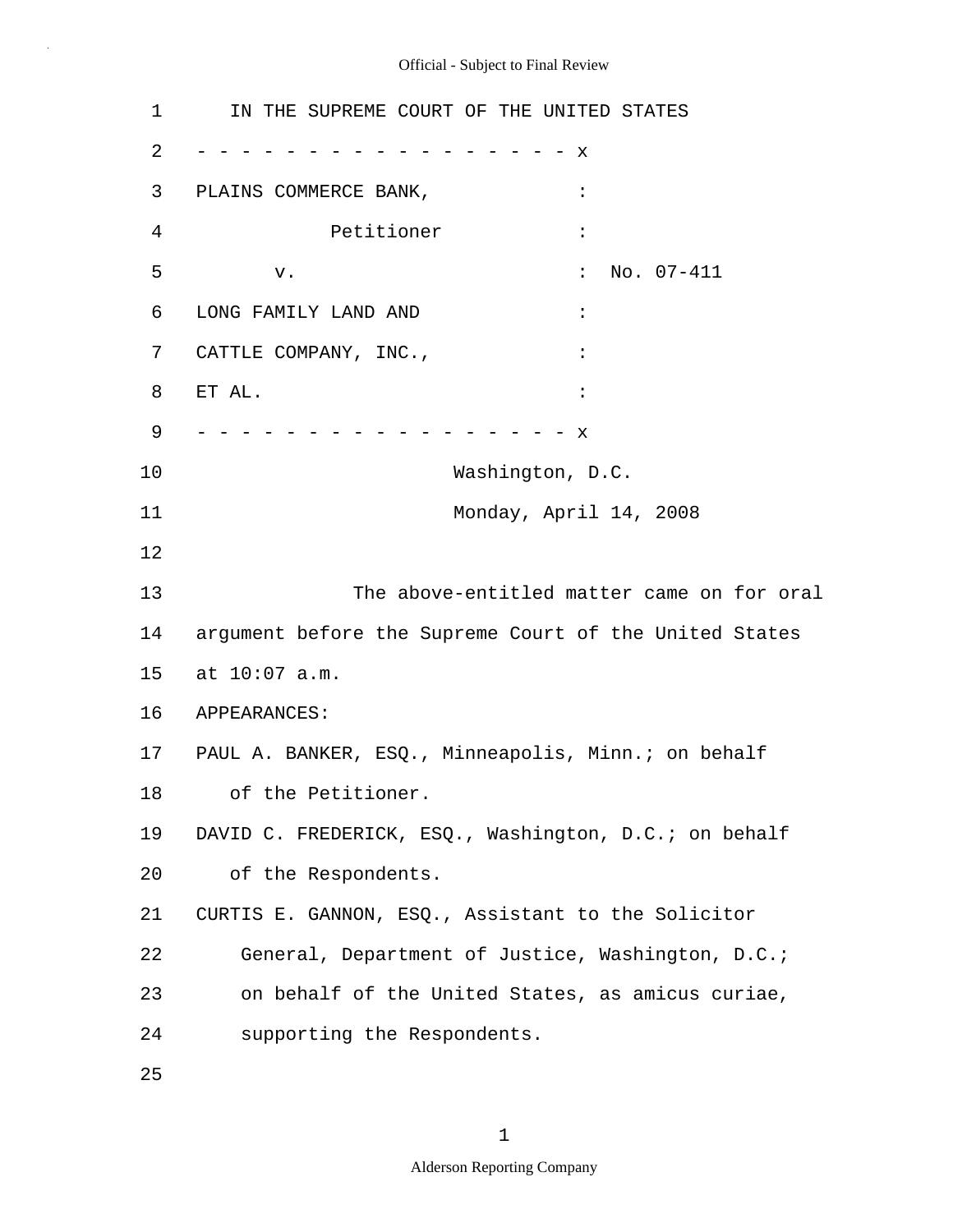IN THE SUPREME COURT OF THE UNITED STATES

```
- - - - - - - - - - - - - - - - - x
PLAINS COMMERCE BANK,             :
            Petitioner            :
      v.                          :  No. 07-411
LONG FAMILY LAND AND              :
CATTLE COMPANY, INC.,             :
ET AL.                            :
- - - - - - - - - - - - - - - - - x
```

Washington, D.C.

Monday, April 14, 2008

The above-entitled matter came on for oral argument before the Supreme Court of the United States at 10:07 a.m.

APPEARANCES:

PAUL A. BANKER, ESQ., Minneapolis, Minn.; on behalf of the Petitioner.

DAVID C. FREDERICK, ESQ., Washington, D.C.; on behalf of the Respondents.

CURTIS E. GANNON, ESQ., Assistant to the Solicitor General, Department of Justice, Washington, D.C.; on behalf of the United States, as amicus curiae, supporting the Respondents.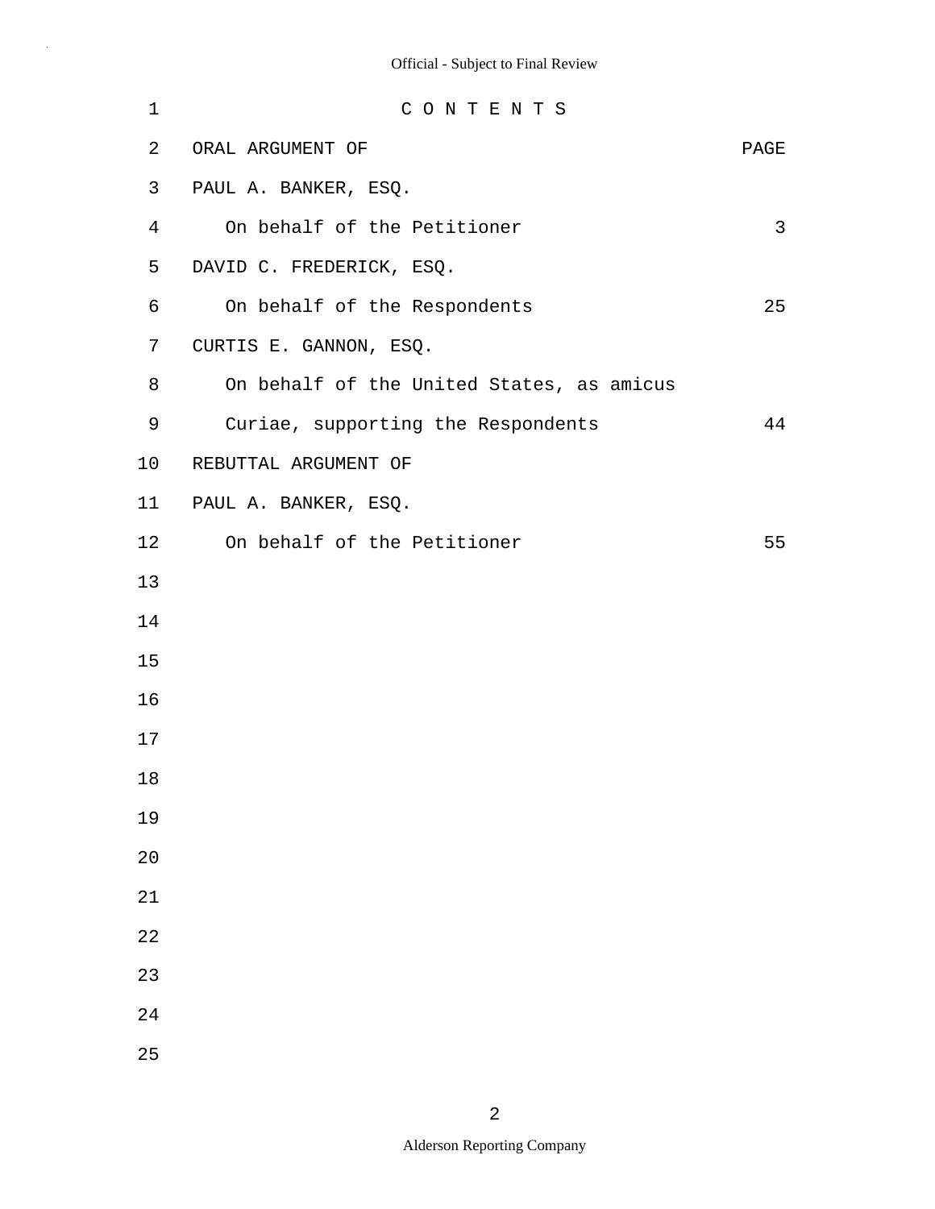# C O N T E N T S

| ORAL ARGUMENT OF | PAGE |
|---|---|
| PAUL A. BANKER, ESQ. | |
| On behalf of the Petitioner | 3 |
| DAVID C. FREDERICK, ESQ. | |
| On behalf of the Respondents | 25 |
| CURTIS E. GANNON, ESQ. | |
| On behalf of the United States, as amicus Curiae, supporting the Respondents | 44 |
| REBUTTAL ARGUMENT OF | |
| PAUL A. BANKER, ESQ. | |
| On behalf of the Petitioner | 55 |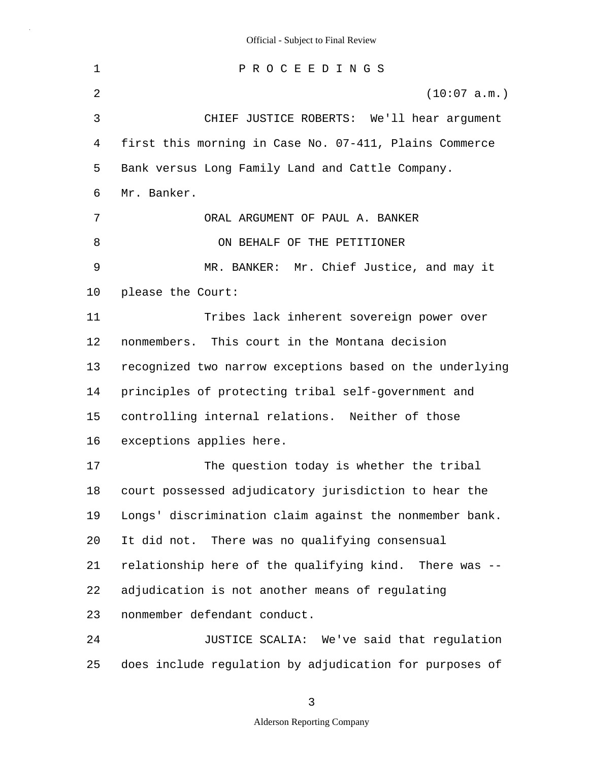P R O C E E D I N G S

(10:07 a.m.)

CHIEF JUSTICE ROBERTS: We'll hear argument first this morning in Case No. 07-411, Plains Commerce Bank versus Long Family Land and Cattle Company. Mr. Banker.

ORAL ARGUMENT OF PAUL A. BANKER

ON BEHALF OF THE PETITIONER

MR. BANKER: Mr. Chief Justice, and may it please the Court:

Tribes lack inherent sovereign power over nonmembers. This court in the Montana decision recognized two narrow exceptions based on the underlying principles of protecting tribal self-government and controlling internal relations. Neither of those exceptions applies here.

The question today is whether the tribal court possessed adjudicatory jurisdiction to hear the Longs' discrimination claim against the nonmember bank. It did not. There was no qualifying consensual relationship here of the qualifying kind. There was -- adjudication is not another means of regulating nonmember defendant conduct.

JUSTICE SCALIA: We've said that regulation does include regulation by adjudication for purposes of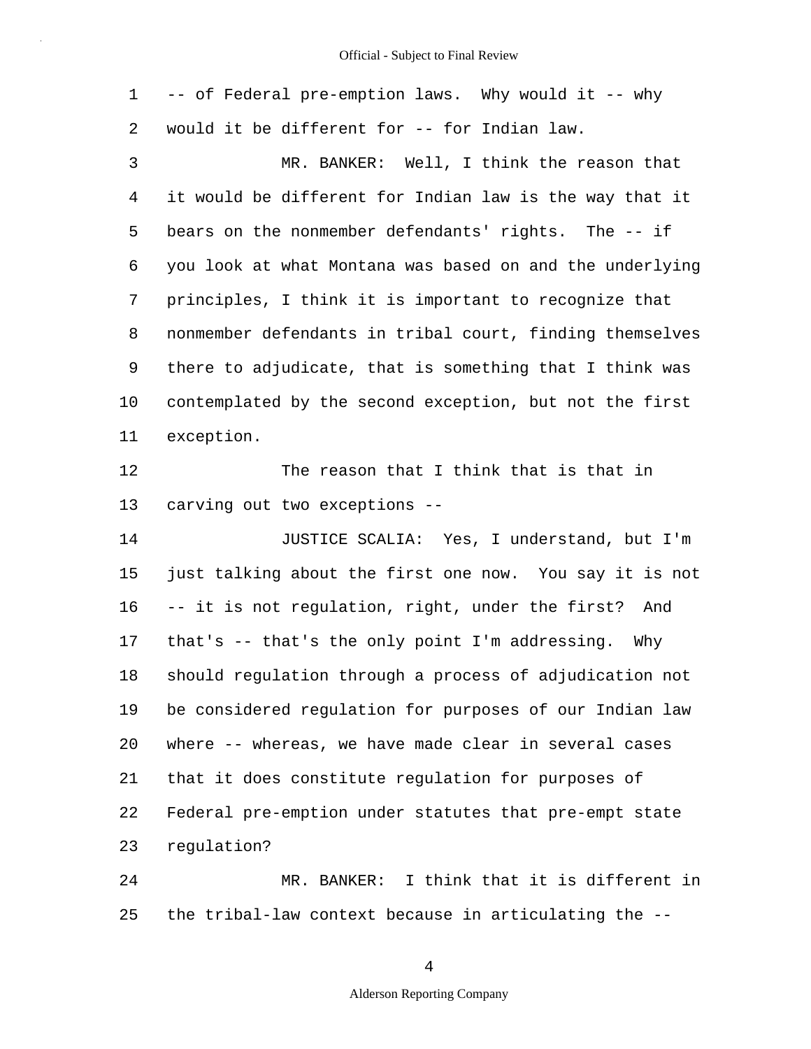1 -- of Federal pre-emption laws. Why would it -- why
2 would it be different for -- for Indian law.
3 MR. BANKER: Well, I think the reason that
4 it would be different for Indian law is the way that it
5 bears on the nonmember defendants' rights. The -- if
6 you look at what Montana was based on and the underlying
7 principles, I think it is important to recognize that
8 nonmember defendants in tribal court, finding themselves
9 there to adjudicate, that is something that I think was
10 contemplated by the second exception, but not the first
11 exception.
12 The reason that I think that is that in
13 carving out two exceptions --
14 JUSTICE SCALIA: Yes, I understand, but I'm
15 just talking about the first one now. You say it is not
16 -- it is not regulation, right, under the first? And
17 that's -- that's the only point I'm addressing. Why
18 should regulation through a process of adjudication not
19 be considered regulation for purposes of our Indian law
20 where -- whereas, we have made clear in several cases
21 that it does constitute regulation for purposes of
22 Federal pre-emption under statutes that pre-empt state
23 regulation?
24 MR. BANKER: I think that it is different in
25 the tribal-law context because in articulating the --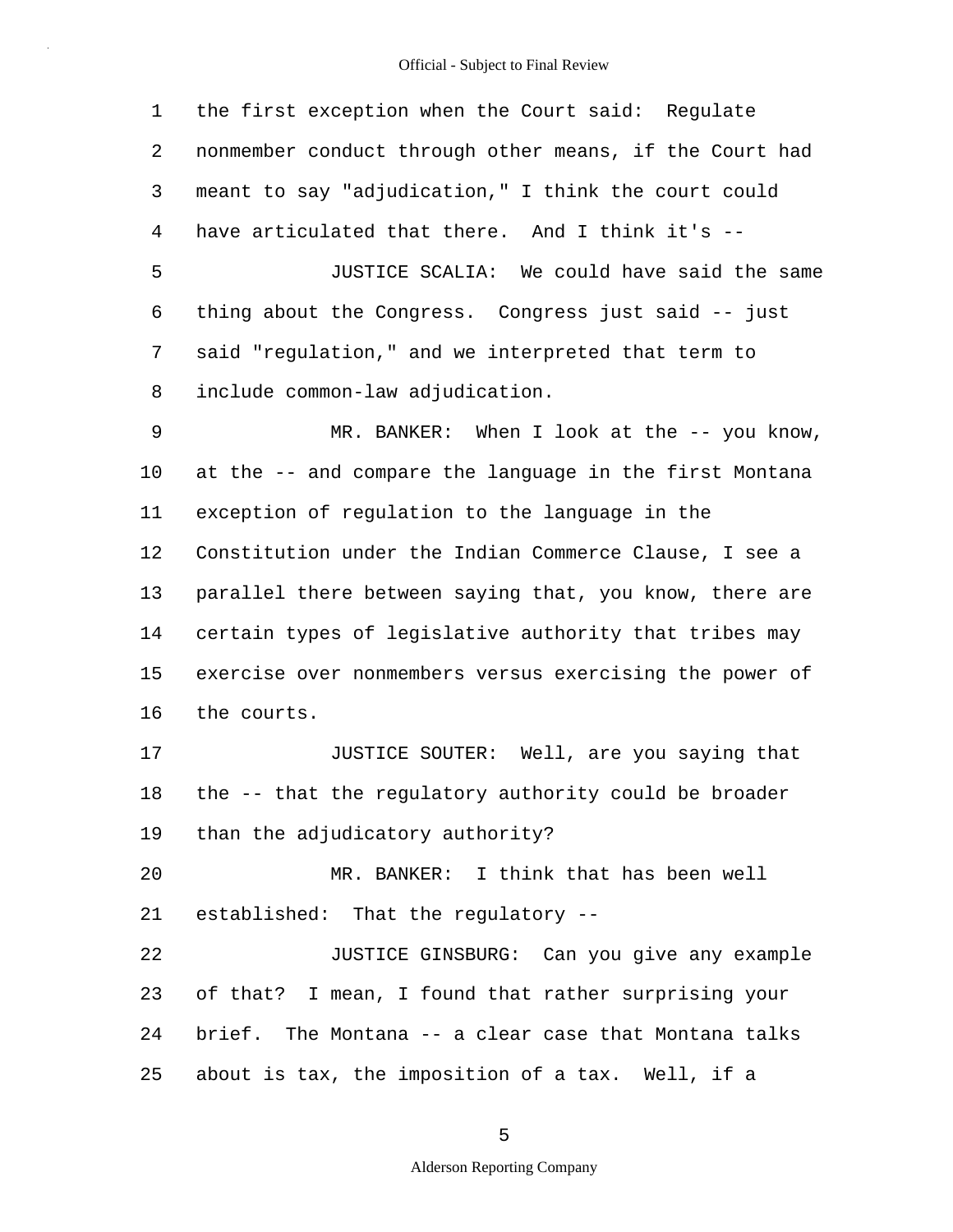the first exception when the Court said: Regulate nonmember conduct through other means, if the Court had meant to say "adjudication," I think the court could have articulated that there. And I think it's --

JUSTICE SCALIA: We could have said the same thing about the Congress. Congress just said -- just said "regulation," and we interpreted that term to include common-law adjudication.

MR. BANKER: When I look at the -- you know, at the -- and compare the language in the first Montana exception of regulation to the language in the Constitution under the Indian Commerce Clause, I see a parallel there between saying that, you know, there are certain types of legislative authority that tribes may exercise over nonmembers versus exercising the power of the courts.

JUSTICE SOUTER: Well, are you saying that the -- that the regulatory authority could be broader than the adjudicatory authority?

MR. BANKER: I think that has been well established: That the regulatory --

JUSTICE GINSBURG: Can you give any example of that? I mean, I found that rather surprising your brief. The Montana -- a clear case that Montana talks about is tax, the imposition of a tax. Well, if a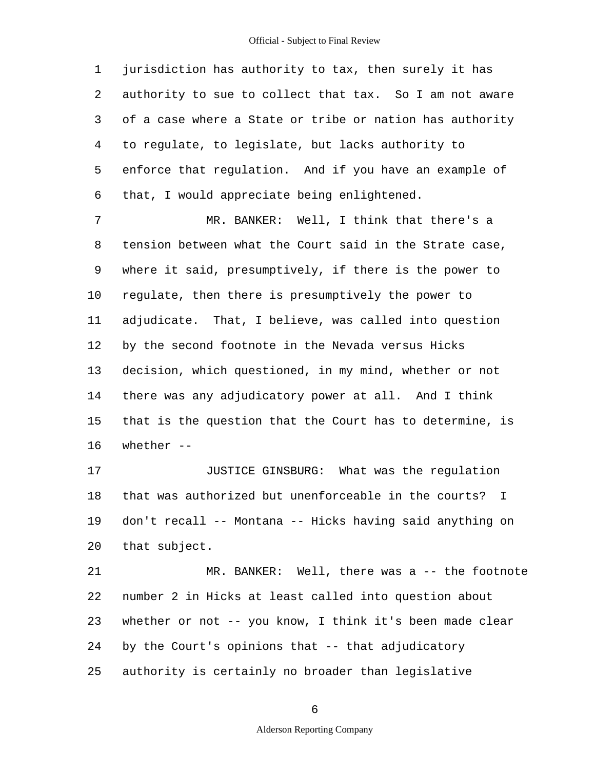jurisdiction has authority to tax, then surely it has authority to sue to collect that tax. So I am not aware of a case where a State or tribe or nation has authority to regulate, to legislate, but lacks authority to enforce that regulation. And if you have an example of that, I would appreciate being enlightened.

MR. BANKER: Well, I think that there's a tension between what the Court said in the Strate case, where it said, presumptively, if there is the power to regulate, then there is presumptively the power to adjudicate. That, I believe, was called into question by the second footnote in the Nevada versus Hicks decision, which questioned, in my mind, whether or not there was any adjudicatory power at all. And I think that is the question that the Court has to determine, is whether --

JUSTICE GINSBURG: What was the regulation that was authorized but unenforceable in the courts? I don't recall -- Montana -- Hicks having said anything on that subject.

MR. BANKER: Well, there was a -- the footnote number 2 in Hicks at least called into question about whether or not -- you know, I think it's been made clear by the Court's opinions that -- that adjudicatory authority is certainly no broader than legislative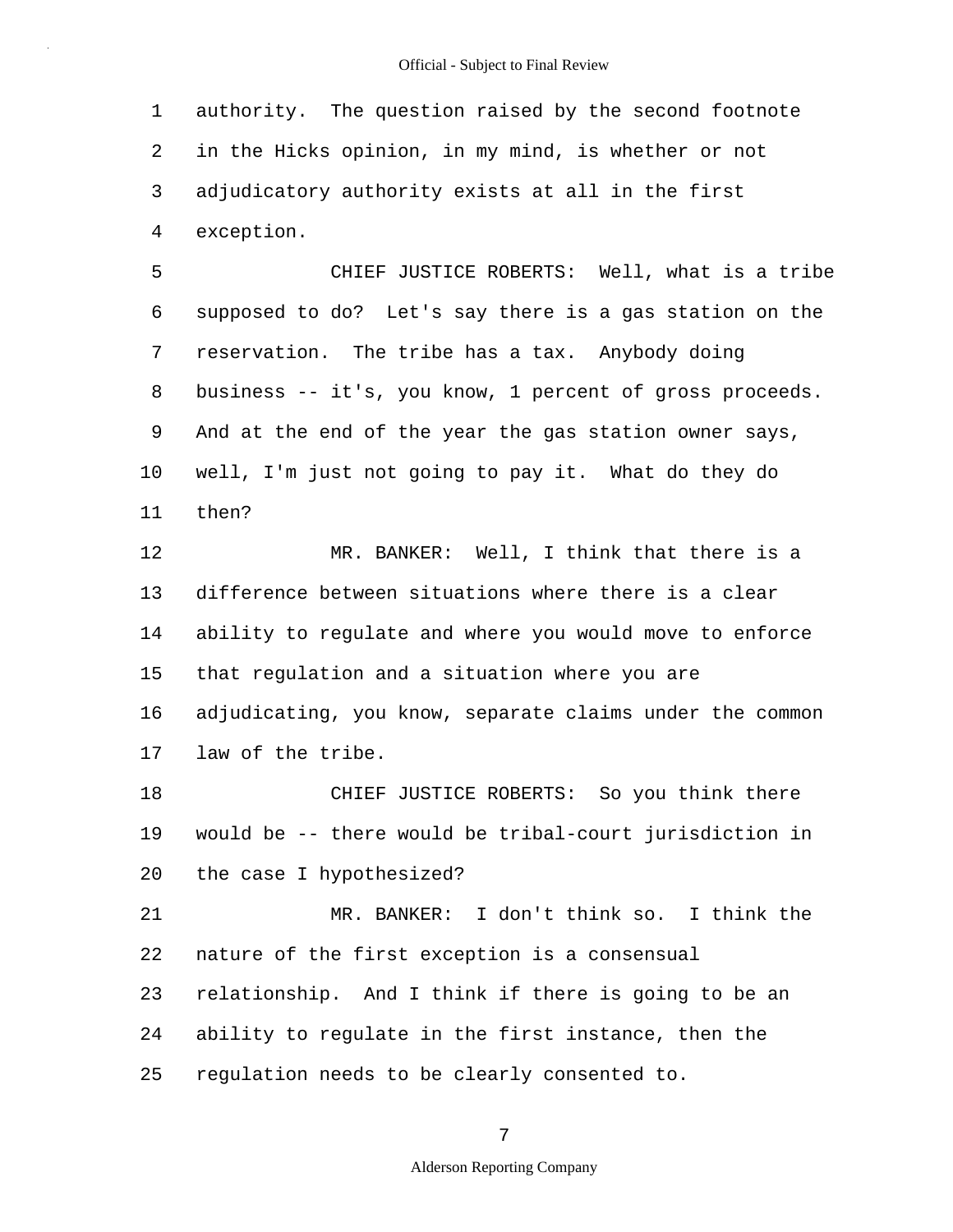authority. The question raised by the second footnote in the Hicks opinion, in my mind, is whether or not adjudicatory authority exists at all in the first exception.

CHIEF JUSTICE ROBERTS: Well, what is a tribe supposed to do? Let's say there is a gas station on the reservation. The tribe has a tax. Anybody doing business -- it's, you know, 1 percent of gross proceeds. And at the end of the year the gas station owner says, well, I'm just not going to pay it. What do they do then?

MR. BANKER: Well, I think that there is a difference between situations where there is a clear ability to regulate and where you would move to enforce that regulation and a situation where you are adjudicating, you know, separate claims under the common law of the tribe.

CHIEF JUSTICE ROBERTS: So you think there would be -- there would be tribal-court jurisdiction in the case I hypothesized?

MR. BANKER: I don't think so. I think the nature of the first exception is a consensual relationship. And I think if there is going to be an ability to regulate in the first instance, then the regulation needs to be clearly consented to.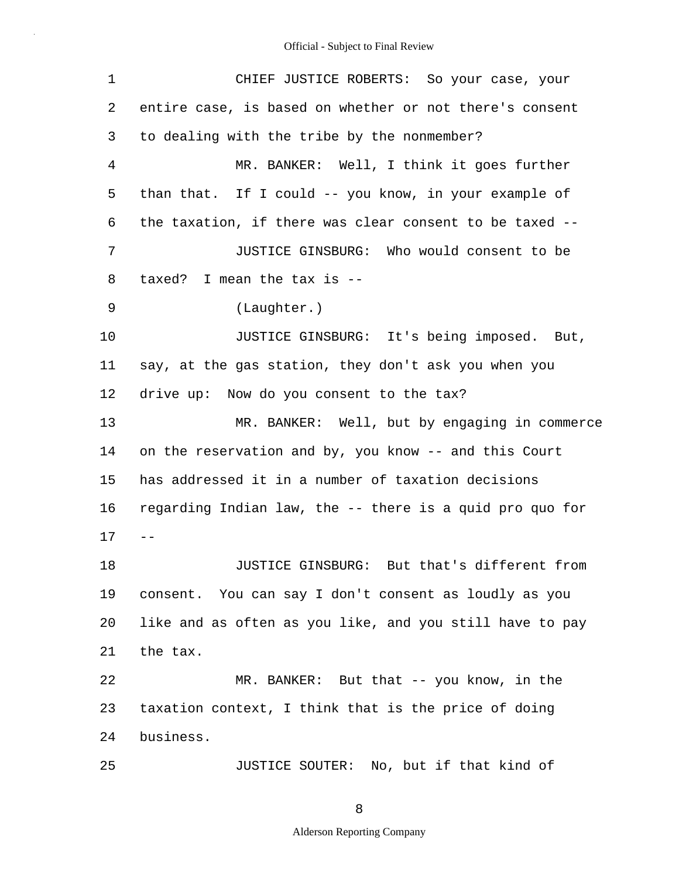CHIEF JUSTICE ROBERTS: So your case, your entire case, is based on whether or not there's consent to dealing with the tribe by the nonmember?

MR. BANKER: Well, I think it goes further than that. If I could -- you know, in your example of the taxation, if there was clear consent to be taxed --

JUSTICE GINSBURG: Who would consent to be taxed? I mean the tax is --

(Laughter.)

JUSTICE GINSBURG: It's being imposed. But, say, at the gas station, they don't ask you when you drive up: Now do you consent to the tax?

MR. BANKER: Well, but by engaging in commerce on the reservation and by, you know -- and this Court has addressed it in a number of taxation decisions regarding Indian law, the -- there is a quid pro quo for --

JUSTICE GINSBURG: But that's different from consent. You can say I don't consent as loudly as you like and as often as you like, and you still have to pay the tax.

MR. BANKER: But that -- you know, in the taxation context, I think that is the price of doing business.

JUSTICE SOUTER: No, but if that kind of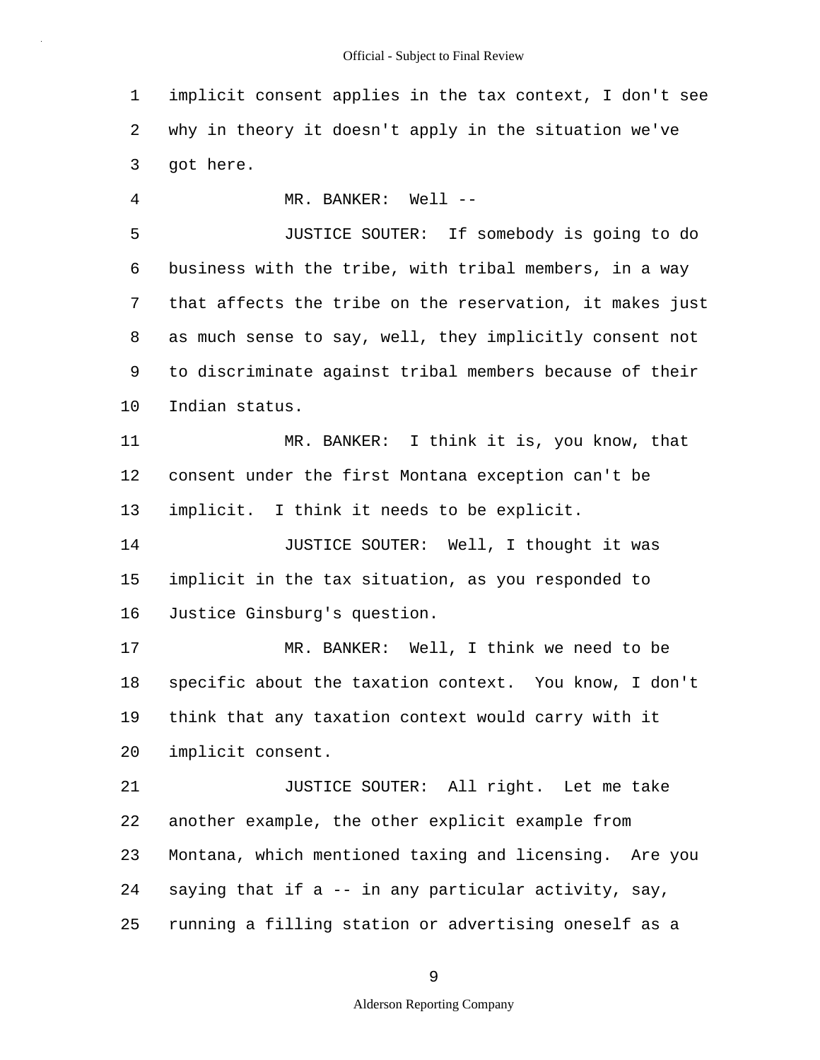1 implicit consent applies in the tax context, I don't see
2 why in theory it doesn't apply in the situation we've
3 got here.

4 MR. BANKER: Well --

5 JUSTICE SOUTER: If somebody is going to do
6 business with the tribe, with tribal members, in a way
7 that affects the tribe on the reservation, it makes just
8 as much sense to say, well, they implicitly consent not
9 to discriminate against tribal members because of their
10 Indian status.

11 MR. BANKER: I think it is, you know, that
12 consent under the first Montana exception can't be
13 implicit. I think it needs to be explicit.

14 JUSTICE SOUTER: Well, I thought it was
15 implicit in the tax situation, as you responded to
16 Justice Ginsburg's question.

17 MR. BANKER: Well, I think we need to be
18 specific about the taxation context. You know, I don't
19 think that any taxation context would carry with it
20 implicit consent.

21 JUSTICE SOUTER: All right. Let me take
22 another example, the other explicit example from
23 Montana, which mentioned taxing and licensing. Are you
24 saying that if a -- in any particular activity, say,
25 running a filling station or advertising oneself as a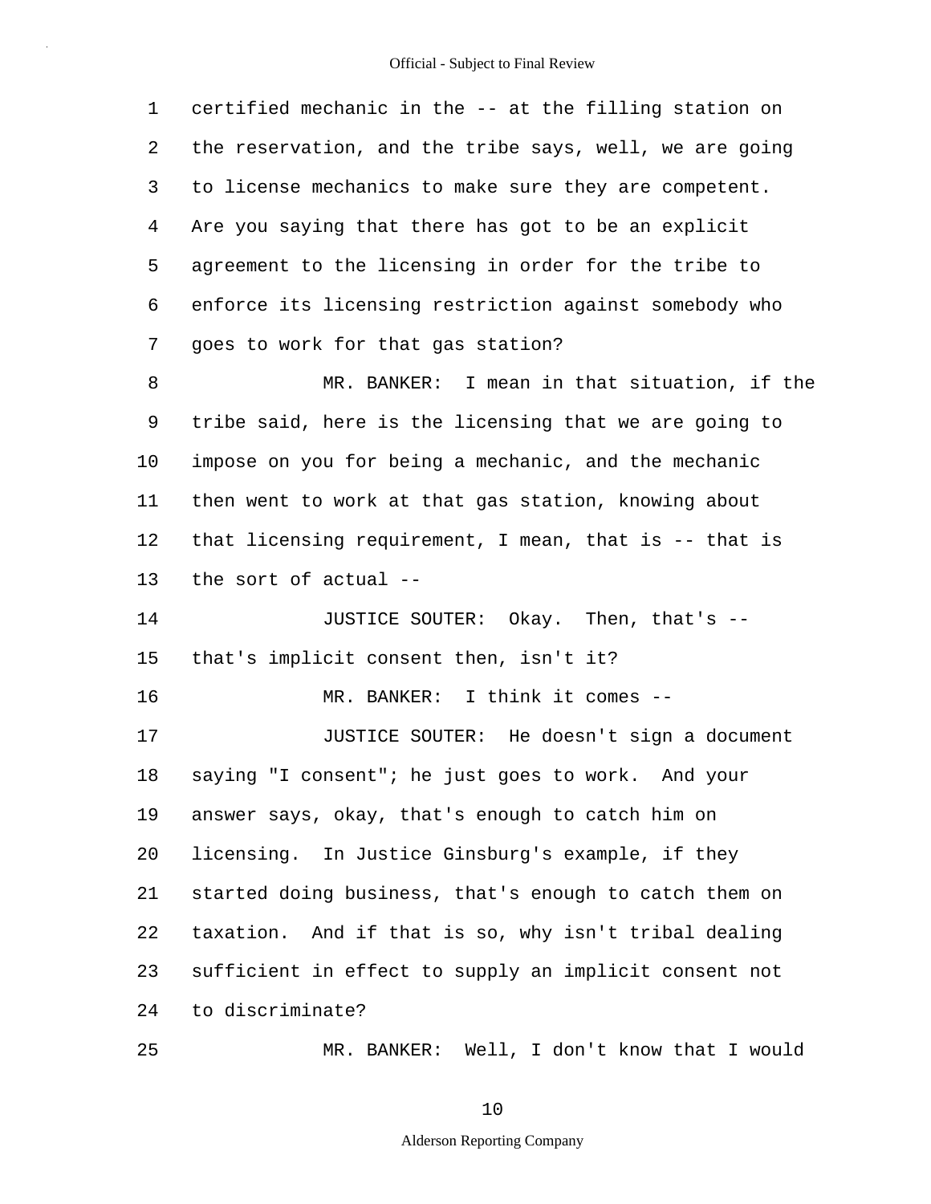certified mechanic in the -- at the filling station on the reservation, and the tribe says, well, we are going to license mechanics to make sure they are competent. Are you saying that there has got to be an explicit agreement to the licensing in order for the tribe to enforce its licensing restriction against somebody who goes to work for that gas station?

MR. BANKER: I mean in that situation, if the tribe said, here is the licensing that we are going to impose on you for being a mechanic, and the mechanic then went to work at that gas station, knowing about that licensing requirement, I mean, that is -- that is the sort of actual --

JUSTICE SOUTER: Okay. Then, that's -- that's implicit consent then, isn't it?

MR. BANKER: I think it comes --

JUSTICE SOUTER: He doesn't sign a document saying "I consent"; he just goes to work. And your answer says, okay, that's enough to catch him on licensing. In Justice Ginsburg's example, if they started doing business, that's enough to catch them on taxation. And if that is so, why isn't tribal dealing sufficient in effect to supply an implicit consent not to discriminate?

MR. BANKER: Well, I don't know that I would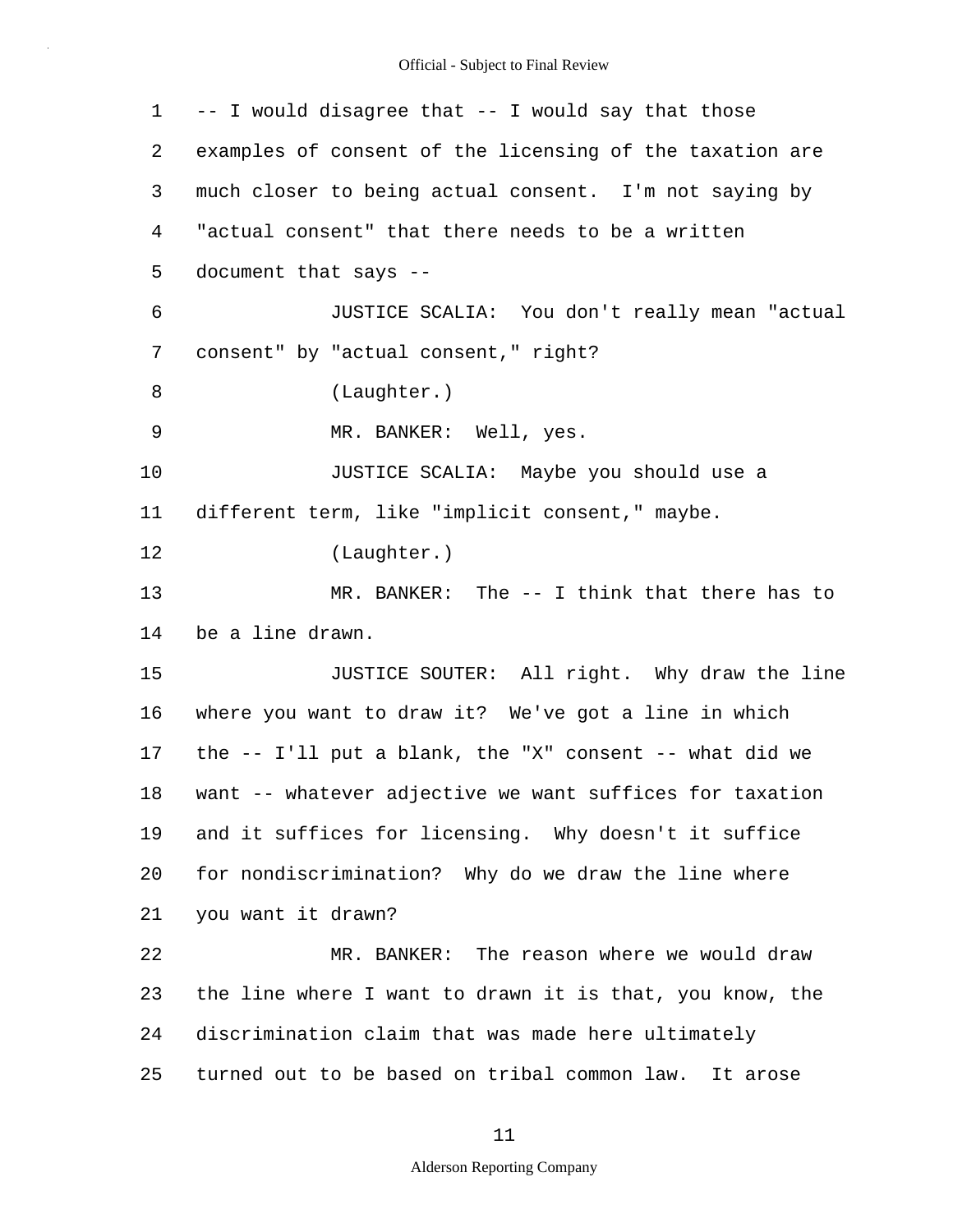-- I would disagree that -- I would say that those examples of consent of the licensing of the taxation are much closer to being actual consent. I'm not saying by "actual consent" that there needs to be a written document that says --

JUSTICE SCALIA: You don't really mean "actual consent" by "actual consent," right?

(Laughter.)

MR. BANKER: Well, yes.

JUSTICE SCALIA: Maybe you should use a different term, like "implicit consent," maybe.

(Laughter.)

MR. BANKER: The -- I think that there has to be a line drawn.

JUSTICE SOUTER: All right. Why draw the line where you want to draw it? We've got a line in which the -- I'll put a blank, the "X" consent -- what did we want -- whatever adjective we want suffices for taxation and it suffices for licensing. Why doesn't it suffice for nondiscrimination? Why do we draw the line where you want it drawn?

MR. BANKER: The reason where we would draw the line where I want to drawn it is that, you know, the discrimination claim that was made here ultimately turned out to be based on tribal common law. It arose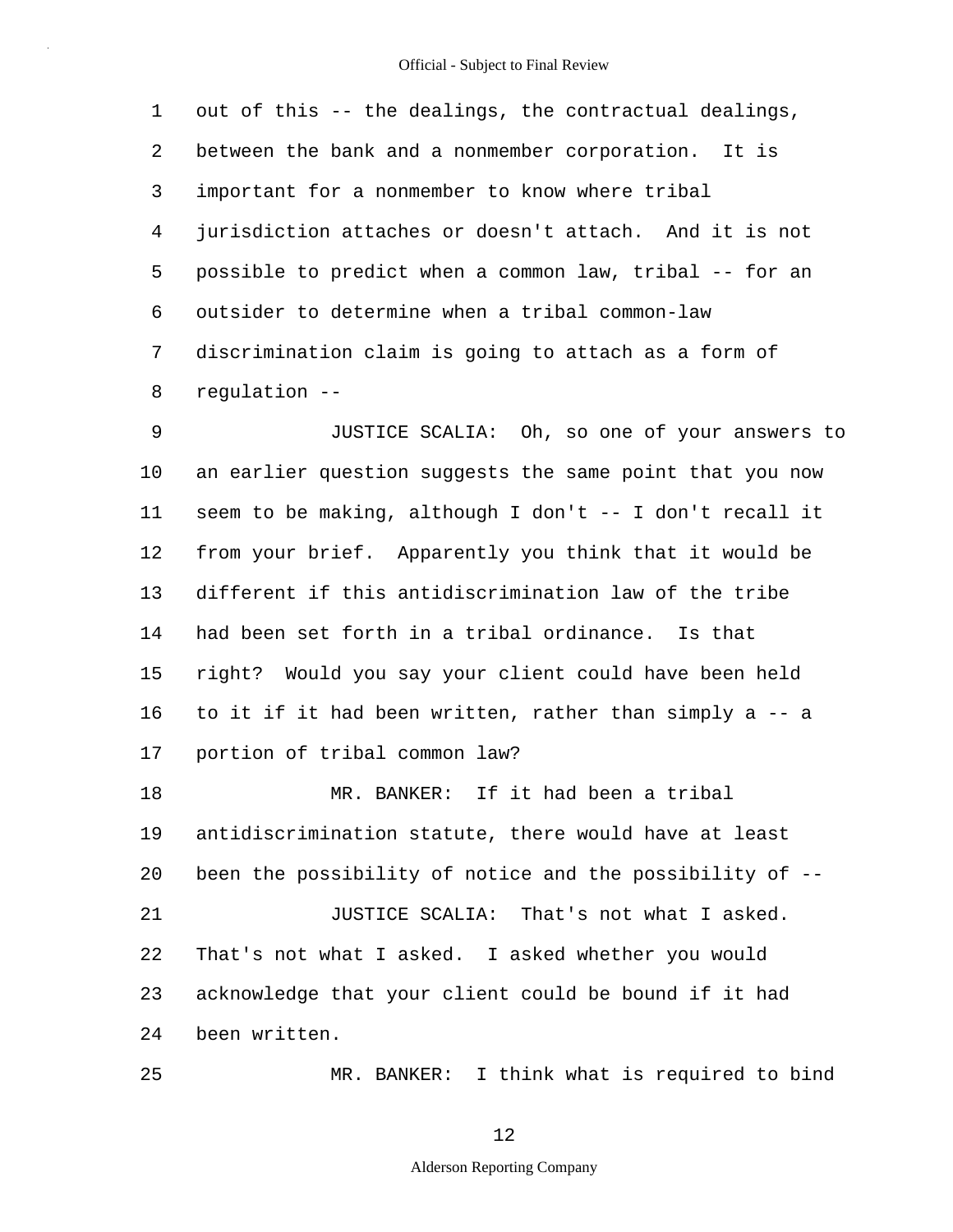out of this -- the dealings, the contractual dealings, between the bank and a nonmember corporation. It is important for a nonmember to know where tribal jurisdiction attaches or doesn't attach. And it is not possible to predict when a common law, tribal -- for an outsider to determine when a tribal common-law discrimination claim is going to attach as a form of regulation --

JUSTICE SCALIA: Oh, so one of your answers to an earlier question suggests the same point that you now seem to be making, although I don't -- I don't recall it from your brief. Apparently you think that it would be different if this antidiscrimination law of the tribe had been set forth in a tribal ordinance. Is that right? Would you say your client could have been held to it if it had been written, rather than simply a -- a portion of tribal common law?

MR. BANKER: If it had been a tribal antidiscrimination statute, there would have at least been the possibility of notice and the possibility of --

JUSTICE SCALIA: That's not what I asked. That's not what I asked. I asked whether you would acknowledge that your client could be bound if it had been written.

MR. BANKER: I think what is required to bind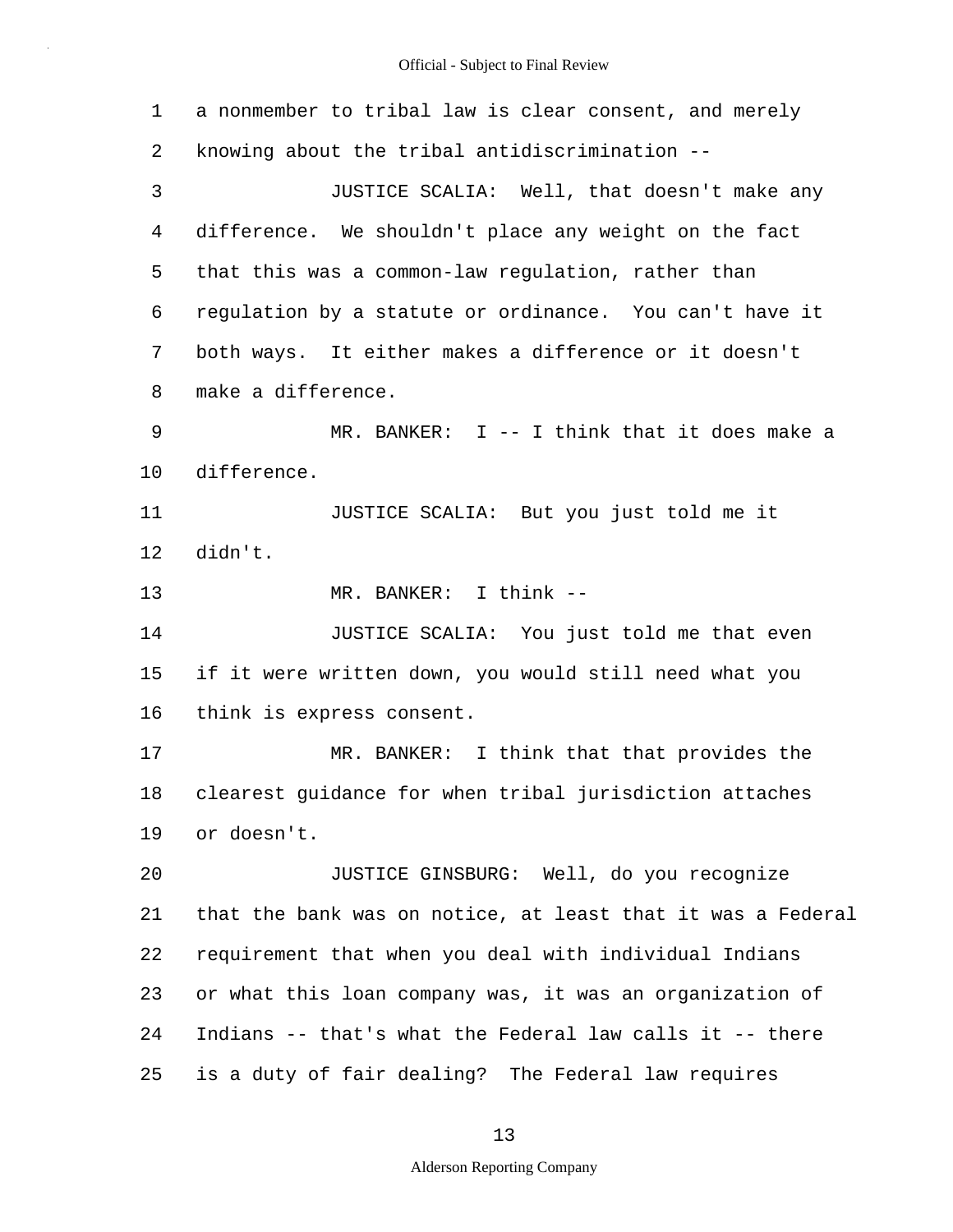a nonmember to tribal law is clear consent, and merely knowing about the tribal antidiscrimination --

JUSTICE SCALIA: Well, that doesn't make any difference. We shouldn't place any weight on the fact that this was a common-law regulation, rather than regulation by a statute or ordinance. You can't have it both ways. It either makes a difference or it doesn't make a difference.

MR. BANKER: I -- I think that it does make a difference.

JUSTICE SCALIA: But you just told me it didn't.

MR. BANKER: I think --

JUSTICE SCALIA: You just told me that even if it were written down, you would still need what you think is express consent.

MR. BANKER: I think that that provides the clearest guidance for when tribal jurisdiction attaches or doesn't.

JUSTICE GINSBURG: Well, do you recognize that the bank was on notice, at least that it was a Federal requirement that when you deal with individual Indians or what this loan company was, it was an organization of Indians -- that's what the Federal law calls it -- there is a duty of fair dealing? The Federal law requires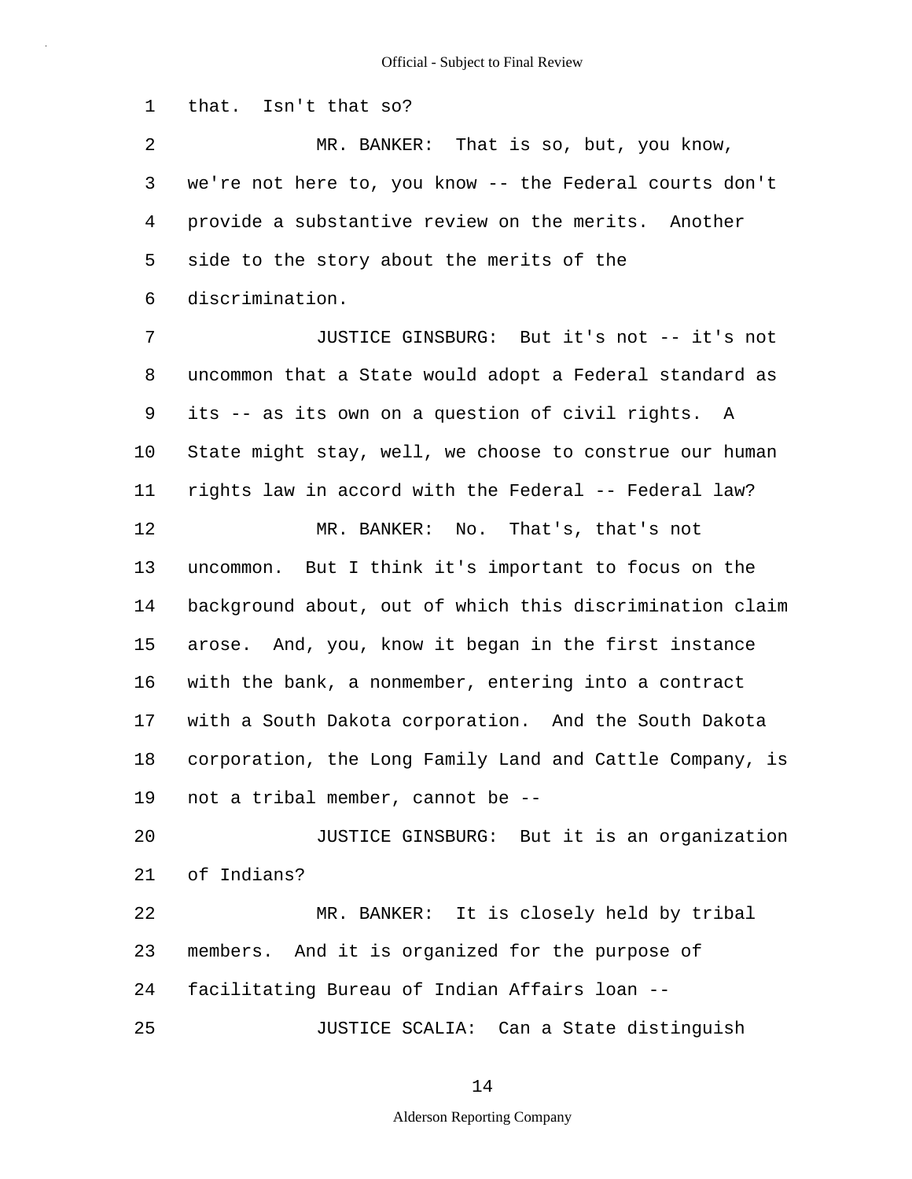that. Isn't that so?

MR. BANKER: That is so, but, you know, we're not here to, you know -- the Federal courts don't provide a substantive review on the merits. Another side to the story about the merits of the discrimination.

JUSTICE GINSBURG: But it's not -- it's not uncommon that a State would adopt a Federal standard as its -- as its own on a question of civil rights. A State might stay, well, we choose to construe our human rights law in accord with the Federal -- Federal law?

MR. BANKER: No. That's, that's not uncommon. But I think it's important to focus on the background about, out of which this discrimination claim arose. And, you, know it began in the first instance with the bank, a nonmember, entering into a contract with a South Dakota corporation. And the South Dakota corporation, the Long Family Land and Cattle Company, is not a tribal member, cannot be --

JUSTICE GINSBURG: But it is an organization of Indians?

MR. BANKER: It is closely held by tribal members. And it is organized for the purpose of facilitating Bureau of Indian Affairs loan --

JUSTICE SCALIA: Can a State distinguish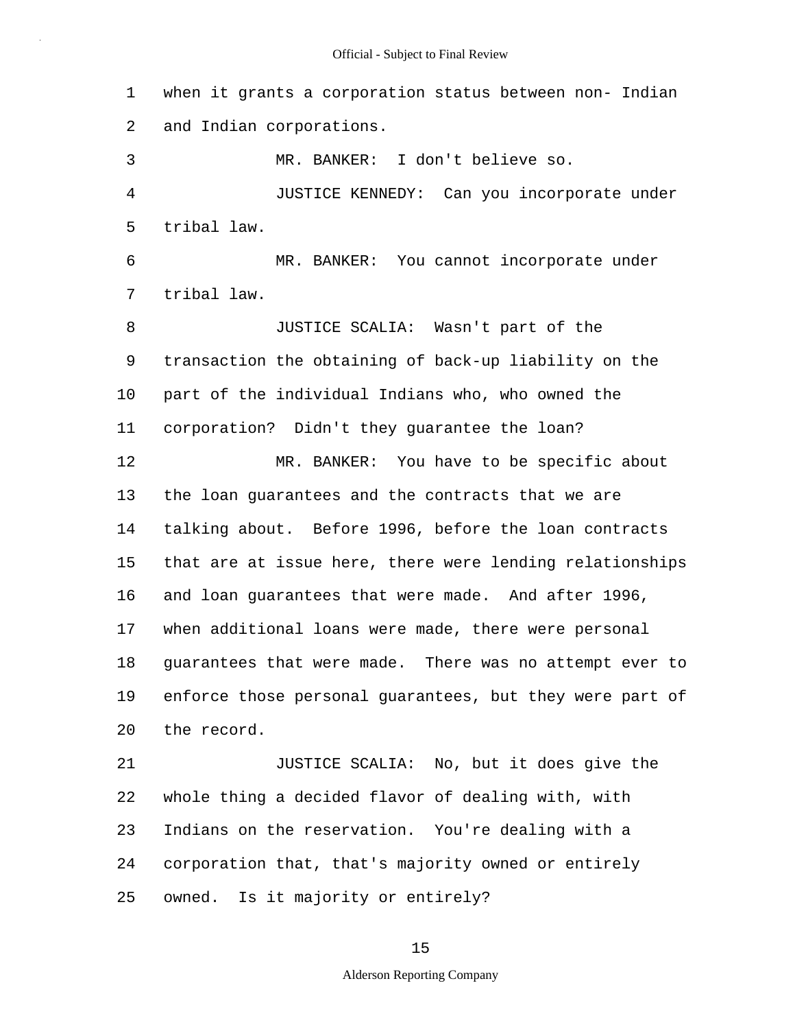1 when it grants a corporation status between non- Indian
2 and Indian corporations.

3 MR. BANKER: I don't believe so.

4 JUSTICE KENNEDY: Can you incorporate under
5 tribal law.

6 MR. BANKER: You cannot incorporate under
7 tribal law.

8 JUSTICE SCALIA: Wasn't part of the
9 transaction the obtaining of back-up liability on the
10 part of the individual Indians who, who owned the
11 corporation? Didn't they guarantee the loan?

12 MR. BANKER: You have to be specific about
13 the loan guarantees and the contracts that we are
14 talking about. Before 1996, before the loan contracts
15 that are at issue here, there were lending relationships
16 and loan guarantees that were made. And after 1996,
17 when additional loans were made, there were personal
18 guarantees that were made. There was no attempt ever to
19 enforce those personal guarantees, but they were part of
20 the record.

21 JUSTICE SCALIA: No, but it does give the
22 whole thing a decided flavor of dealing with, with
23 Indians on the reservation. You're dealing with a
24 corporation that, that's majority owned or entirely
25 owned. Is it majority or entirely?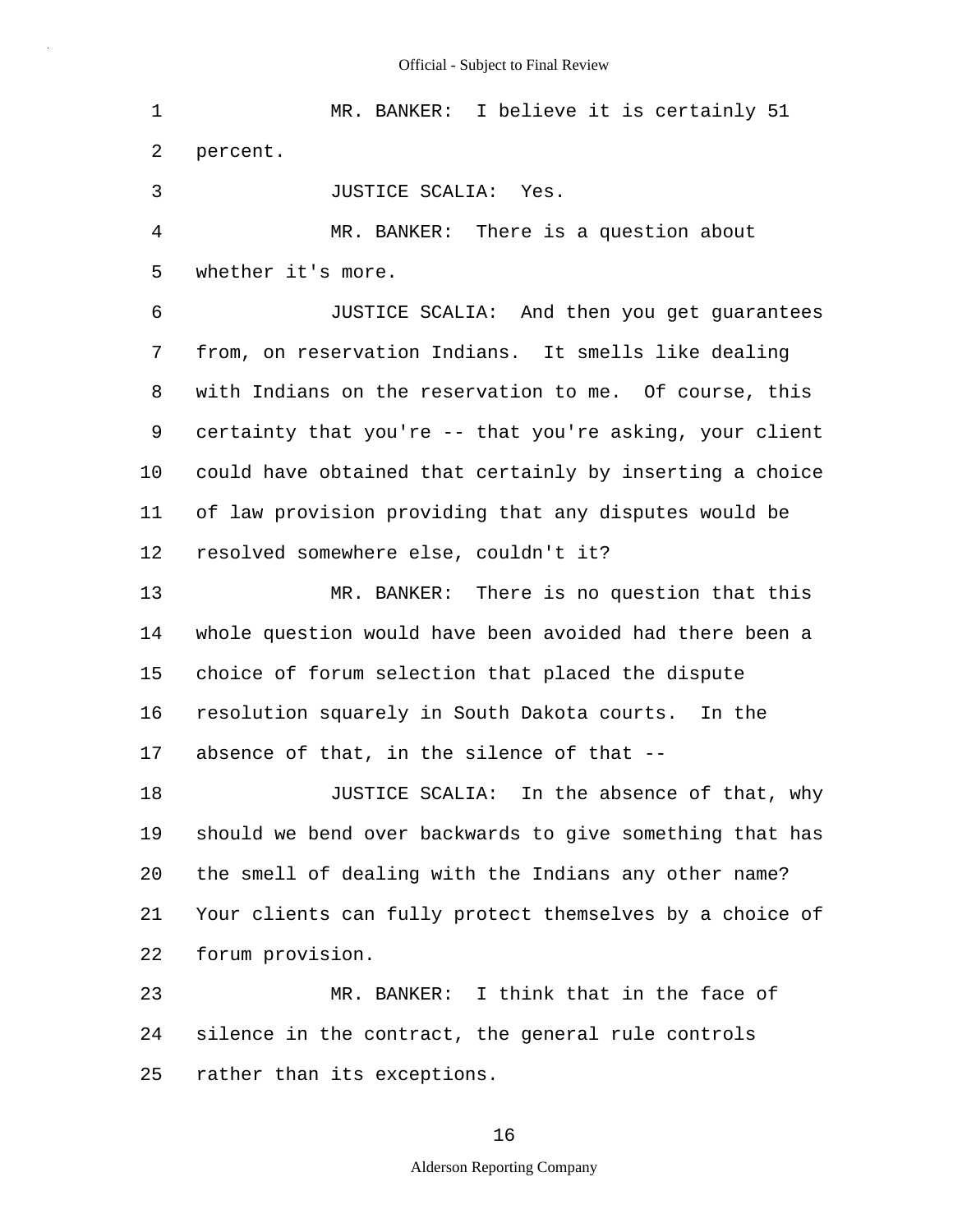MR. BANKER: I believe it is certainly 51 percent.

JUSTICE SCALIA: Yes.

MR. BANKER: There is a question about whether it's more.

JUSTICE SCALIA: And then you get guarantees from, on reservation Indians. It smells like dealing with Indians on the reservation to me. Of course, this certainty that you're -- that you're asking, your client could have obtained that certainly by inserting a choice of law provision providing that any disputes would be resolved somewhere else, couldn't it?

MR. BANKER: There is no question that this whole question would have been avoided had there been a choice of forum selection that placed the dispute resolution squarely in South Dakota courts. In the absence of that, in the silence of that --

JUSTICE SCALIA: In the absence of that, why should we bend over backwards to give something that has the smell of dealing with the Indians any other name? Your clients can fully protect themselves by a choice of forum provision.

MR. BANKER: I think that in the face of silence in the contract, the general rule controls rather than its exceptions.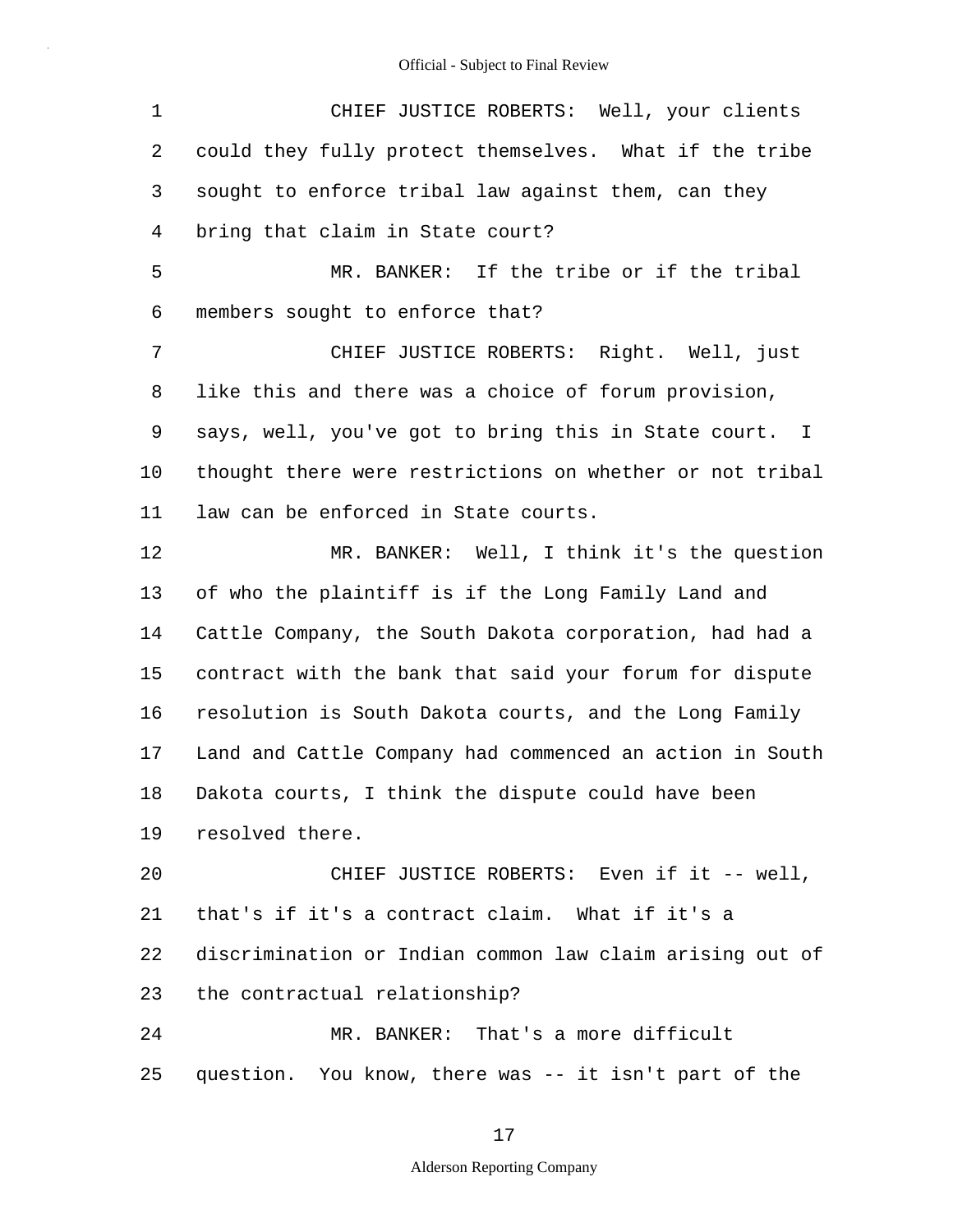CHIEF JUSTICE ROBERTS: Well, your clients could they fully protect themselves. What if the tribe sought to enforce tribal law against them, can they bring that claim in State court?

MR. BANKER: If the tribe or if the tribal members sought to enforce that?

CHIEF JUSTICE ROBERTS: Right. Well, just like this and there was a choice of forum provision, says, well, you've got to bring this in State court. I thought there were restrictions on whether or not tribal law can be enforced in State courts.

MR. BANKER: Well, I think it's the question of who the plaintiff is if the Long Family Land and Cattle Company, the South Dakota corporation, had had a contract with the bank that said your forum for dispute resolution is South Dakota courts, and the Long Family Land and Cattle Company had commenced an action in South Dakota courts, I think the dispute could have been resolved there.

CHIEF JUSTICE ROBERTS: Even if it -- well, that's if it's a contract claim. What if it's a discrimination or Indian common law claim arising out of the contractual relationship?

MR. BANKER: That's a more difficult question. You know, there was -- it isn't part of the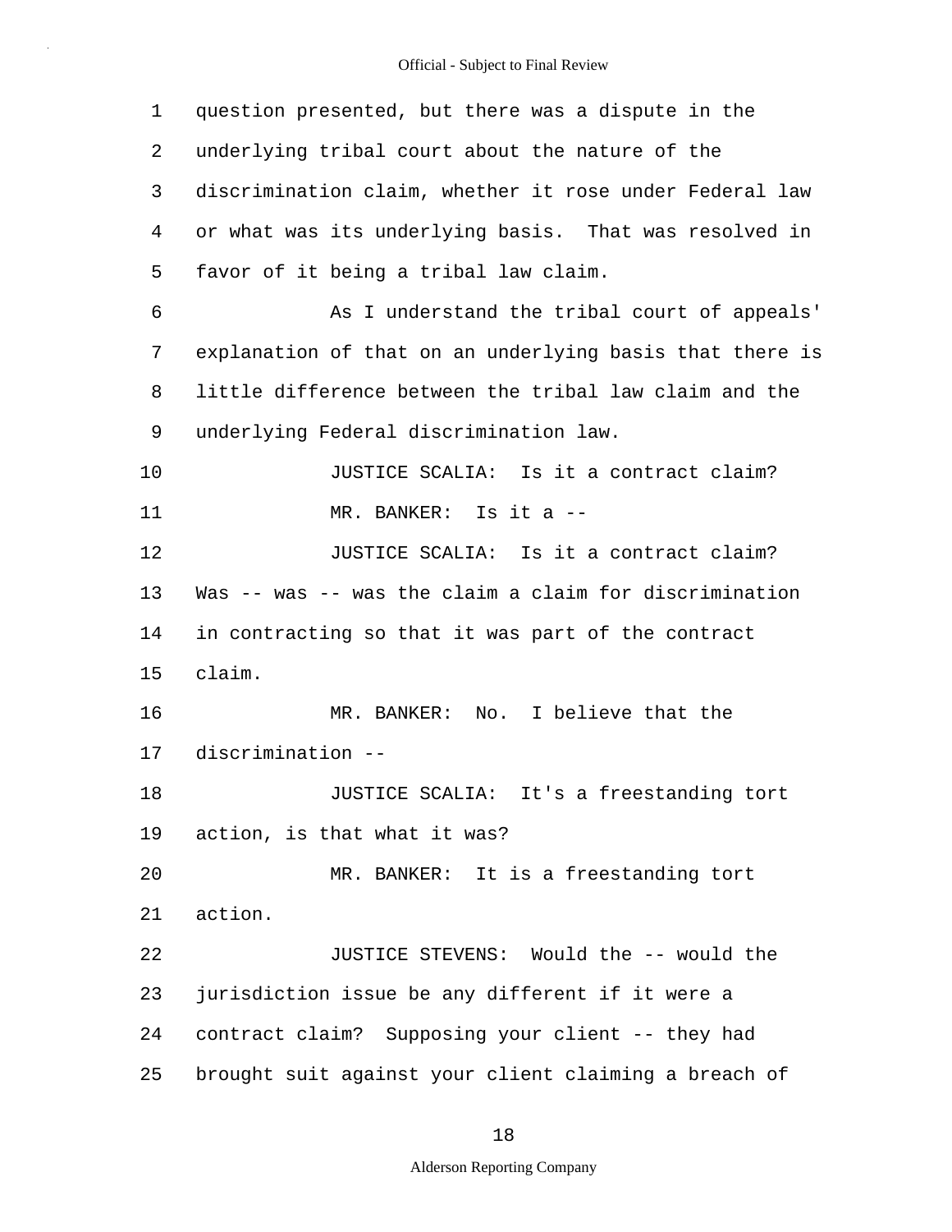question presented, but there was a dispute in the underlying tribal court about the nature of the discrimination claim, whether it rose under Federal law or what was its underlying basis. That was resolved in favor of it being a tribal law claim.

As I understand the tribal court of appeals' explanation of that on an underlying basis that there is little difference between the tribal law claim and the underlying Federal discrimination law.

JUSTICE SCALIA: Is it a contract claim?

MR. BANKER: Is it a --

JUSTICE SCALIA: Is it a contract claim? Was -- was -- was the claim a claim for discrimination in contracting so that it was part of the contract claim.

MR. BANKER: No. I believe that the discrimination --

JUSTICE SCALIA: It's a freestanding tort action, is that what it was?

MR. BANKER: It is a freestanding tort action.

JUSTICE STEVENS: Would the -- would the jurisdiction issue be any different if it were a contract claim? Supposing your client -- they had brought suit against your client claiming a breach of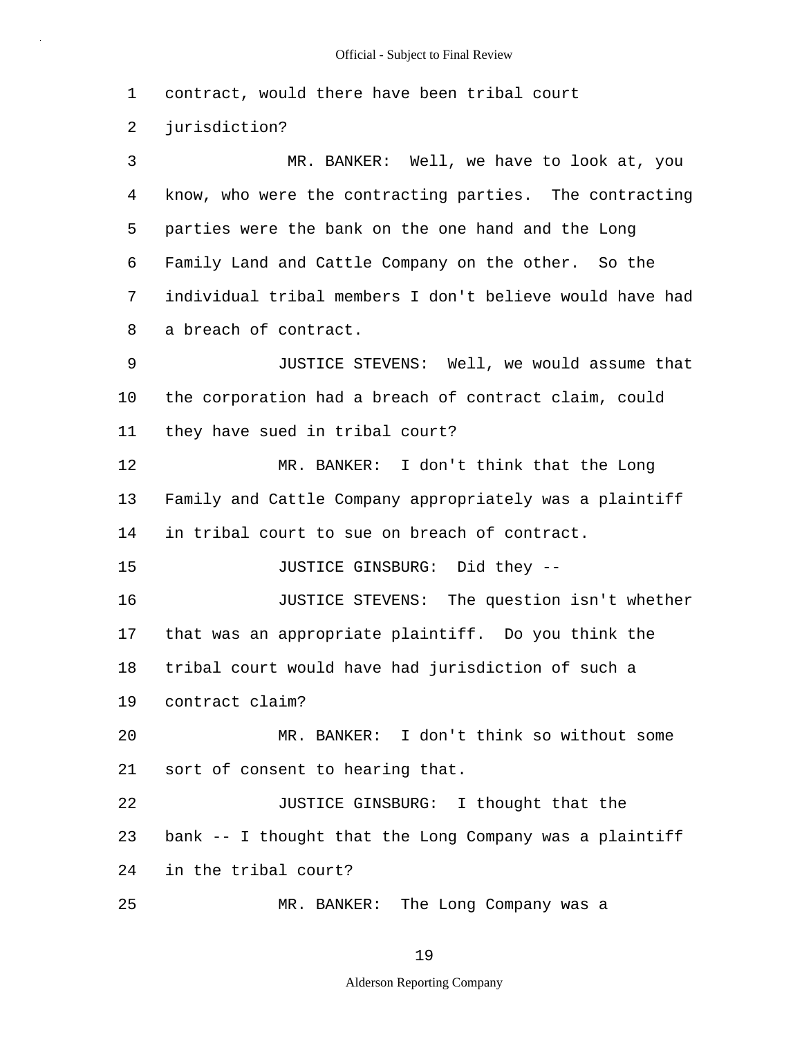1 contract, would there have been tribal court
2 jurisdiction?
3 MR. BANKER: Well, we have to look at, you
4 know, who were the contracting parties. The contracting
5 parties were the bank on the one hand and the Long
6 Family Land and Cattle Company on the other. So the
7 individual tribal members I don't believe would have had
8 a breach of contract.
9 JUSTICE STEVENS: Well, we would assume that
10 the corporation had a breach of contract claim, could
11 they have sued in tribal court?
12 MR. BANKER: I don't think that the Long
13 Family and Cattle Company appropriately was a plaintiff
14 in tribal court to sue on breach of contract.
15 JUSTICE GINSBURG: Did they --
16 JUSTICE STEVENS: The question isn't whether
17 that was an appropriate plaintiff. Do you think the
18 tribal court would have had jurisdiction of such a
19 contract claim?
20 MR. BANKER: I don't think so without some
21 sort of consent to hearing that.
22 JUSTICE GINSBURG: I thought that the
23 bank -- I thought that the Long Company was a plaintiff
24 in the tribal court?
25 MR. BANKER: The Long Company was a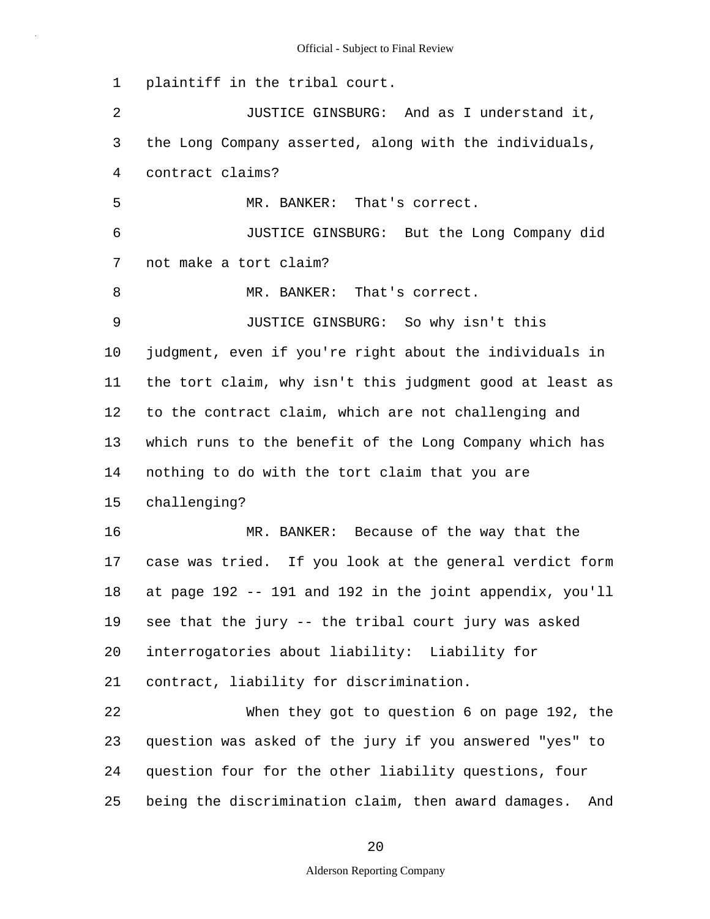plaintiff in the tribal court.

JUSTICE GINSBURG: And as I understand it, the Long Company asserted, along with the individuals, contract claims?

MR. BANKER: That's correct.

JUSTICE GINSBURG: But the Long Company did not make a tort claim?

MR. BANKER: That's correct.

JUSTICE GINSBURG: So why isn't this judgment, even if you're right about the individuals in the tort claim, why isn't this judgment good at least as to the contract claim, which are not challenging and which runs to the benefit of the Long Company which has nothing to do with the tort claim that you are challenging?

MR. BANKER: Because of the way that the case was tried. If you look at the general verdict form at page 192 -- 191 and 192 in the joint appendix, you'll see that the jury -- the tribal court jury was asked interrogatories about liability: Liability for contract, liability for discrimination.

When they got to question 6 on page 192, the question was asked of the jury if you answered "yes" to question four for the other liability questions, four being the discrimination claim, then award damages. And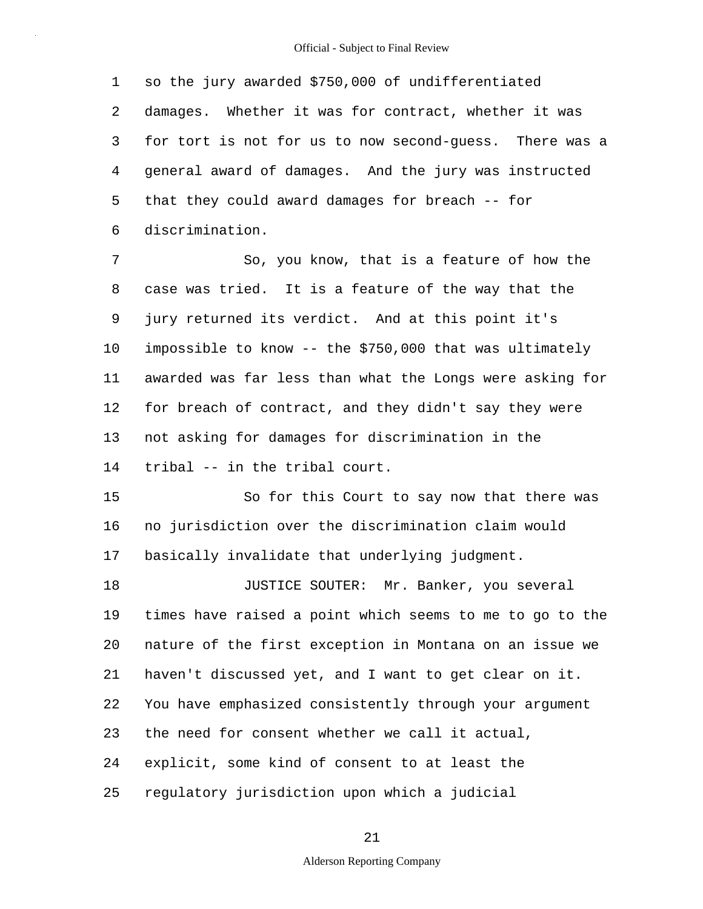so the jury awarded $750,000 of undifferentiated damages. Whether it was for contract, whether it was for tort is not for us to now second-guess. There was a general award of damages. And the jury was instructed that they could award damages for breach -- for discrimination.

So, you know, that is a feature of how the case was tried. It is a feature of the way that the jury returned its verdict. And at this point it's impossible to know -- the $750,000 that was ultimately awarded was far less than what the Longs were asking for for breach of contract, and they didn't say they were not asking for damages for discrimination in the tribal -- in the tribal court.

So for this Court to say now that there was no jurisdiction over the discrimination claim would basically invalidate that underlying judgment.

JUSTICE SOUTER: Mr. Banker, you several times have raised a point which seems to me to go to the nature of the first exception in Montana on an issue we haven't discussed yet, and I want to get clear on it. You have emphasized consistently through your argument the need for consent whether we call it actual, explicit, some kind of consent to at least the regulatory jurisdiction upon which a judicial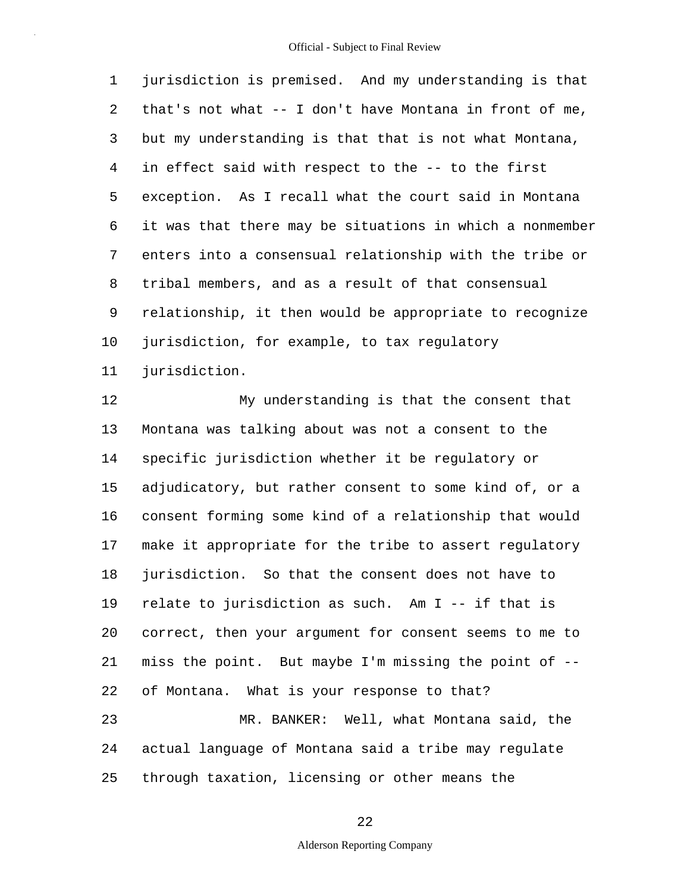jurisdiction is premised. And my understanding is that that's not what -- I don't have Montana in front of me, but my understanding is that that is not what Montana, in effect said with respect to the -- to the first exception. As I recall what the court said in Montana it was that there may be situations in which a nonmember enters into a consensual relationship with the tribe or tribal members, and as a result of that consensual relationship, it then would be appropriate to recognize jurisdiction, for example, to tax regulatory jurisdiction.

My understanding is that the consent that Montana was talking about was not a consent to the specific jurisdiction whether it be regulatory or adjudicatory, but rather consent to some kind of, or a consent forming some kind of a relationship that would make it appropriate for the tribe to assert regulatory jurisdiction. So that the consent does not have to relate to jurisdiction as such. Am I -- if that is correct, then your argument for consent seems to me to miss the point. But maybe I'm missing the point of -- of Montana. What is your response to that?

MR. BANKER: Well, what Montana said, the actual language of Montana said a tribe may regulate through taxation, licensing or other means the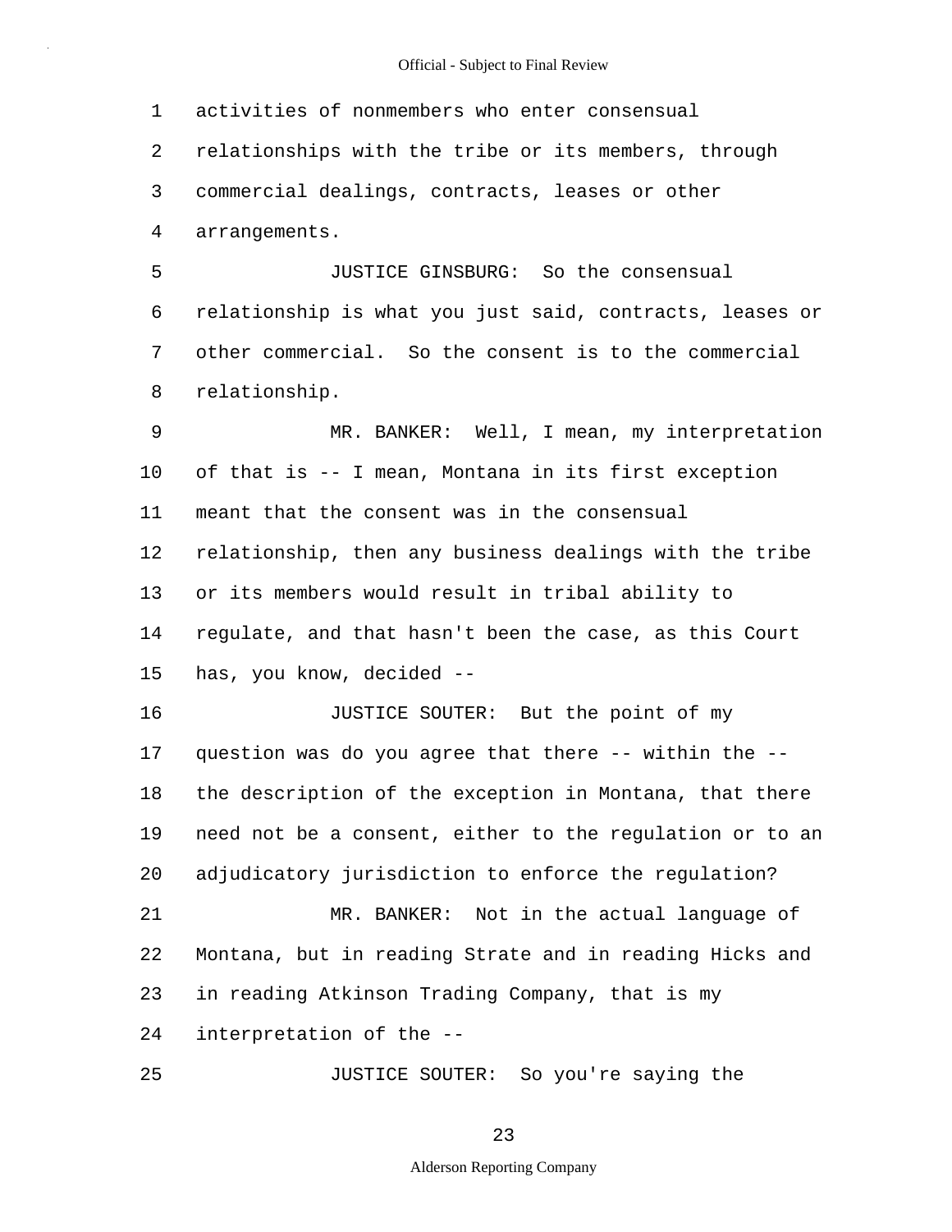activities of nonmembers who enter consensual relationships with the tribe or its members, through commercial dealings, contracts, leases or other arrangements.

JUSTICE GINSBURG: So the consensual relationship is what you just said, contracts, leases or other commercial. So the consent is to the commercial relationship.

MR. BANKER: Well, I mean, my interpretation of that is -- I mean, Montana in its first exception meant that the consent was in the consensual relationship, then any business dealings with the tribe or its members would result in tribal ability to regulate, and that hasn't been the case, as this Court has, you know, decided --

JUSTICE SOUTER: But the point of my question was do you agree that there -- within the -- the description of the exception in Montana, that there need not be a consent, either to the regulation or to an adjudicatory jurisdiction to enforce the regulation?

MR. BANKER: Not in the actual language of Montana, but in reading Strate and in reading Hicks and in reading Atkinson Trading Company, that is my interpretation of the --

JUSTICE SOUTER: So you're saying the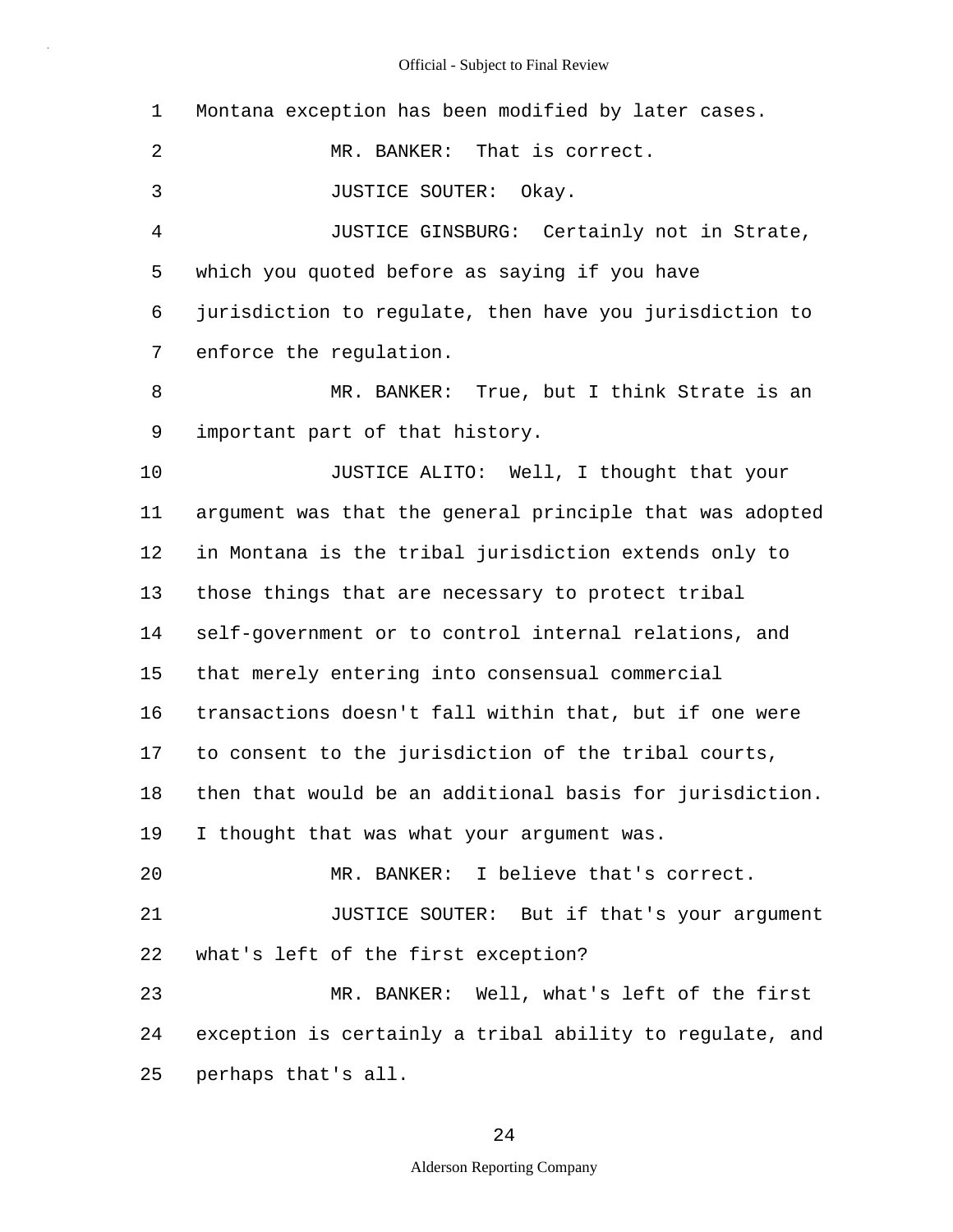Montana exception has been modified by later cases.

MR. BANKER: That is correct.

JUSTICE SOUTER: Okay.

JUSTICE GINSBURG: Certainly not in Strate, which you quoted before as saying if you have jurisdiction to regulate, then have you jurisdiction to enforce the regulation.

MR. BANKER: True, but I think Strate is an important part of that history.

JUSTICE ALITO: Well, I thought that your argument was that the general principle that was adopted in Montana is the tribal jurisdiction extends only to those things that are necessary to protect tribal self-government or to control internal relations, and that merely entering into consensual commercial transactions doesn't fall within that, but if one were to consent to the jurisdiction of the tribal courts, then that would be an additional basis for jurisdiction. I thought that was what your argument was.

MR. BANKER: I believe that's correct.

JUSTICE SOUTER: But if that's your argument what's left of the first exception?

MR. BANKER: Well, what's left of the first exception is certainly a tribal ability to regulate, and perhaps that's all.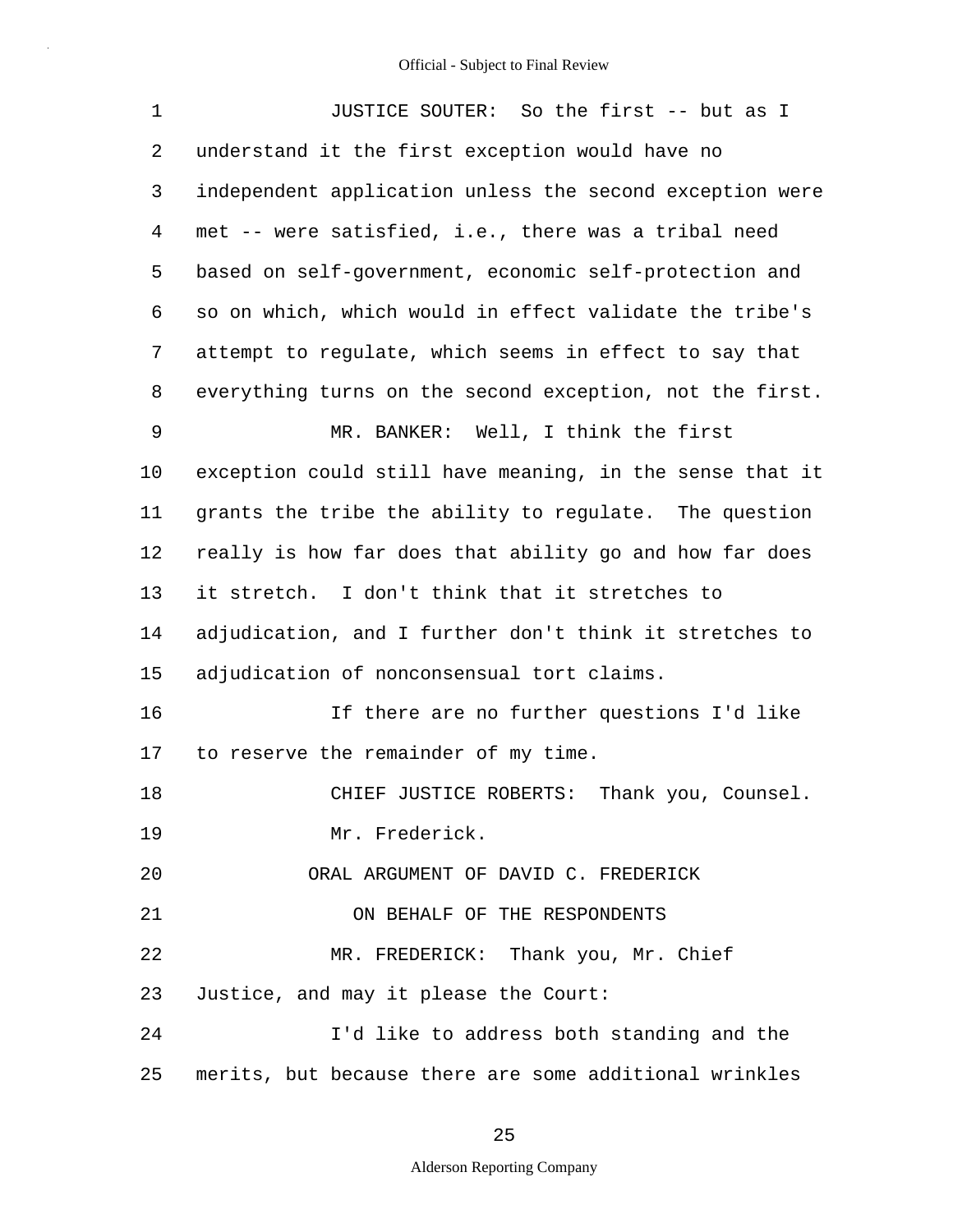JUSTICE SOUTER: So the first -- but as I understand it the first exception would have no independent application unless the second exception were met -- were satisfied, i.e., there was a tribal need based on self-government, economic self-protection and so on which, which would in effect validate the tribe's attempt to regulate, which seems in effect to say that everything turns on the second exception, not the first.

MR. BANKER: Well, I think the first exception could still have meaning, in the sense that it grants the tribe the ability to regulate. The question really is how far does that ability go and how far does it stretch. I don't think that it stretches to adjudication, and I further don't think it stretches to adjudication of nonconsensual tort claims.

If there are no further questions I'd like to reserve the remainder of my time.

CHIEF JUSTICE ROBERTS: Thank you, Counsel.

Mr. Frederick.

ORAL ARGUMENT OF DAVID C. FREDERICK

ON BEHALF OF THE RESPONDENTS

MR. FREDERICK: Thank you, Mr. Chief Justice, and may it please the Court:

I'd like to address both standing and the merits, but because there are some additional wrinkles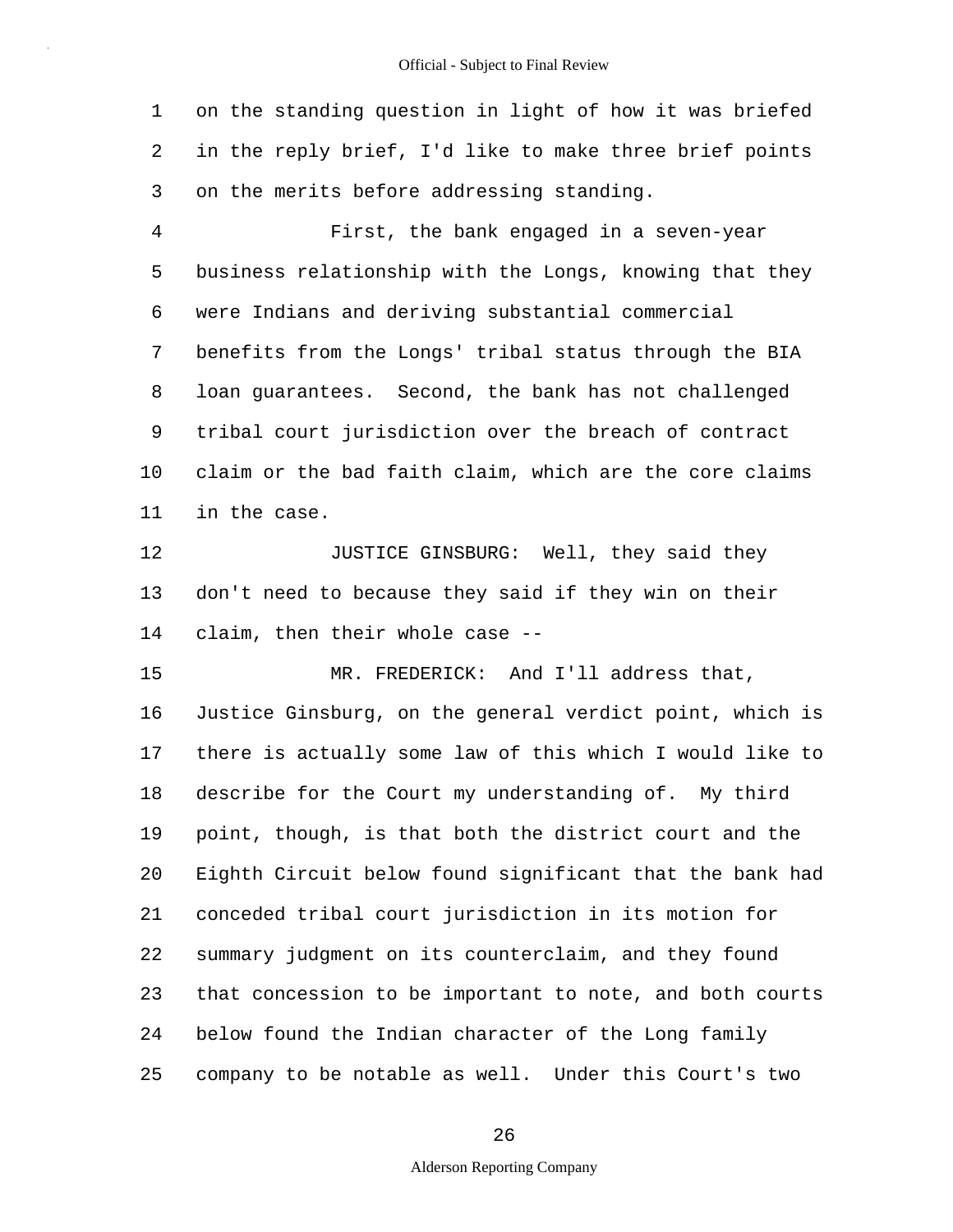1 on the standing question in light of how it was briefed
2 in the reply brief, I'd like to make three brief points
3 on the merits before addressing standing.

4 First, the bank engaged in a seven-year
5 business relationship with the Longs, knowing that they
6 were Indians and deriving substantial commercial
7 benefits from the Longs' tribal status through the BIA
8 loan guarantees. Second, the bank has not challenged
9 tribal court jurisdiction over the breach of contract
10 claim or the bad faith claim, which are the core claims
11 in the case.

12 JUSTICE GINSBURG: Well, they said they
13 don't need to because they said if they win on their
14 claim, then their whole case --

15 MR. FREDERICK: And I'll address that,
16 Justice Ginsburg, on the general verdict point, which is
17 there is actually some law of this which I would like to
18 describe for the Court my understanding of. My third
19 point, though, is that both the district court and the
20 Eighth Circuit below found significant that the bank had
21 conceded tribal court jurisdiction in its motion for
22 summary judgment on its counterclaim, and they found
23 that concession to be important to note, and both courts
24 below found the Indian character of the Long family
25 company to be notable as well. Under this Court's two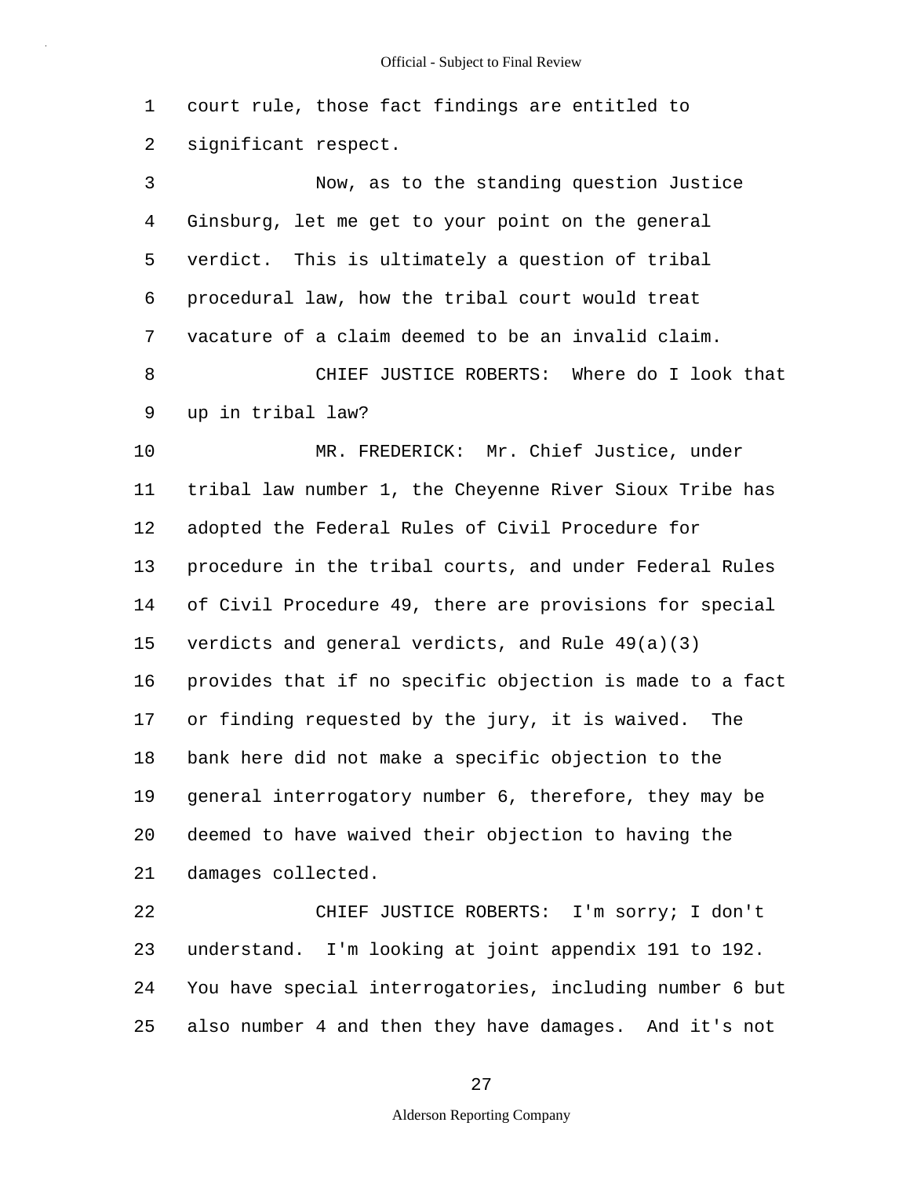court rule, those fact findings are entitled to significant respect.

Now, as to the standing question Justice Ginsburg, let me get to your point on the general verdict. This is ultimately a question of tribal procedural law, how the tribal court would treat vacature of a claim deemed to be an invalid claim.

CHIEF JUSTICE ROBERTS: Where do I look that up in tribal law?

MR. FREDERICK: Mr. Chief Justice, under tribal law number 1, the Cheyenne River Sioux Tribe has adopted the Federal Rules of Civil Procedure for procedure in the tribal courts, and under Federal Rules of Civil Procedure 49, there are provisions for special verdicts and general verdicts, and Rule 49(a)(3) provides that if no specific objection is made to a fact or finding requested by the jury, it is waived. The bank here did not make a specific objection to the general interrogatory number 6, therefore, they may be deemed to have waived their objection to having the damages collected.

CHIEF JUSTICE ROBERTS: I'm sorry; I don't understand. I'm looking at joint appendix 191 to 192. You have special interrogatories, including number 6 but also number 4 and then they have damages. And it's not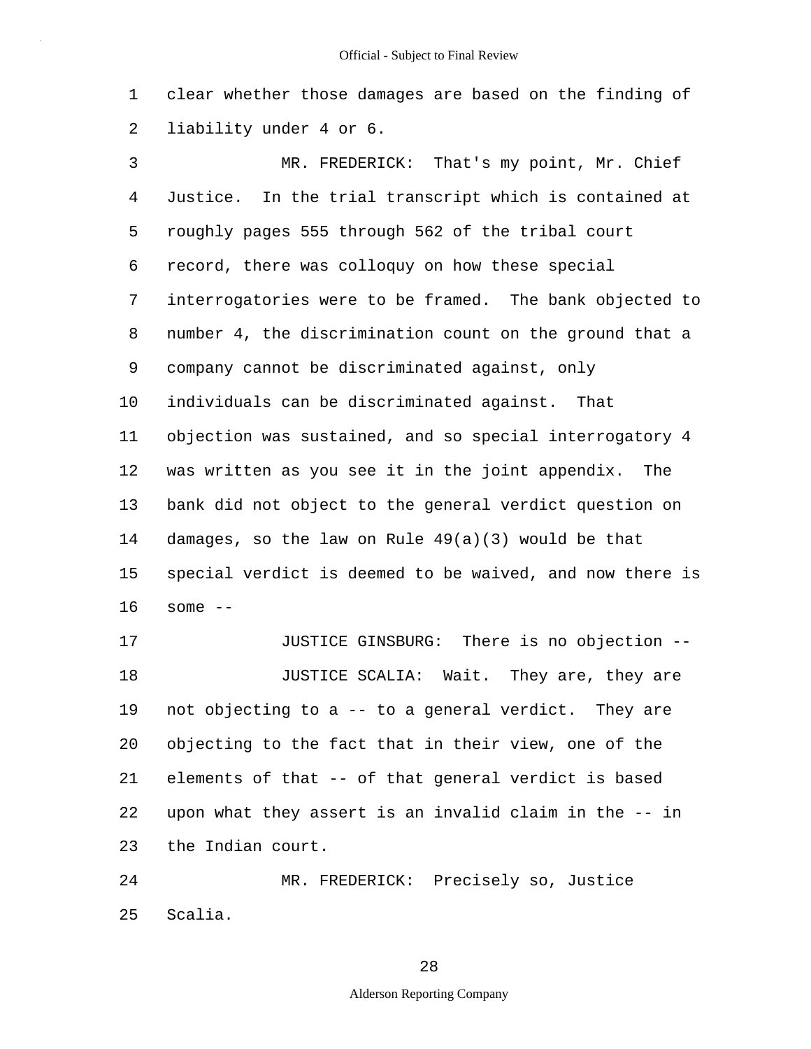clear whether those damages are based on the finding of liability under 4 or 6.

MR. FREDERICK: That's my point, Mr. Chief Justice. In the trial transcript which is contained at roughly pages 555 through 562 of the tribal court record, there was colloquy on how these special interrogatories were to be framed. The bank objected to number 4, the discrimination count on the ground that a company cannot be discriminated against, only individuals can be discriminated against. That objection was sustained, and so special interrogatory 4 was written as you see it in the joint appendix. The bank did not object to the general verdict question on damages, so the law on Rule 49(a)(3) would be that special verdict is deemed to be waived, and now there is some --

JUSTICE GINSBURG: There is no objection --

JUSTICE SCALIA: Wait. They are, they are not objecting to a -- to a general verdict. They are objecting to the fact that in their view, one of the elements of that -- of that general verdict is based upon what they assert is an invalid claim in the -- in the Indian court.

MR. FREDERICK: Precisely so, Justice Scalia.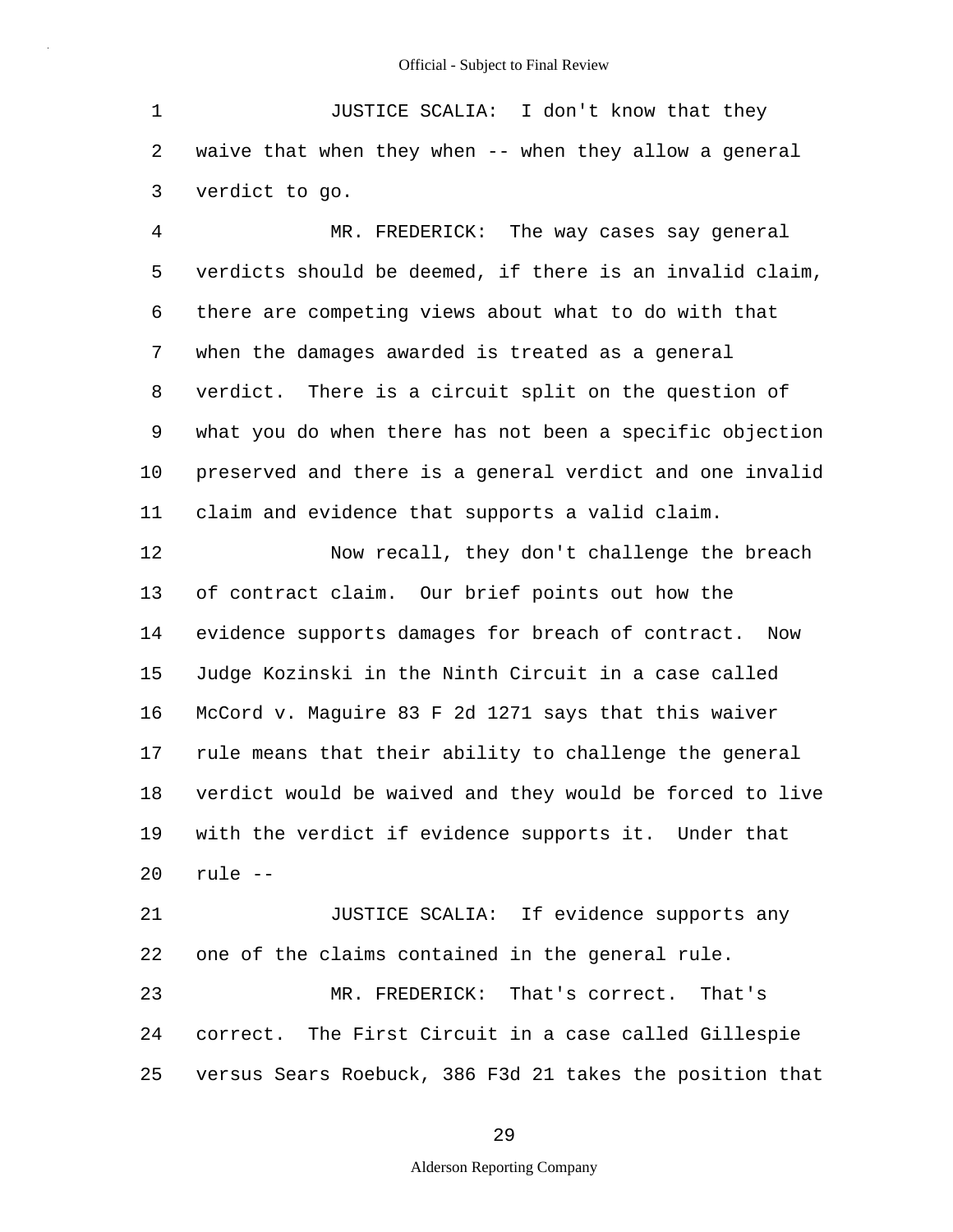JUSTICE SCALIA: I don't know that they waive that when they when -- when they allow a general verdict to go.

MR. FREDERICK: The way cases say general verdicts should be deemed, if there is an invalid claim, there are competing views about what to do with that when the damages awarded is treated as a general verdict. There is a circuit split on the question of what you do when there has not been a specific objection preserved and there is a general verdict and one invalid claim and evidence that supports a valid claim.

Now recall, they don't challenge the breach of contract claim. Our brief points out how the evidence supports damages for breach of contract. Now Judge Kozinski in the Ninth Circuit in a case called McCord v. Maguire 83 F 2d 1271 says that this waiver rule means that their ability to challenge the general verdict would be waived and they would be forced to live with the verdict if evidence supports it. Under that rule --

JUSTICE SCALIA: If evidence supports any one of the claims contained in the general rule.

MR. FREDERICK: That's correct. That's correct. The First Circuit in a case called Gillespie versus Sears Roebuck, 386 F3d 21 takes the position that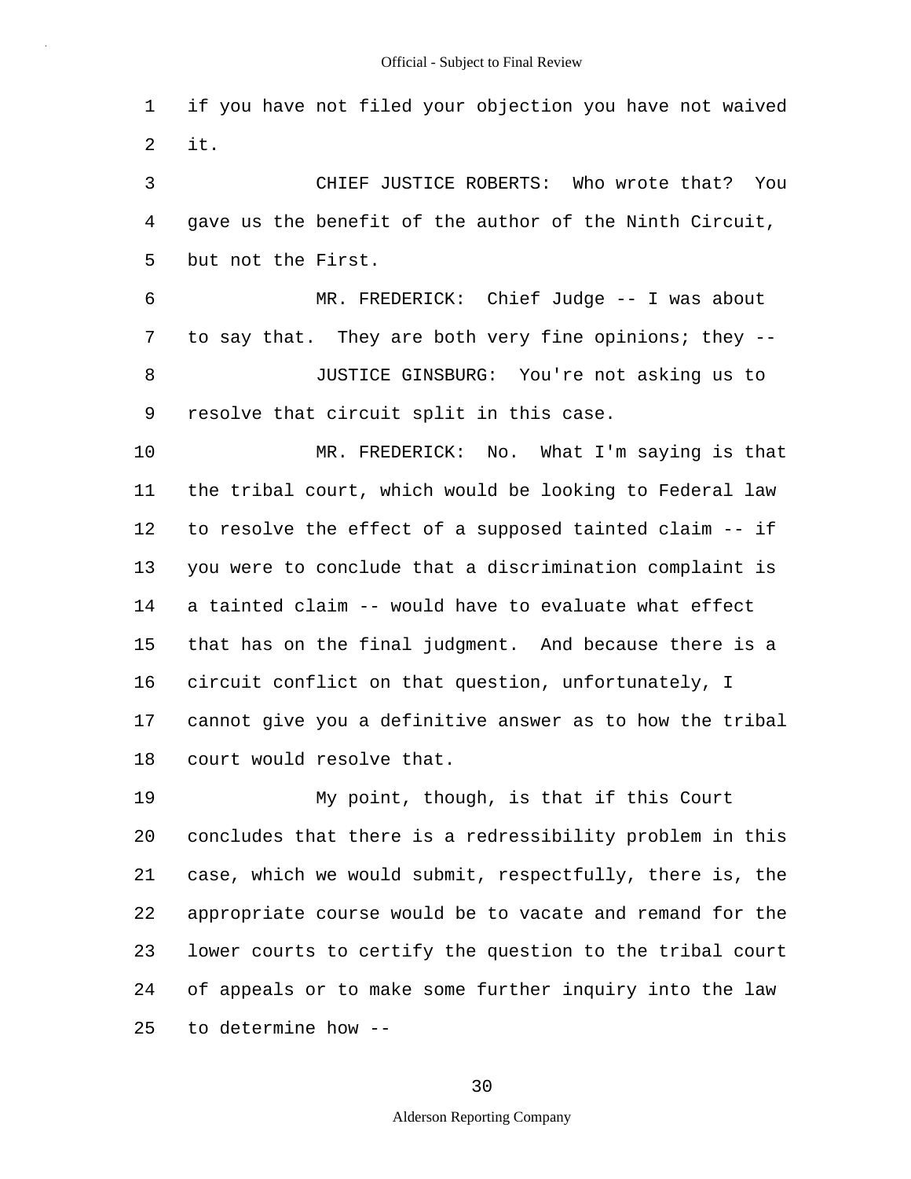1 if you have not filed your objection you have not waived
2 it.

3 CHIEF JUSTICE ROBERTS: Who wrote that? You
4 gave us the benefit of the author of the Ninth Circuit,
5 but not the First.

6 MR. FREDERICK: Chief Judge -- I was about
7 to say that. They are both very fine opinions; they --

8 JUSTICE GINSBURG: You're not asking us to
9 resolve that circuit split in this case.

10 MR. FREDERICK: No. What I'm saying is that
11 the tribal court, which would be looking to Federal law
12 to resolve the effect of a supposed tainted claim -- if
13 you were to conclude that a discrimination complaint is
14 a tainted claim -- would have to evaluate what effect
15 that has on the final judgment. And because there is a
16 circuit conflict on that question, unfortunately, I
17 cannot give you a definitive answer as to how the tribal
18 court would resolve that.

19 My point, though, is that if this Court
20 concludes that there is a redressibility problem in this
21 case, which we would submit, respectfully, there is, the
22 appropriate course would be to vacate and remand for the
23 lower courts to certify the question to the tribal court
24 of appeals or to make some further inquiry into the law
25 to determine how --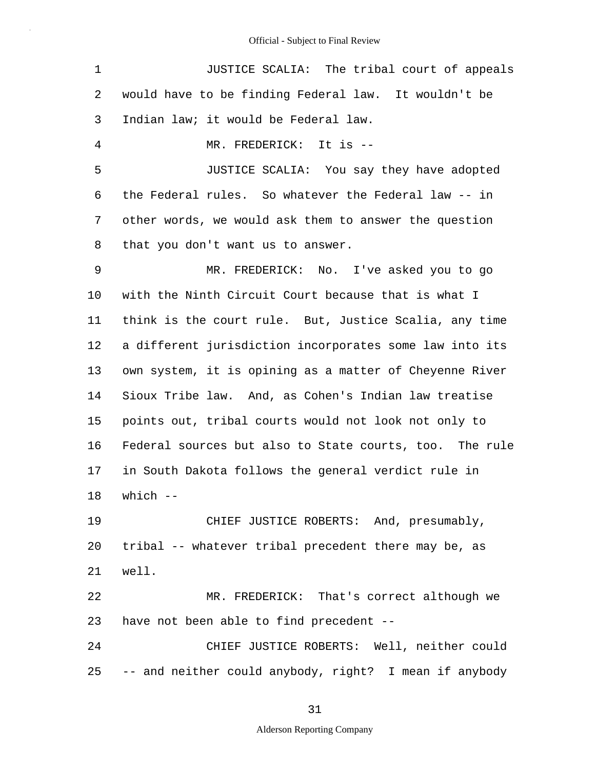JUSTICE SCALIA: The tribal court of appeals would have to be finding Federal law. It wouldn't be Indian law; it would be Federal law.

MR. FREDERICK: It is --

JUSTICE SCALIA: You say they have adopted the Federal rules. So whatever the Federal law -- in other words, we would ask them to answer the question that you don't want us to answer.

MR. FREDERICK: No. I've asked you to go with the Ninth Circuit Court because that is what I think is the court rule. But, Justice Scalia, any time a different jurisdiction incorporates some law into its own system, it is opining as a matter of Cheyenne River Sioux Tribe law. And, as Cohen's Indian law treatise points out, tribal courts would not look not only to Federal sources but also to State courts, too. The rule in South Dakota follows the general verdict rule in which --

CHIEF JUSTICE ROBERTS: And, presumably, tribal -- whatever tribal precedent there may be, as well.

MR. FREDERICK: That's correct although we have not been able to find precedent --

CHIEF JUSTICE ROBERTS: Well, neither could -- and neither could anybody, right? I mean if anybody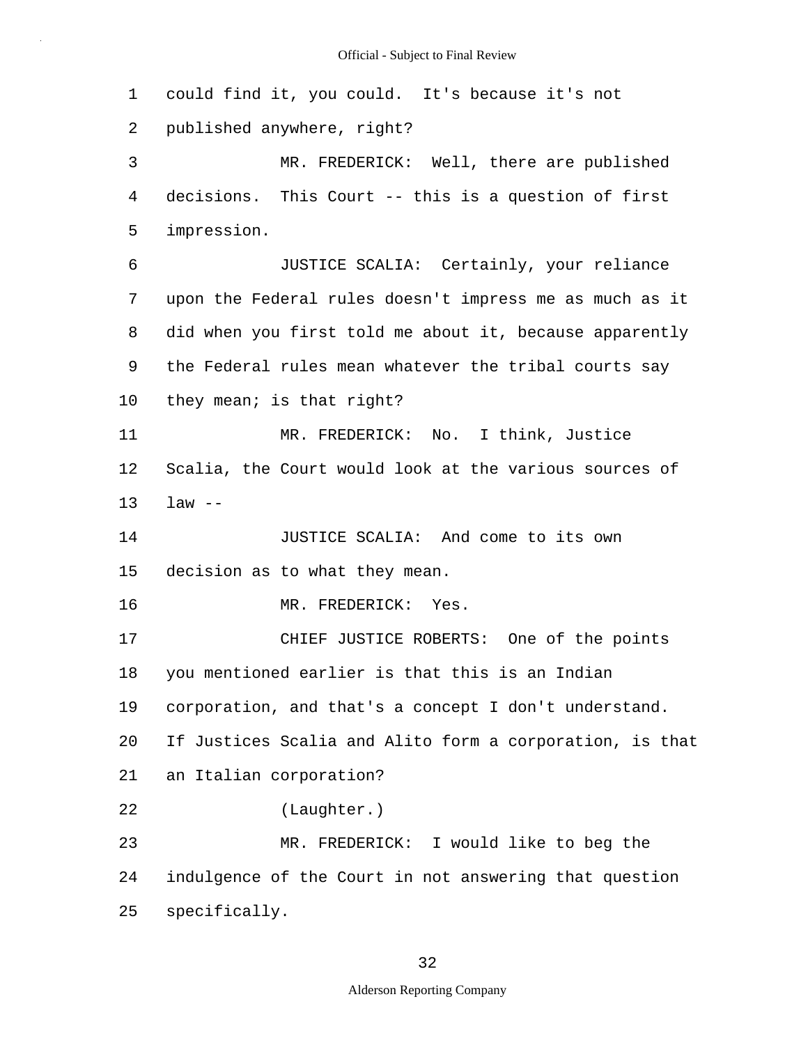could find it, you could. It's because it's not published anywhere, right?

MR. FREDERICK: Well, there are published decisions. This Court -- this is a question of first impression.

JUSTICE SCALIA: Certainly, your reliance upon the Federal rules doesn't impress me as much as it did when you first told me about it, because apparently the Federal rules mean whatever the tribal courts say they mean; is that right?

MR. FREDERICK: No. I think, Justice Scalia, the Court would look at the various sources of law --

JUSTICE SCALIA: And come to its own decision as to what they mean.

MR. FREDERICK: Yes.

CHIEF JUSTICE ROBERTS: One of the points you mentioned earlier is that this is an Indian corporation, and that's a concept I don't understand. If Justices Scalia and Alito form a corporation, is that an Italian corporation?

(Laughter.)

MR. FREDERICK: I would like to beg the indulgence of the Court in not answering that question specifically.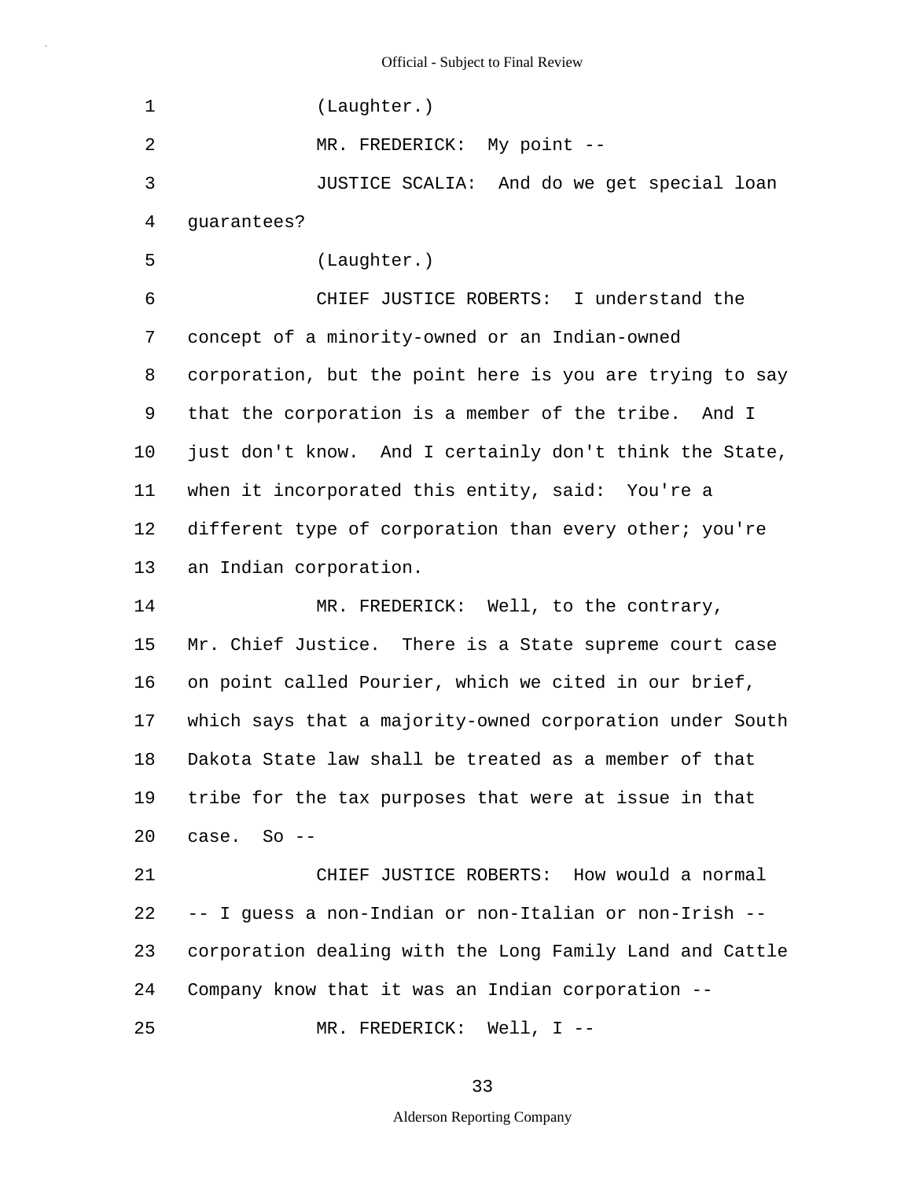(Laughter.)

MR. FREDERICK: My point --

JUSTICE SCALIA: And do we get special loan guarantees?

(Laughter.)

CHIEF JUSTICE ROBERTS: I understand the concept of a minority-owned or an Indian-owned corporation, but the point here is you are trying to say that the corporation is a member of the tribe. And I just don't know. And I certainly don't think the State, when it incorporated this entity, said: You're a different type of corporation than every other; you're an Indian corporation.

MR. FREDERICK: Well, to the contrary, Mr. Chief Justice. There is a State supreme court case on point called Pourier, which we cited in our brief, which says that a majority-owned corporation under South Dakota State law shall be treated as a member of that tribe for the tax purposes that were at issue in that case. So --

CHIEF JUSTICE ROBERTS: How would a normal -- I guess a non-Indian or non-Italian or non-Irish -- corporation dealing with the Long Family Land and Cattle Company know that it was an Indian corporation --

MR. FREDERICK: Well, I --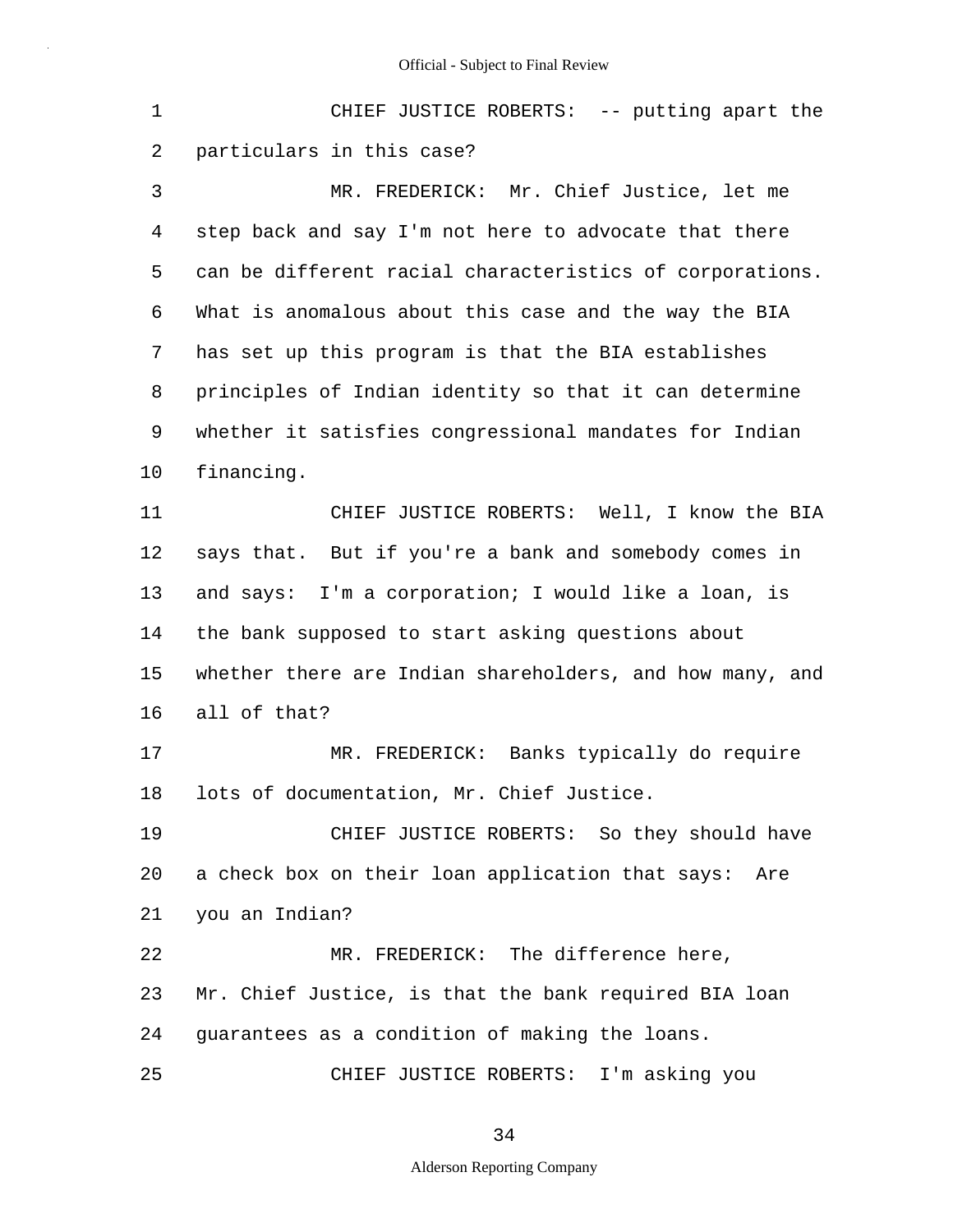1 CHIEF JUSTICE ROBERTS: -- putting apart the
2 particulars in this case?
3 MR. FREDERICK: Mr. Chief Justice, let me
4 step back and say I'm not here to advocate that there
5 can be different racial characteristics of corporations.
6 What is anomalous about this case and the way the BIA
7 has set up this program is that the BIA establishes
8 principles of Indian identity so that it can determine
9 whether it satisfies congressional mandates for Indian
10 financing.
11 CHIEF JUSTICE ROBERTS: Well, I know the BIA
12 says that. But if you're a bank and somebody comes in
13 and says: I'm a corporation; I would like a loan, is
14 the bank supposed to start asking questions about
15 whether there are Indian shareholders, and how many, and
16 all of that?
17 MR. FREDERICK: Banks typically do require
18 lots of documentation, Mr. Chief Justice.
19 CHIEF JUSTICE ROBERTS: So they should have
20 a check box on their loan application that says: Are
21 you an Indian?
22 MR. FREDERICK: The difference here,
23 Mr. Chief Justice, is that the bank required BIA loan
24 guarantees as a condition of making the loans.
25 CHIEF JUSTICE ROBERTS: I'm asking you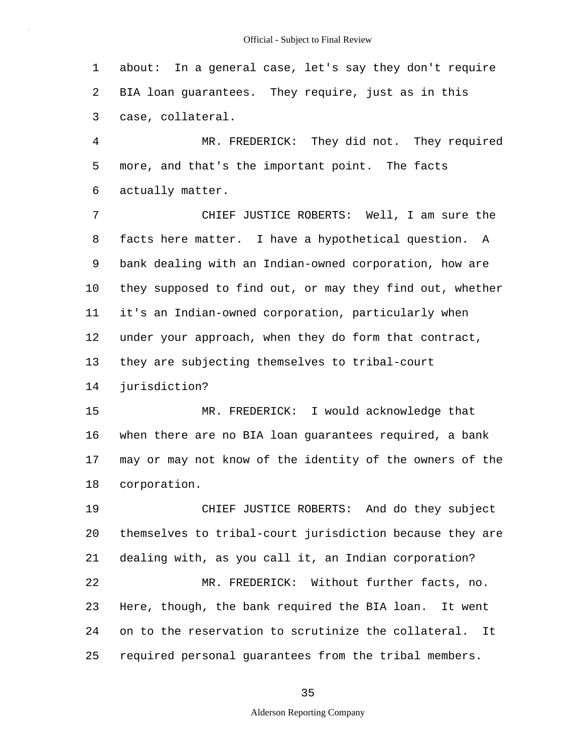about: In a general case, let's say they don't require BIA loan guarantees. They require, just as in this case, collateral.

MR. FREDERICK: They did not. They required more, and that's the important point. The facts actually matter.

CHIEF JUSTICE ROBERTS: Well, I am sure the facts here matter. I have a hypothetical question. A bank dealing with an Indian-owned corporation, how are they supposed to find out, or may they find out, whether it's an Indian-owned corporation, particularly when under your approach, when they do form that contract, they are subjecting themselves to tribal-court jurisdiction?

MR. FREDERICK: I would acknowledge that when there are no BIA loan guarantees required, a bank may or may not know of the identity of the owners of the corporation.

CHIEF JUSTICE ROBERTS: And do they subject themselves to tribal-court jurisdiction because they are dealing with, as you call it, an Indian corporation?

MR. FREDERICK: Without further facts, no. Here, though, the bank required the BIA loan. It went on to the reservation to scrutinize the collateral. It required personal guarantees from the tribal members.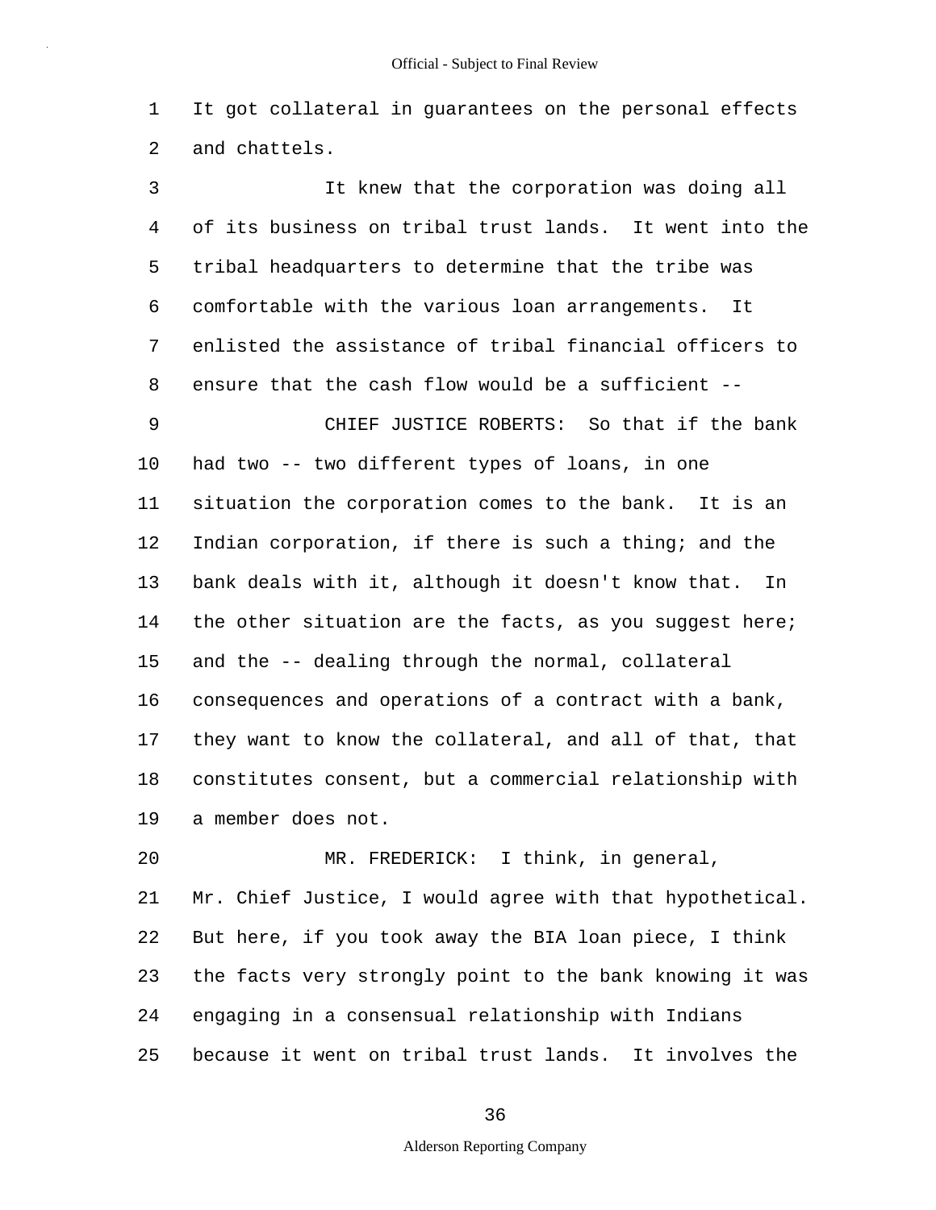It got collateral in guarantees on the personal effects and chattels.

It knew that the corporation was doing all of its business on tribal trust lands. It went into the tribal headquarters to determine that the tribe was comfortable with the various loan arrangements. It enlisted the assistance of tribal financial officers to ensure that the cash flow would be a sufficient --

CHIEF JUSTICE ROBERTS: So that if the bank had two -- two different types of loans, in one situation the corporation comes to the bank. It is an Indian corporation, if there is such a thing; and the bank deals with it, although it doesn't know that. In the other situation are the facts, as you suggest here; and the -- dealing through the normal, collateral consequences and operations of a contract with a bank, they want to know the collateral, and all of that, that constitutes consent, but a commercial relationship with a member does not.

MR. FREDERICK: I think, in general, Mr. Chief Justice, I would agree with that hypothetical. But here, if you took away the BIA loan piece, I think the facts very strongly point to the bank knowing it was engaging in a consensual relationship with Indians because it went on tribal trust lands. It involves the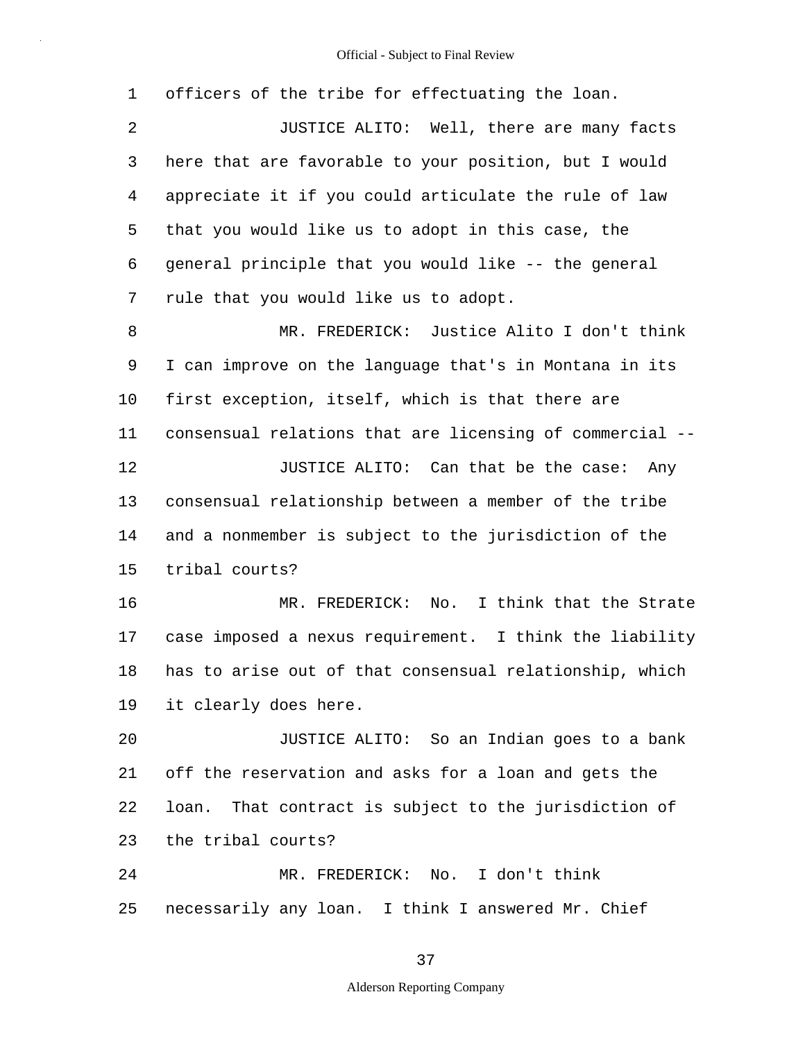1 officers of the tribe for effectuating the loan.

2 JUSTICE ALITO: Well, there are many facts

3 here that are favorable to your position, but I would

4 appreciate it if you could articulate the rule of law

5 that you would like us to adopt in this case, the

6 general principle that you would like -- the general

7 rule that you would like us to adopt.

8 MR. FREDERICK: Justice Alito I don't think

9 I can improve on the language that's in Montana in its

10 first exception, itself, which is that there are

11 consensual relations that are licensing of commercial --

12 JUSTICE ALITO: Can that be the case: Any

13 consensual relationship between a member of the tribe

14 and a nonmember is subject to the jurisdiction of the

15 tribal courts?

16 MR. FREDERICK: No. I think that the Strate

17 case imposed a nexus requirement. I think the liability

18 has to arise out of that consensual relationship, which

19 it clearly does here.

20 JUSTICE ALITO: So an Indian goes to a bank

21 off the reservation and asks for a loan and gets the

22 loan. That contract is subject to the jurisdiction of

23 the tribal courts?

24 MR. FREDERICK: No. I don't think

25 necessarily any loan. I think I answered Mr. Chief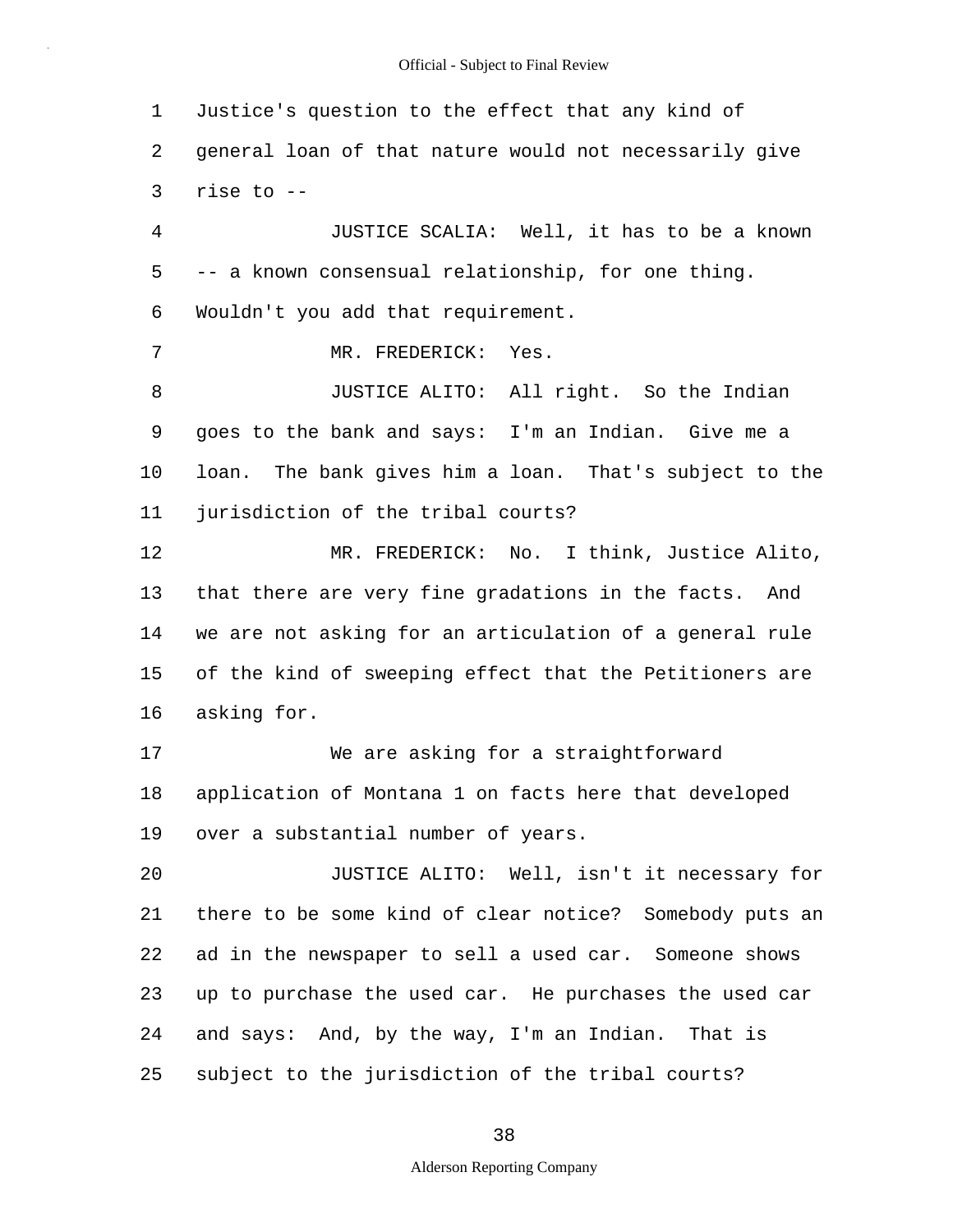Justice's question to the effect that any kind of general loan of that nature would not necessarily give rise to --

JUSTICE SCALIA: Well, it has to be a known -- a known consensual relationship, for one thing. Wouldn't you add that requirement.

MR. FREDERICK: Yes.

JUSTICE ALITO: All right. So the Indian goes to the bank and says: I'm an Indian. Give me a loan. The bank gives him a loan. That's subject to the jurisdiction of the tribal courts?

MR. FREDERICK: No. I think, Justice Alito, that there are very fine gradations in the facts. And we are not asking for an articulation of a general rule of the kind of sweeping effect that the Petitioners are asking for.

We are asking for a straightforward application of Montana 1 on facts here that developed over a substantial number of years.

JUSTICE ALITO: Well, isn't it necessary for there to be some kind of clear notice? Somebody puts an ad in the newspaper to sell a used car. Someone shows up to purchase the used car. He purchases the used car and says: And, by the way, I'm an Indian. That is subject to the jurisdiction of the tribal courts?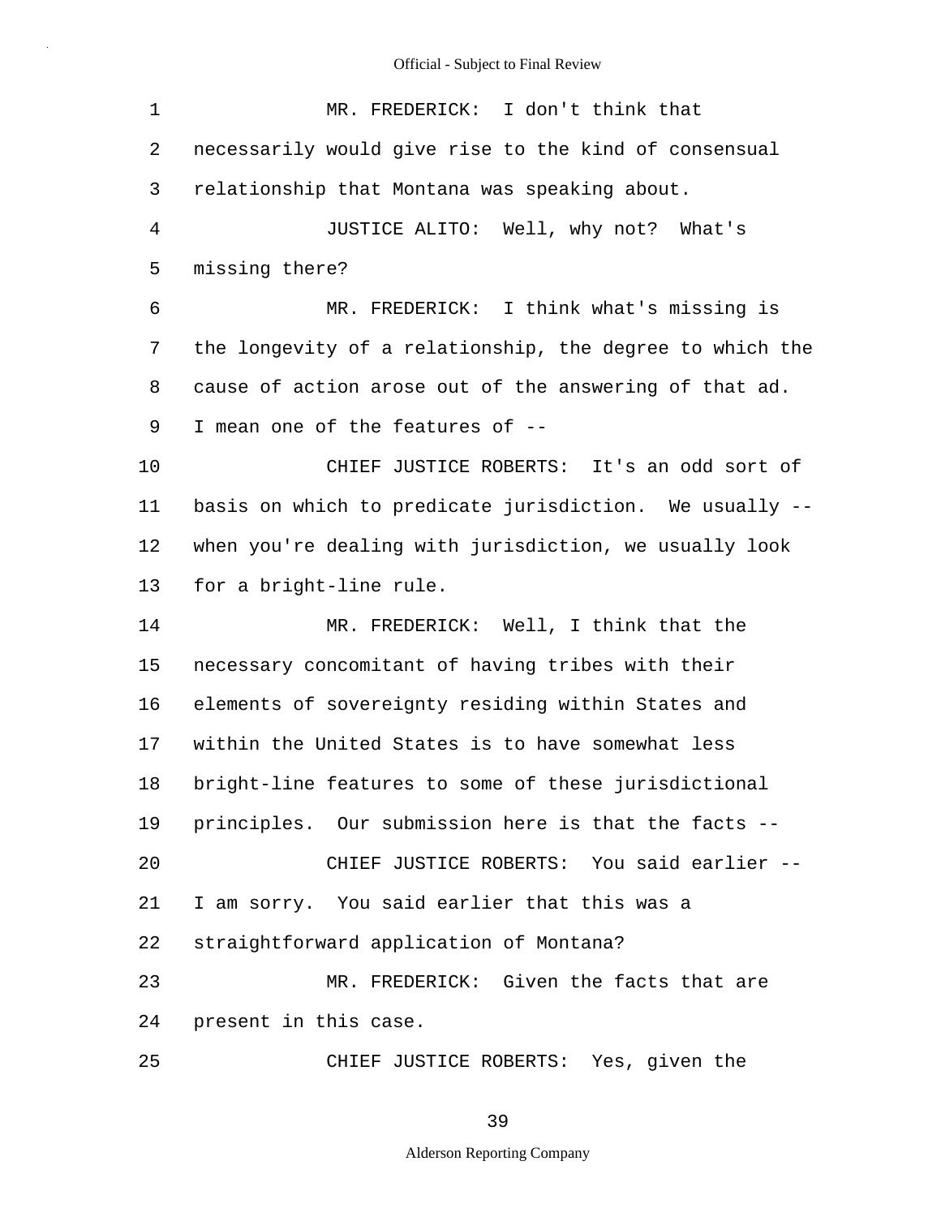MR. FREDERICK: I don't think that necessarily would give rise to the kind of consensual relationship that Montana was speaking about.

JUSTICE ALITO: Well, why not? What's missing there?

MR. FREDERICK: I think what's missing is the longevity of a relationship, the degree to which the cause of action arose out of the answering of that ad. I mean one of the features of --

CHIEF JUSTICE ROBERTS: It's an odd sort of basis on which to predicate jurisdiction. We usually -- when you're dealing with jurisdiction, we usually look for a bright-line rule.

MR. FREDERICK: Well, I think that the necessary concomitant of having tribes with their elements of sovereignty residing within States and within the United States is to have somewhat less bright-line features to some of these jurisdictional principles. Our submission here is that the facts --

CHIEF JUSTICE ROBERTS: You said earlier -- I am sorry. You said earlier that this was a straightforward application of Montana?

MR. FREDERICK: Given the facts that are present in this case.

CHIEF JUSTICE ROBERTS: Yes, given the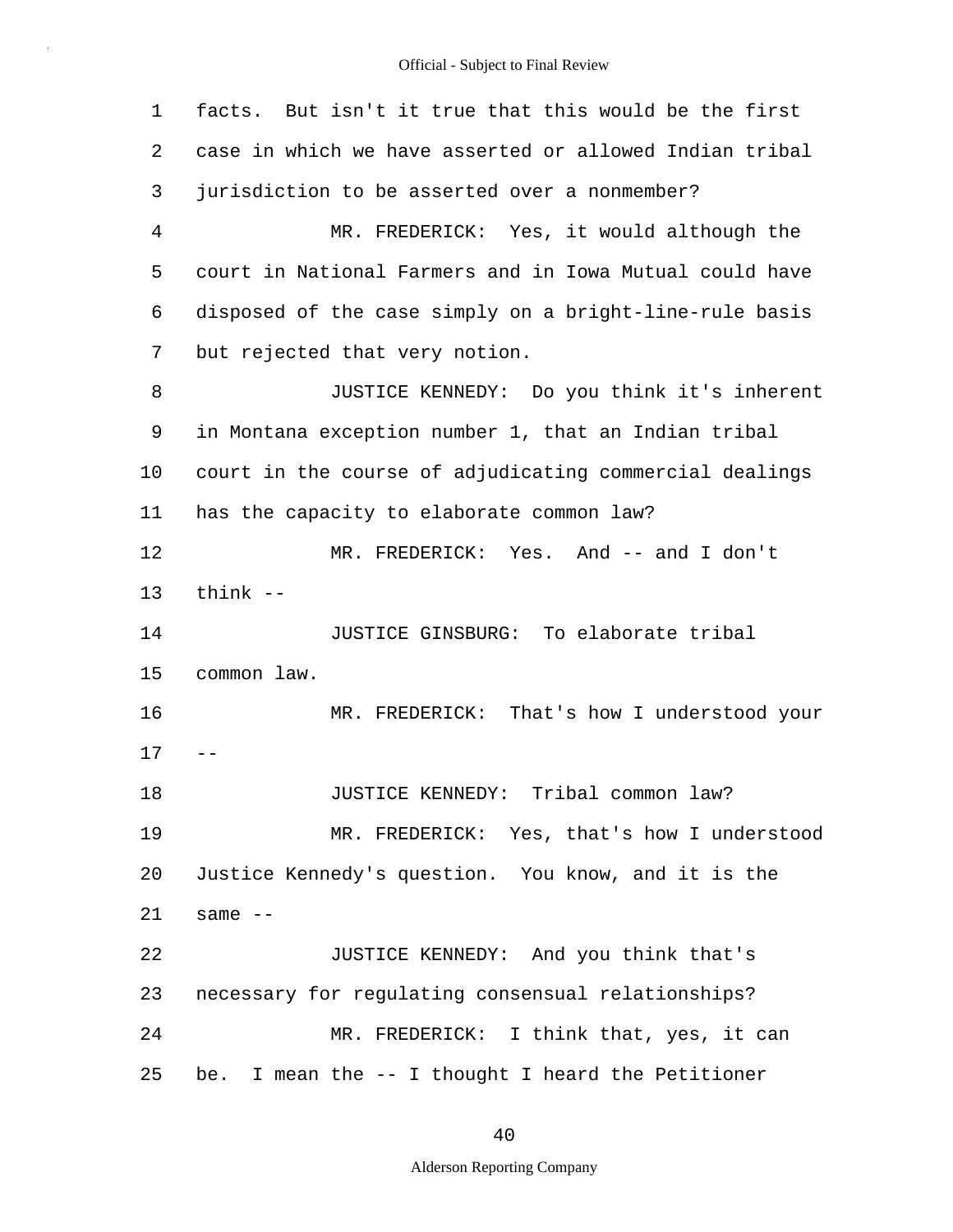1 facts. But isn't it true that this would be the first
2 case in which we have asserted or allowed Indian tribal
3 jurisdiction to be asserted over a nonmember?

4 MR. FREDERICK: Yes, it would although the
5 court in National Farmers and in Iowa Mutual could have
6 disposed of the case simply on a bright-line-rule basis
7 but rejected that very notion.

8 JUSTICE KENNEDY: Do you think it's inherent
9 in Montana exception number 1, that an Indian tribal
10 court in the course of adjudicating commercial dealings
11 has the capacity to elaborate common law?

12 MR. FREDERICK: Yes. And -- and I don't
13 think --

14 JUSTICE GINSBURG: To elaborate tribal
15 common law.

16 MR. FREDERICK: That's how I understood your
17 --

18 JUSTICE KENNEDY: Tribal common law?

19 MR. FREDERICK: Yes, that's how I understood
20 Justice Kennedy's question. You know, and it is the
21 same --

22 JUSTICE KENNEDY: And you think that's
23 necessary for regulating consensual relationships?

24 MR. FREDERICK: I think that, yes, it can
25 be. I mean the -- I thought I heard the Petitioner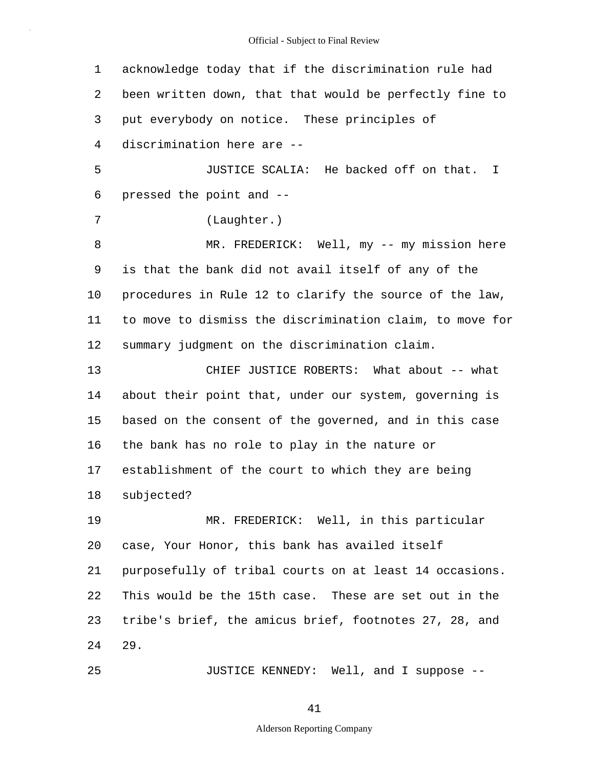1 acknowledge today that if the discrimination rule had
2 been written down, that that would be perfectly fine to
3 put everybody on notice. These principles of
4 discrimination here are --

5 JUSTICE SCALIA: He backed off on that. I
6 pressed the point and --

7 (Laughter.)

8 MR. FREDERICK: Well, my -- my mission here
9 is that the bank did not avail itself of any of the
10 procedures in Rule 12 to clarify the source of the law,
11 to move to dismiss the discrimination claim, to move for
12 summary judgment on the discrimination claim.

13 CHIEF JUSTICE ROBERTS: What about -- what
14 about their point that, under our system, governing is
15 based on the consent of the governed, and in this case
16 the bank has no role to play in the nature or
17 establishment of the court to which they are being
18 subjected?

19 MR. FREDERICK: Well, in this particular
20 case, Your Honor, this bank has availed itself
21 purposefully of tribal courts on at least 14 occasions.
22 This would be the 15th case. These are set out in the
23 tribe's brief, the amicus brief, footnotes 27, 28, and
24 29.

25 JUSTICE KENNEDY: Well, and I suppose --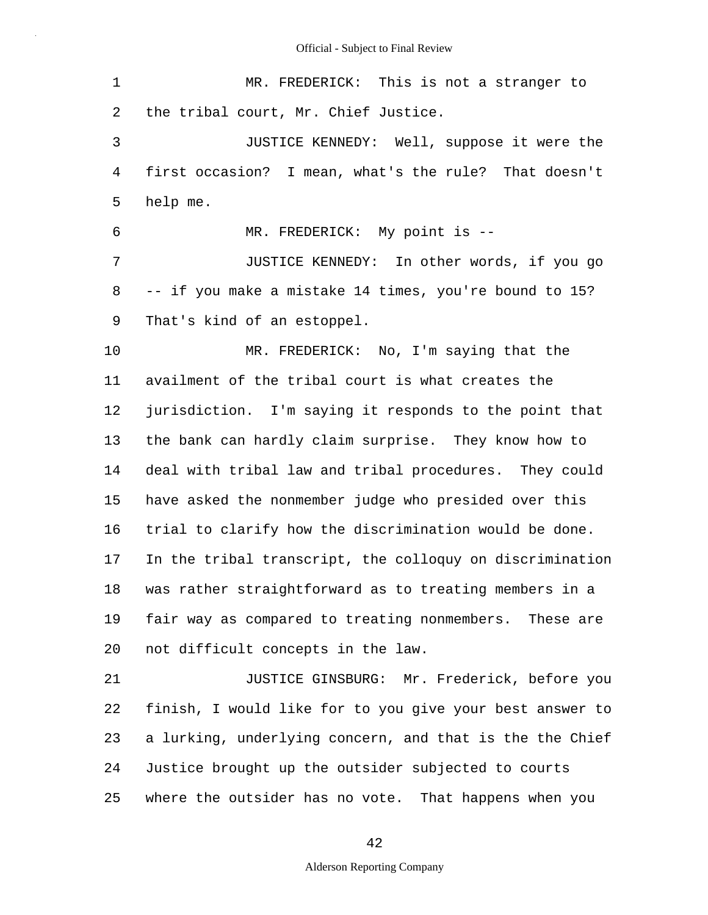MR. FREDERICK: This is not a stranger to the tribal court, Mr. Chief Justice.

JUSTICE KENNEDY: Well, suppose it were the first occasion? I mean, what's the rule? That doesn't help me.

MR. FREDERICK: My point is --

JUSTICE KENNEDY: In other words, if you go -- if you make a mistake 14 times, you're bound to 15? That's kind of an estoppel.

MR. FREDERICK: No, I'm saying that the availment of the tribal court is what creates the jurisdiction. I'm saying it responds to the point that the bank can hardly claim surprise. They know how to deal with tribal law and tribal procedures. They could have asked the nonmember judge who presided over this trial to clarify how the discrimination would be done. In the tribal transcript, the colloquy on discrimination was rather straightforward as to treating members in a fair way as compared to treating nonmembers. These are not difficult concepts in the law.

JUSTICE GINSBURG: Mr. Frederick, before you finish, I would like for to you give your best answer to a lurking, underlying concern, and that is the the Chief Justice brought up the outsider subjected to courts where the outsider has no vote. That happens when you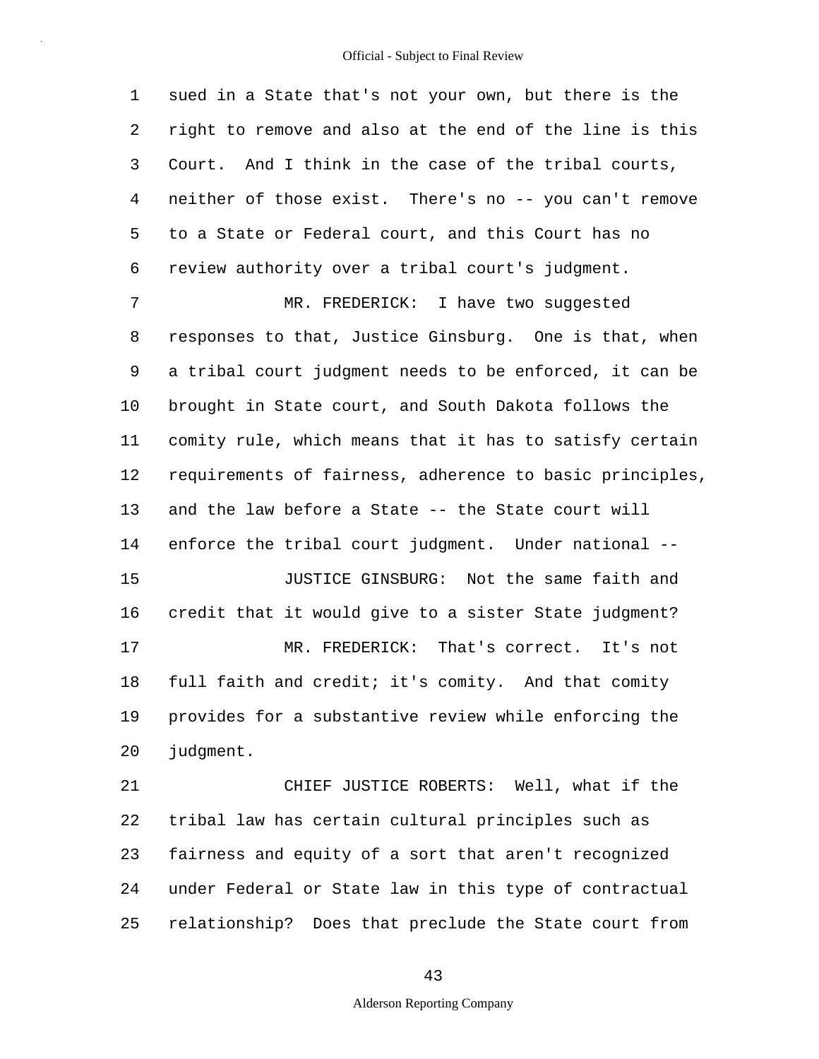sued in a State that's not your own, but there is the right to remove and also at the end of the line is this Court. And I think in the case of the tribal courts, neither of those exist. There's no -- you can't remove to a State or Federal court, and this Court has no review authority over a tribal court's judgment.

MR. FREDERICK: I have two suggested responses to that, Justice Ginsburg. One is that, when a tribal court judgment needs to be enforced, it can be brought in State court, and South Dakota follows the comity rule, which means that it has to satisfy certain requirements of fairness, adherence to basic principles, and the law before a State -- the State court will enforce the tribal court judgment. Under national --

JUSTICE GINSBURG: Not the same faith and credit that it would give to a sister State judgment?

MR. FREDERICK: That's correct. It's not full faith and credit; it's comity. And that comity provides for a substantive review while enforcing the judgment.

CHIEF JUSTICE ROBERTS: Well, what if the tribal law has certain cultural principles such as fairness and equity of a sort that aren't recognized under Federal or State law in this type of contractual relationship? Does that preclude the State court from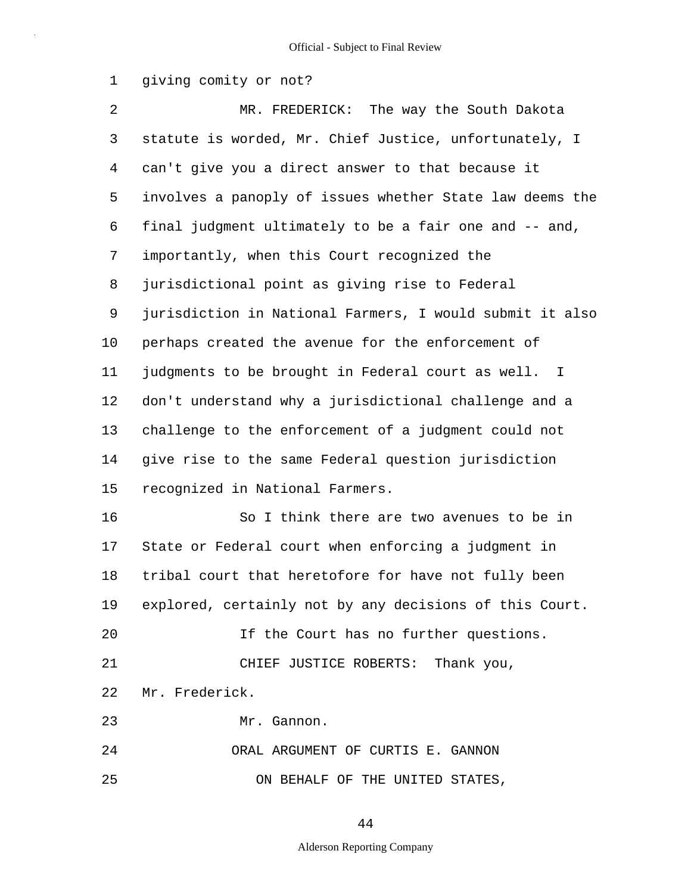giving comity or not?

MR. FREDERICK: The way the South Dakota statute is worded, Mr. Chief Justice, unfortunately, I can't give you a direct answer to that because it involves a panoply of issues whether State law deems the final judgment ultimately to be a fair one and -- and, importantly, when this Court recognized the jurisdictional point as giving rise to Federal jurisdiction in National Farmers, I would submit it also perhaps created the avenue for the enforcement of judgments to be brought in Federal court as well. I don't understand why a jurisdictional challenge and a challenge to the enforcement of a judgment could not give rise to the same Federal question jurisdiction recognized in National Farmers.

So I think there are two avenues to be in State or Federal court when enforcing a judgment in tribal court that heretofore for have not fully been explored, certainly not by any decisions of this Court.

If the Court has no further questions.

CHIEF JUSTICE ROBERTS: Thank you, Mr. Frederick.

Mr. Gannon.

ORAL ARGUMENT OF CURTIS E. GANNON

ON BEHALF OF THE UNITED STATES,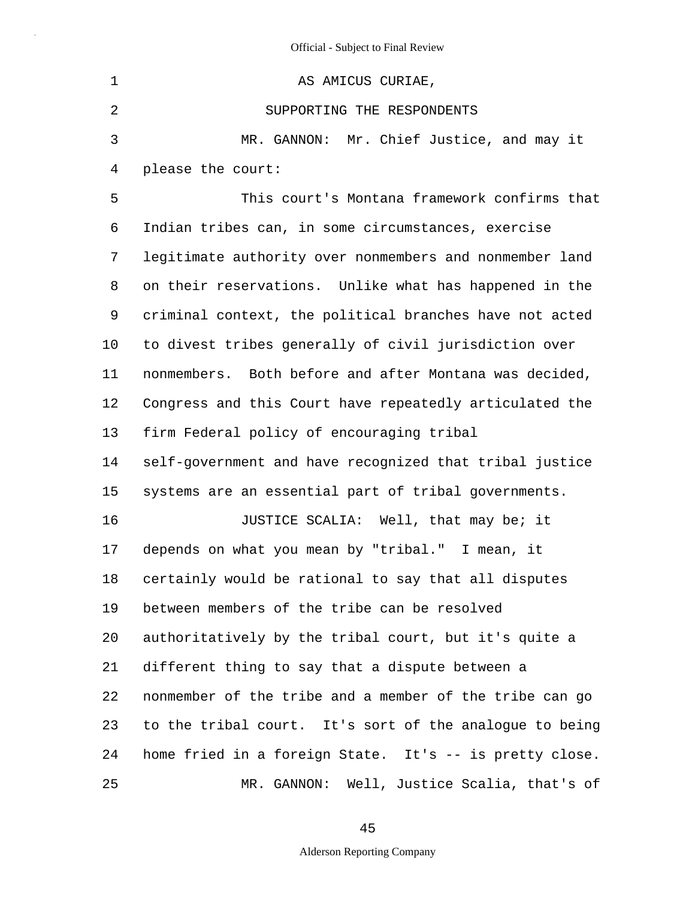AS AMICUS CURIAE,

SUPPORTING THE RESPONDENTS

MR. GANNON: Mr. Chief Justice, and may it please the court:

This court's Montana framework confirms that Indian tribes can, in some circumstances, exercise legitimate authority over nonmembers and nonmember land on their reservations. Unlike what has happened in the criminal context, the political branches have not acted to divest tribes generally of civil jurisdiction over nonmembers. Both before and after Montana was decided, Congress and this Court have repeatedly articulated the firm Federal policy of encouraging tribal self-government and have recognized that tribal justice systems are an essential part of tribal governments.

JUSTICE SCALIA: Well, that may be; it depends on what you mean by "tribal." I mean, it certainly would be rational to say that all disputes between members of the tribe can be resolved authoritatively by the tribal court, but it's quite a different thing to say that a dispute between a nonmember of the tribe and a member of the tribe can go to the tribal court. It's sort of the analogue to being home fried in a foreign State. It's -- is pretty close.

MR. GANNON: Well, Justice Scalia, that's of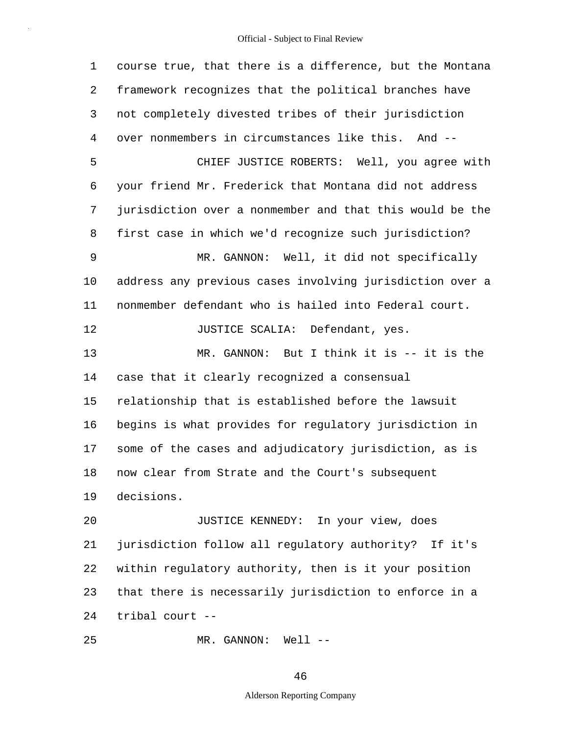1 course true, that there is a difference, but the Montana
2 framework recognizes that the political branches have
3 not completely divested tribes of their jurisdiction
4 over nonmembers in circumstances like this. And --
5 CHIEF JUSTICE ROBERTS: Well, you agree with
6 your friend Mr. Frederick that Montana did not address
7 jurisdiction over a nonmember and that this would be the
8 first case in which we'd recognize such jurisdiction?
9 MR. GANNON: Well, it did not specifically
10 address any previous cases involving jurisdiction over a
11 nonmember defendant who is hailed into Federal court.
12 JUSTICE SCALIA: Defendant, yes.
13 MR. GANNON: But I think it is -- it is the
14 case that it clearly recognized a consensual
15 relationship that is established before the lawsuit
16 begins is what provides for regulatory jurisdiction in
17 some of the cases and adjudicatory jurisdiction, as is
18 now clear from Strate and the Court's subsequent
19 decisions.
20 JUSTICE KENNEDY: In your view, does
21 jurisdiction follow all regulatory authority? If it's
22 within regulatory authority, then is it your position
23 that there is necessarily jurisdiction to enforce in a
24 tribal court --
25 MR. GANNON: Well --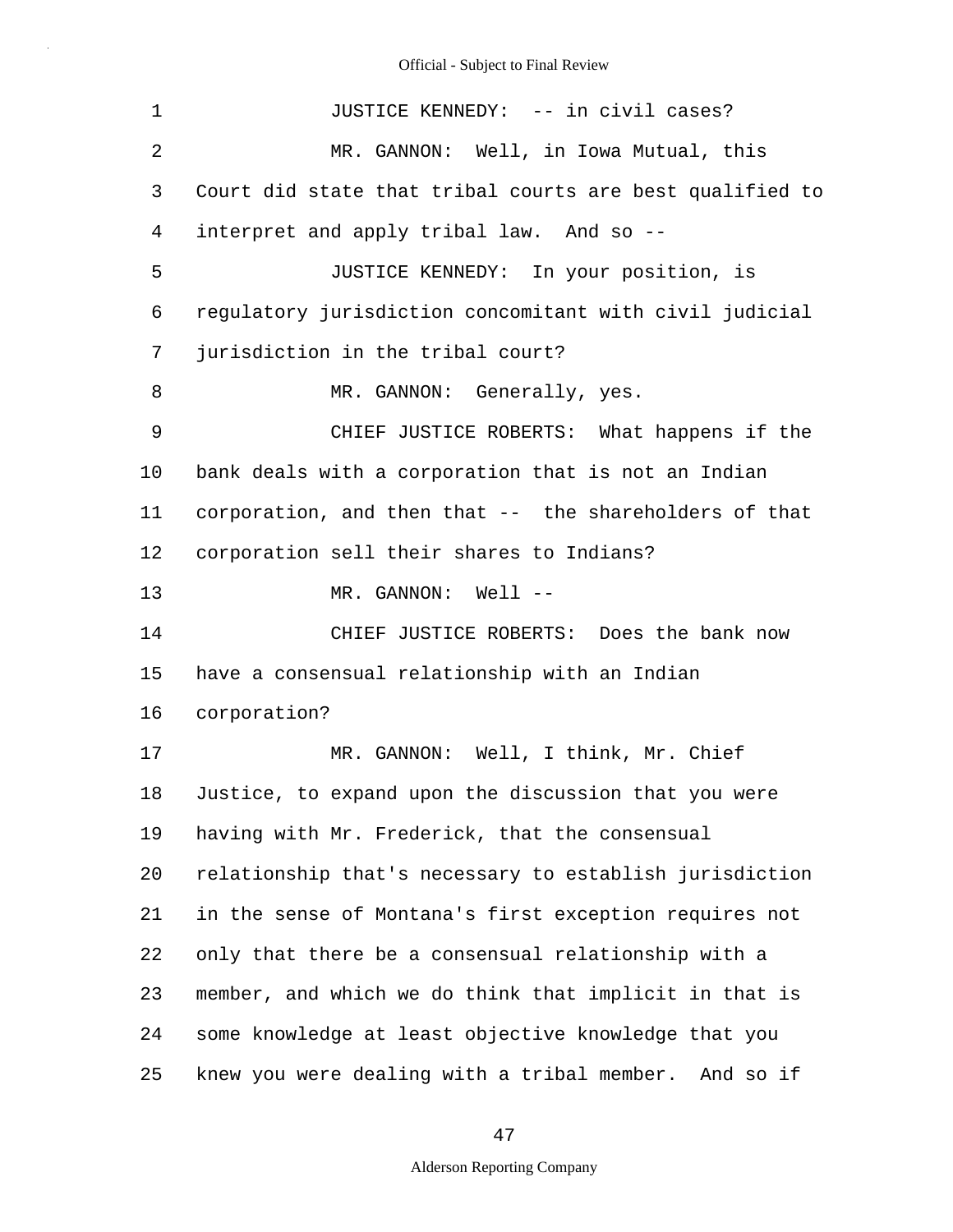1 JUSTICE KENNEDY: -- in civil cases?

2 MR. GANNON: Well, in Iowa Mutual, this

3 Court did state that tribal courts are best qualified to

4 interpret and apply tribal law. And so --

5 JUSTICE KENNEDY: In your position, is

6 regulatory jurisdiction concomitant with civil judicial

7 jurisdiction in the tribal court?

8 MR. GANNON: Generally, yes.

9 CHIEF JUSTICE ROBERTS: What happens if the

10 bank deals with a corporation that is not an Indian

11 corporation, and then that -- the shareholders of that

12 corporation sell their shares to Indians?

13 MR. GANNON: Well --

14 CHIEF JUSTICE ROBERTS: Does the bank now

15 have a consensual relationship with an Indian

16 corporation?

17 MR. GANNON: Well, I think, Mr. Chief

18 Justice, to expand upon the discussion that you were

19 having with Mr. Frederick, that the consensual

20 relationship that's necessary to establish jurisdiction

21 in the sense of Montana's first exception requires not

22 only that there be a consensual relationship with a

23 member, and which we do think that implicit in that is

24 some knowledge at least objective knowledge that you

25 knew you were dealing with a tribal member. And so if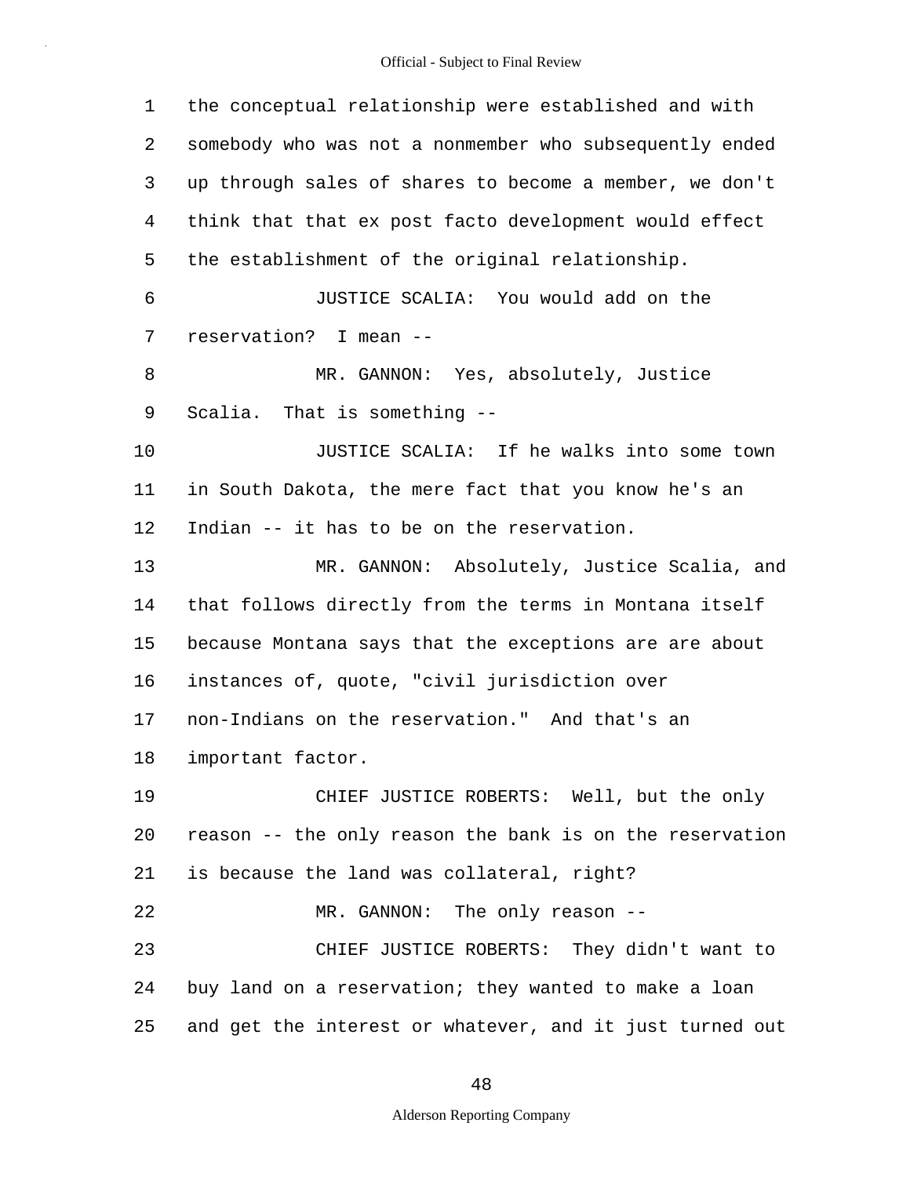1 the conceptual relationship were established and with
2 somebody who was not a nonmember who subsequently ended
3 up through sales of shares to become a member, we don't
4 think that that ex post facto development would effect
5 the establishment of the original relationship.

6 JUSTICE SCALIA: You would add on the
7 reservation? I mean --

8 MR. GANNON: Yes, absolutely, Justice
9 Scalia. That is something --

10 JUSTICE SCALIA: If he walks into some town
11 in South Dakota, the mere fact that you know he's an
12 Indian -- it has to be on the reservation.

13 MR. GANNON: Absolutely, Justice Scalia, and
14 that follows directly from the terms in Montana itself
15 because Montana says that the exceptions are are about
16 instances of, quote, "civil jurisdiction over
17 non-Indians on the reservation." And that's an
18 important factor.

19 CHIEF JUSTICE ROBERTS: Well, but the only
20 reason -- the only reason the bank is on the reservation
21 is because the land was collateral, right?

22 MR. GANNON: The only reason --

23 CHIEF JUSTICE ROBERTS: They didn't want to
24 buy land on a reservation; they wanted to make a loan
25 and get the interest or whatever, and it just turned out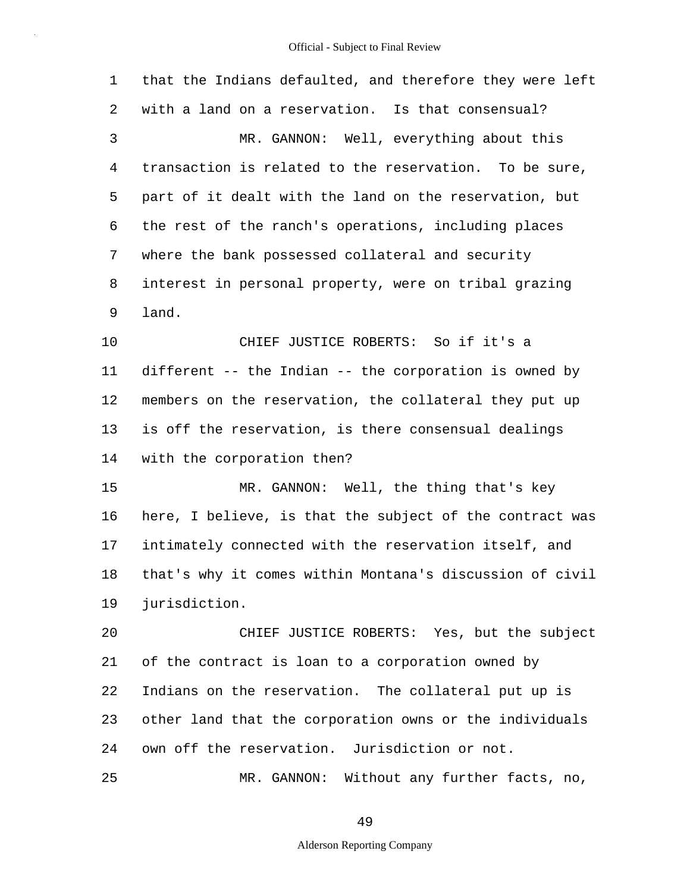1 that the Indians defaulted, and therefore they were left
2 with a land on a reservation. Is that consensual?

3 MR. GANNON: Well, everything about this
4 transaction is related to the reservation. To be sure,
5 part of it dealt with the land on the reservation, but
6 the rest of the ranch's operations, including places
7 where the bank possessed collateral and security
8 interest in personal property, were on tribal grazing
9 land.

10 CHIEF JUSTICE ROBERTS: So if it's a
11 different -- the Indian -- the corporation is owned by
12 members on the reservation, the collateral they put up
13 is off the reservation, is there consensual dealings
14 with the corporation then?

15 MR. GANNON: Well, the thing that's key
16 here, I believe, is that the subject of the contract was
17 intimately connected with the reservation itself, and
18 that's why it comes within Montana's discussion of civil
19 jurisdiction.

20 CHIEF JUSTICE ROBERTS: Yes, but the subject
21 of the contract is loan to a corporation owned by
22 Indians on the reservation. The collateral put up is
23 other land that the corporation owns or the individuals
24 own off the reservation. Jurisdiction or not.

25 MR. GANNON: Without any further facts, no,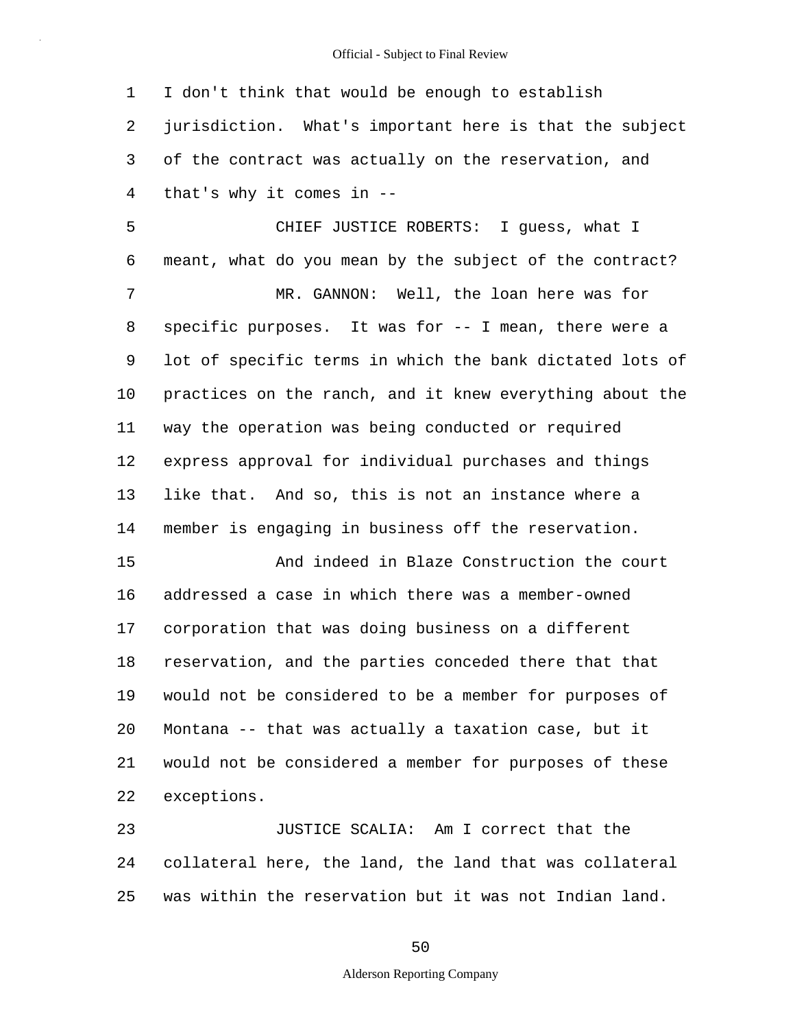I don't think that would be enough to establish jurisdiction. What's important here is that the subject of the contract was actually on the reservation, and that's why it comes in --

CHIEF JUSTICE ROBERTS: I guess, what I meant, what do you mean by the subject of the contract?

MR. GANNON: Well, the loan here was for specific purposes. It was for -- I mean, there were a lot of specific terms in which the bank dictated lots of practices on the ranch, and it knew everything about the way the operation was being conducted or required express approval for individual purchases and things like that. And so, this is not an instance where a member is engaging in business off the reservation.

And indeed in Blaze Construction the court addressed a case in which there was a member-owned corporation that was doing business on a different reservation, and the parties conceded there that that would not be considered to be a member for purposes of Montana -- that was actually a taxation case, but it would not be considered a member for purposes of these exceptions.

JUSTICE SCALIA: Am I correct that the collateral here, the land, the land that was collateral was within the reservation but it was not Indian land.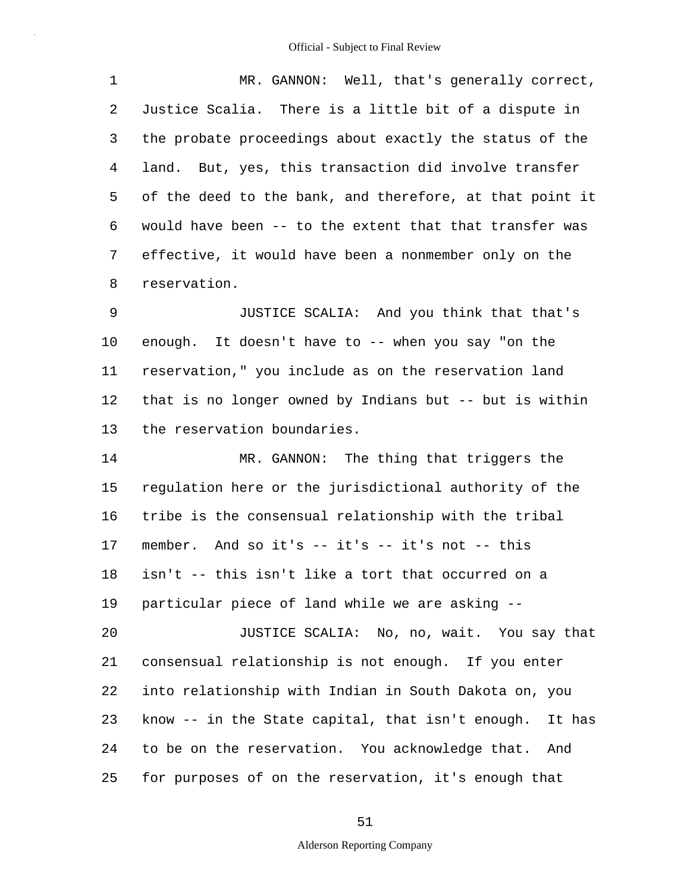MR. GANNON: Well, that's generally correct, Justice Scalia. There is a little bit of a dispute in the probate proceedings about exactly the status of the land. But, yes, this transaction did involve transfer of the deed to the bank, and therefore, at that point it would have been -- to the extent that that transfer was effective, it would have been a nonmember only on the reservation.

JUSTICE SCALIA: And you think that that's enough. It doesn't have to -- when you say "on the reservation," you include as on the reservation land that is no longer owned by Indians but -- but is within the reservation boundaries.

MR. GANNON: The thing that triggers the regulation here or the jurisdictional authority of the tribe is the consensual relationship with the tribal member. And so it's -- it's -- it's not -- this isn't -- this isn't like a tort that occurred on a particular piece of land while we are asking --

JUSTICE SCALIA: No, no, wait. You say that consensual relationship is not enough. If you enter into relationship with Indian in South Dakota on, you know -- in the State capital, that isn't enough. It has to be on the reservation. You acknowledge that. And for purposes of on the reservation, it's enough that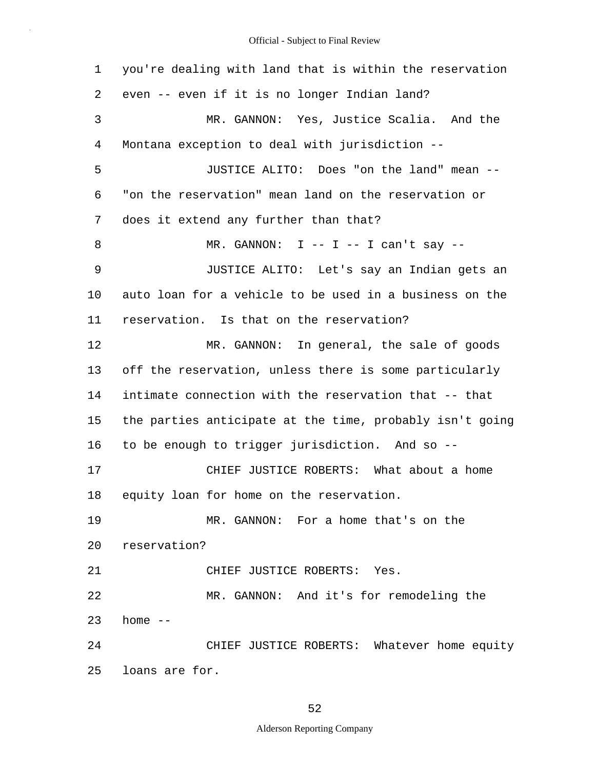you're dealing with land that is within the reservation even -- even if it is no longer Indian land?

MR. GANNON: Yes, Justice Scalia. And the Montana exception to deal with jurisdiction --

JUSTICE ALITO: Does "on the land" mean -- "on the reservation" mean land on the reservation or does it extend any further than that?

MR. GANNON: I -- I -- I can't say --

JUSTICE ALITO: Let's say an Indian gets an auto loan for a vehicle to be used in a business on the reservation. Is that on the reservation?

MR. GANNON: In general, the sale of goods off the reservation, unless there is some particularly intimate connection with the reservation that -- that the parties anticipate at the time, probably isn't going to be enough to trigger jurisdiction. And so --

CHIEF JUSTICE ROBERTS: What about a home equity loan for home on the reservation.

MR. GANNON: For a home that's on the reservation?

CHIEF JUSTICE ROBERTS: Yes.

MR. GANNON: And it's for remodeling the home --

CHIEF JUSTICE ROBERTS: Whatever home equity loans are for.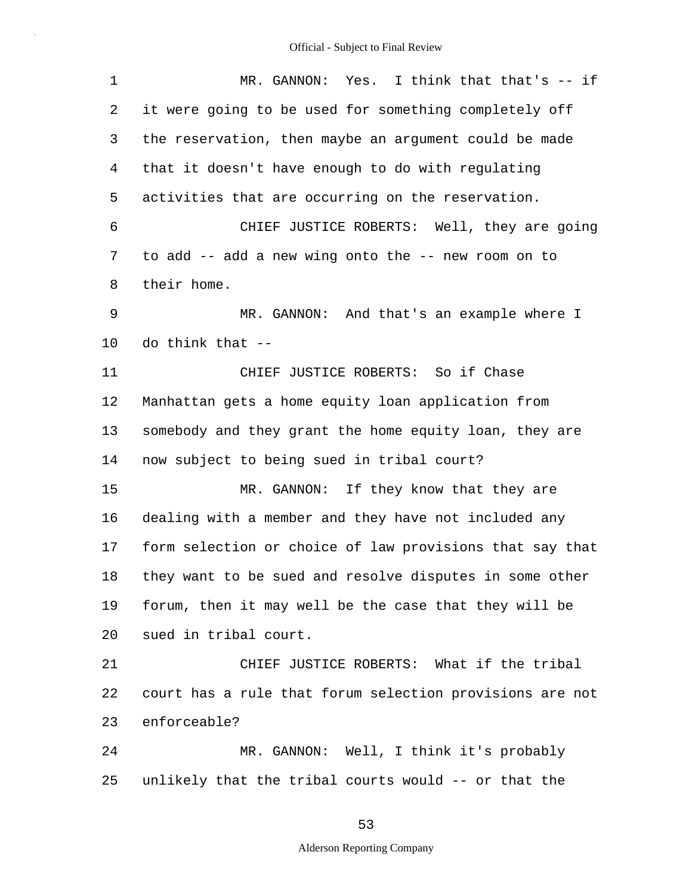MR. GANNON: Yes. I think that that's -- if it were going to be used for something completely off the reservation, then maybe an argument could be made that it doesn't have enough to do with regulating activities that are occurring on the reservation.

CHIEF JUSTICE ROBERTS: Well, they are going to add -- add a new wing onto the -- new room on to their home.

MR. GANNON: And that's an example where I do think that --

CHIEF JUSTICE ROBERTS: So if Chase Manhattan gets a home equity loan application from somebody and they grant the home equity loan, they are now subject to being sued in tribal court?

MR. GANNON: If they know that they are dealing with a member and they have not included any form selection or choice of law provisions that say that they want to be sued and resolve disputes in some other forum, then it may well be the case that they will be sued in tribal court.

CHIEF JUSTICE ROBERTS: What if the tribal court has a rule that forum selection provisions are not enforceable?

MR. GANNON: Well, I think it's probably unlikely that the tribal courts would -- or that the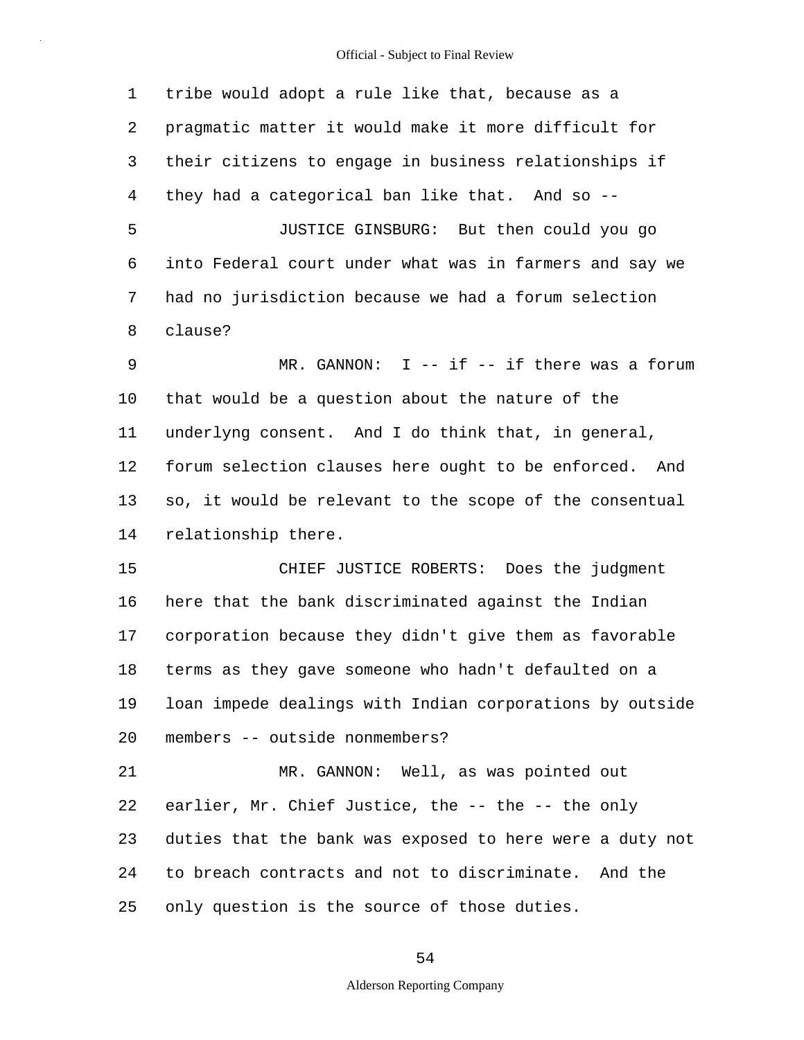tribe would adopt a rule like that, because as a pragmatic matter it would make it more difficult for their citizens to engage in business relationships if they had a categorical ban like that. And so --

JUSTICE GINSBURG: But then could you go into Federal court under what was in farmers and say we had no jurisdiction because we had a forum selection clause?

MR. GANNON: I -- if -- if there was a forum that would be a question about the nature of the underlyng consent. And I do think that, in general, forum selection clauses here ought to be enforced. And so, it would be relevant to the scope of the consentual relationship there.

CHIEF JUSTICE ROBERTS: Does the judgment here that the bank discriminated against the Indian corporation because they didn't give them as favorable terms as they gave someone who hadn't defaulted on a loan impede dealings with Indian corporations by outside members -- outside nonmembers?

MR. GANNON: Well, as was pointed out earlier, Mr. Chief Justice, the -- the -- the only duties that the bank was exposed to here were a duty not to breach contracts and not to discriminate. And the only question is the source of those duties.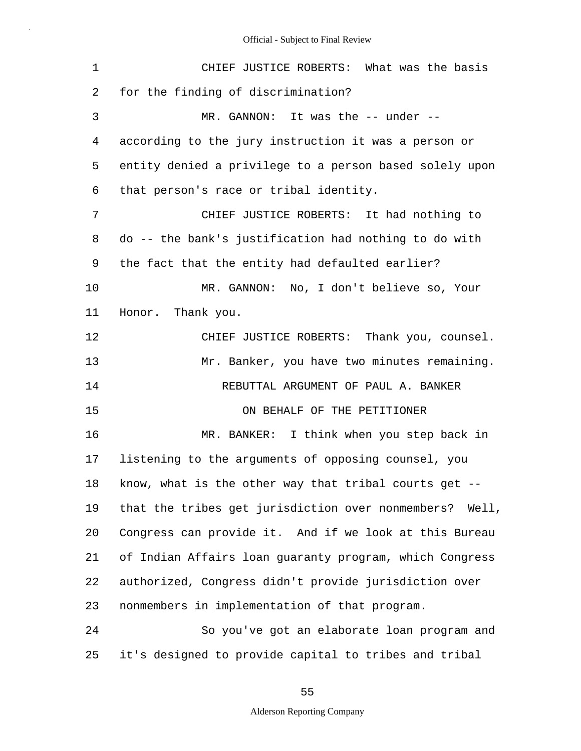CHIEF JUSTICE ROBERTS: What was the basis for the finding of discrimination?

MR. GANNON: It was the -- under -- according to the jury instruction it was a person or entity denied a privilege to a person based solely upon that person's race or tribal identity.

CHIEF JUSTICE ROBERTS: It had nothing to do -- the bank's justification had nothing to do with the fact that the entity had defaulted earlier?

MR. GANNON: No, I don't believe so, Your Honor. Thank you.

CHIEF JUSTICE ROBERTS: Thank you, counsel.

Mr. Banker, you have two minutes remaining.

## REBUTTAL ARGUMENT OF PAUL A. BANKER
## ON BEHALF OF THE PETITIONER

MR. BANKER: I think when you step back in listening to the arguments of opposing counsel, you know, what is the other way that tribal courts get -- that the tribes get jurisdiction over nonmembers? Well, Congress can provide it. And if we look at this Bureau of Indian Affairs loan guaranty program, which Congress authorized, Congress didn't provide jurisdiction over nonmembers in implementation of that program.

So you've got an elaborate loan program and it's designed to provide capital to tribes and tribal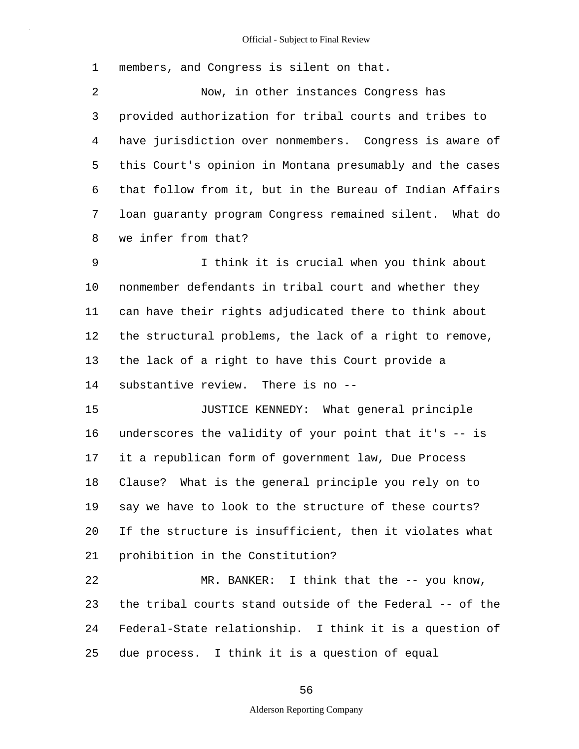1 members, and Congress is silent on that.

2 Now, in other instances Congress has

3 provided authorization for tribal courts and tribes to

4 have jurisdiction over nonmembers. Congress is aware of

5 this Court's opinion in Montana presumably and the cases

6 that follow from it, but in the Bureau of Indian Affairs

7 loan guaranty program Congress remained silent. What do

8 we infer from that?

9 I think it is crucial when you think about

10 nonmember defendants in tribal court and whether they

11 can have their rights adjudicated there to think about

12 the structural problems, the lack of a right to remove,

13 the lack of a right to have this Court provide a

14 substantive review. There is no --

15 JUSTICE KENNEDY: What general principle

16 underscores the validity of your point that it's -- is

17 it a republican form of government law, Due Process

18 Clause? What is the general principle you rely on to

19 say we have to look to the structure of these courts?

20 If the structure is insufficient, then it violates what

21 prohibition in the Constitution?

22 MR. BANKER: I think that the -- you know,

23 the tribal courts stand outside of the Federal -- of the

24 Federal-State relationship. I think it is a question of

25 due process. I think it is a question of equal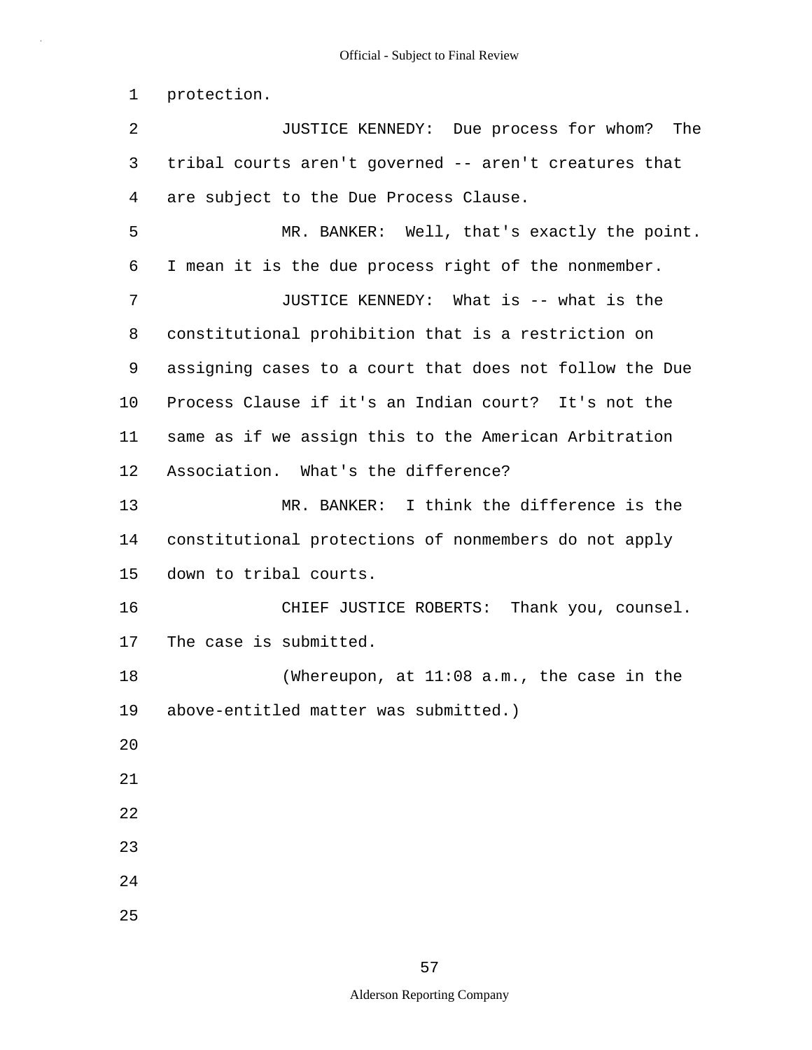protection.

JUSTICE KENNEDY: Due process for whom? The tribal courts aren't governed -- aren't creatures that are subject to the Due Process Clause.

MR. BANKER: Well, that's exactly the point. I mean it is the due process right of the nonmember.

JUSTICE KENNEDY: What is -- what is the constitutional prohibition that is a restriction on assigning cases to a court that does not follow the Due Process Clause if it's an Indian court? It's not the same as if we assign this to the American Arbitration Association. What's the difference?

MR. BANKER: I think the difference is the constitutional protections of nonmembers do not apply down to tribal courts.

CHIEF JUSTICE ROBERTS: Thank you, counsel. The case is submitted.

(Whereupon, at 11:08 a.m., the case in the above-entitled matter was submitted.)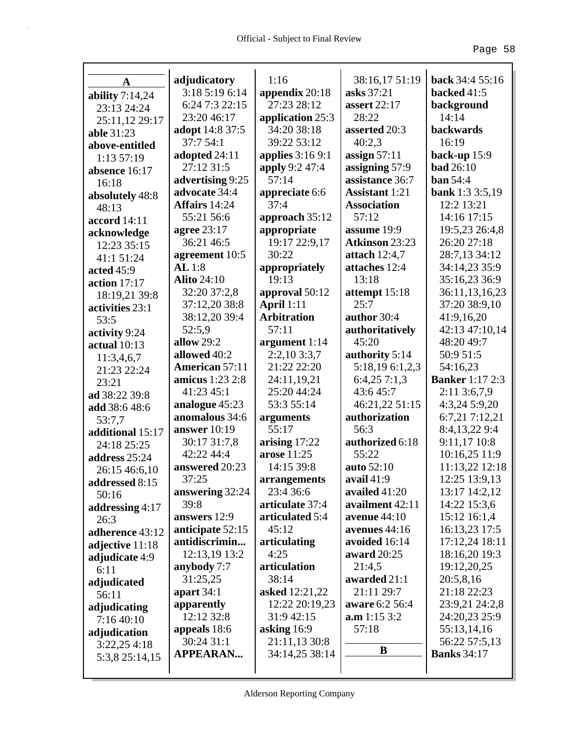## A

**ability** 7:14,24 23:13 24:24 25:11,12 29:17
**able** 31:23
**above-entitled** 1:13 57:19
**absence** 16:17 16:18
**absolutely** 48:8 48:13
**accord** 14:11
**acknowledge** 12:23 35:15 41:1 51:24
**acted** 45:9
**action** 17:17 18:19,21 39:8
**activities** 23:1 53:5
**activity** 9:24
**actual** 10:13 11:3,4,6,7 21:23 22:24 23:21
**ad** 38:22 39:8
**add** 38:6 48:6 53:7,7
**additional** 15:17 24:18 25:25
**address** 25:24 26:15 46:6,10
**addressed** 8:15 50:16
**addressing** 4:17 26:3
**adherence** 43:12
**adjective** 11:18
**adjudicate** 4:9 6:11
**adjudicated** 56:11
**adjudicating** 7:16 40:10
**adjudication** 3:22,25 4:18 5:3,8 25:14,15
**adjudicatory** 3:18 5:19 6:14 6:24 7:3 22:15 23:20 46:17
**adopt** 14:8 37:5 37:7 54:1
**adopted** 24:11 27:12 31:5
**advertising** 9:25
**advocate** 34:4
**Affairs** 14:24 55:21 56:6
**agree** 23:17 36:21 46:5
**agreement** 10:5
**AL** 1:8
**Alito** 24:10 32:20 37:2,8 37:12,20 38:8 38:12,20 39:4 52:5,9
**allow** 29:2
**allowed** 40:2
**American** 57:11
**amicus** 1:23 2:8 41:23 45:1
**analogue** 45:23
**anomalous** 34:6
**answer** 10:19 30:17 31:7,8 42:22 44:4
**answered** 20:23 37:25
**answering** 32:24 39:8
**answers** 12:9
**anticipate** 52:15
**antidiscrimin...** 12:13,19 13:2
**anybody** 7:7 31:25,25
**apart** 34:1
**apparently** 12:12 32:8
**appeals** 18:6 30:24 31:1
**APPEARAN...** 1:16
**appendix** 20:18 27:23 28:12
**application** 25:3 34:20 38:18 39:22 53:12
**applies** 3:16 9:1
**apply** 9:2 47:4 57:14
**appreciate** 6:6 37:4
**approach** 35:12
**appropriate** 19:17 22:9,17 30:22
**appropriately** 19:13
**approval** 50:12
**April** 1:11
**Arbitration** 57:11
**argument** 1:14 2:2,10 3:3,7 21:22 22:20 24:11,19,21 25:20 44:24 53:3 55:14
**arguments** 55:17
**arising** 17:22
**arose** 11:25 14:15 39:8
**arrangements** 23:4 36:6
**articulate** 37:4
**articulated** 5:4 45:12
**articulating** 4:25
**articulation** 38:14
**asked** 12:21,22 12:22 20:19,23 31:9 42:15
**asking** 16:9 21:11,13 30:8 34:14,25 38:14 38:16,17 51:19
**asks** 37:21
**assert** 22:17 28:22
**asserted** 20:3 40:2,3
**assign** 57:11
**assigning** 57:9
**assistance** 36:7
**Assistant** 1:21
**Association** 57:12
**assume** 19:9
**Atkinson** 23:23
**attach** 12:4,7
**attaches** 12:4 13:18
**attempt** 15:18 25:7
**author** 30:4
**authoritatively** 45:20
**authority** 5:14 5:18,19 6:1,2,3 6:4,25 7:1,3 43:6 45:7 46:21,22 51:15
**authorization** 56:3
**authorized** 6:18 55:22
**auto** 52:10
**avail** 41:9
**availed** 41:20
**availment** 42:11
**avenue** 44:10
**avenues** 44:16
**avoided** 16:14
**award** 20:25 21:4,5
**awarded** 21:1 21:11 29:7
**aware** 6:2 56:4
**a.m** 1:15 3:2 57:18

## B

**back** 34:4 55:16
**backed** 41:5
**background** 14:14
**backwards** 16:19
**back-up** 15:9
**bad** 26:10
**ban** 54:4
**bank** 1:3 3:5,19 12:2 13:21 14:16 17:15 19:5,23 26:4,8 26:20 27:18 28:7,13 34:12 34:14,23 35:9 35:16,23 36:9 36:11,13,16,23 37:20 38:9,10 41:9,16,20 42:13 47:10,14 48:20 49:7 50:9 51:5 54:16,23
**Banker** 1:17 2:3 2:11 3:6,7,9 4:3,24 5:9,20 6:7,21 7:12,21 8:4,13,22 9:4 9:11,17 10:8 10:16,25 11:9 11:13,22 12:18 12:25 13:9,13 13:17 14:2,12 14:22 15:3,6 15:12 16:1,4 16:13,23 17:5 17:12,24 18:11 18:16,20 19:3 19:12,20,25 20:5,8,16 21:18 22:23 23:9,21 24:2,8 24:20,23 25:9 55:13,14,16 56:22 57:5,13
**Banks** 34:17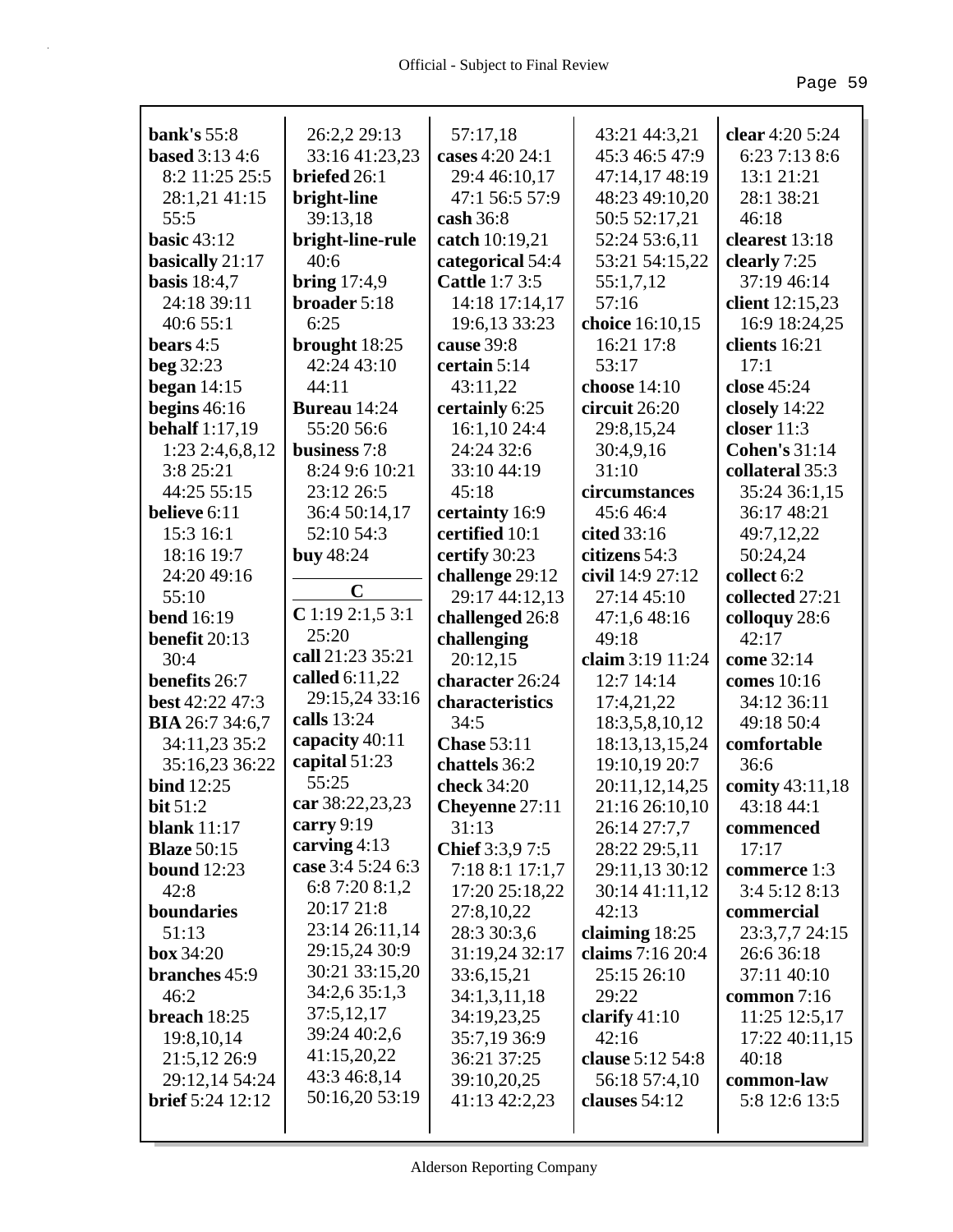**bank's** 55:8
**based** 3:13 4:6 8:2 11:25 25:5 28:1,21 41:15 55:5
**basic** 43:12
**basically** 21:17
**basis** 18:4,7 24:18 39:11 40:6 55:1
**bears** 4:5
**beg** 32:23
**began** 14:15
**begins** 46:16
**behalf** 1:17,19 1:23 2:4,6,8,12 3:8 25:21 44:25 55:15
**believe** 6:11 15:3 16:1 18:16 19:7 24:20 49:16 55:10
**bend** 16:19
**benefit** 20:13 30:4
**benefits** 26:7
**best** 42:22 47:3
**BIA** 26:7 34:6,7 34:11,23 35:2 35:16,23 36:22
**bind** 12:25
**bit** 51:2
**blank** 11:17
**Blaze** 50:15
**bound** 12:23 42:8
**boundaries** 51:13
**box** 34:20
**branches** 45:9 46:2
**breach** 18:25 19:8,10,14 21:5,12 26:9 29:12,14 54:24
**brief** 5:24 12:12 26:2,2 29:13 33:16 41:23,23
**briefed** 26:1
**bright-line** 39:13,18
**bright-line-rule** 40:6
**bring** 17:4,9
**broader** 5:18 6:25
**brought** 18:25 42:24 43:10 44:11
**Bureau** 14:24 55:20 56:6
**business** 7:8 8:24 9:6 10:21 23:12 26:5 36:4 50:14,17 52:10 54:3
**buy** 48:24

## C

**C** 1:19 2:1,5 3:1 25:20
**call** 21:23 35:21
**called** 6:11,22 29:15,24 33:16
**calls** 13:24
**capacity** 40:11
**capital** 51:23 55:25
**car** 38:22,23,23
**carry** 9:19
**carving** 4:13
**case** 3:4 5:24 6:3 6:8 7:20 8:1,2 20:17 21:8 23:14 26:11,14 29:15,24 30:9 30:21 33:15,20 34:2,6 35:1,3 37:5,12,17 39:24 40:2,6 41:15,20,22 43:3 46:8,14 50:16,20 53:19 57:17,18
**cases** 4:20 24:1 29:4 46:10,17 47:1 56:5 57:9
**cash** 36:8
**catch** 10:19,21
**categorical** 54:4
**Cattle** 1:7 3:5 14:18 17:14,17 19:6,13 33:23
**cause** 39:8
**certain** 5:14 43:11,22
**certainly** 6:25 16:1,10 24:4 24:24 32:6 33:10 44:19 45:18
**certainty** 16:9
**certified** 10:1
**certify** 30:23
**challenge** 29:12 29:17 44:12,13
**challenged** 26:8
**challenging** 20:12,15
**character** 26:24
**characteristics** 34:5
**Chase** 53:11
**chattels** 36:2
**check** 34:20
**Cheyenne** 27:11 31:13
**Chief** 3:3,9 7:5 7:18 8:1 17:1,7 17:20 25:18,22 27:8,10,22 28:3 30:3,6 31:19,24 32:17 33:6,15,21 34:1,3,11,18 34:19,23,25 35:7,19 36:9 36:21 37:25 39:10,20,25 41:13 42:2,23 43:21 44:3,21 45:3 46:5 47:9 47:14,17 48:19 48:23 49:10,20 50:5 52:17,21 52:24 53:6,11 53:21 54:15,22 55:1,7,12 57:16
**choice** 16:10,15 16:21 17:8 53:17
**choose** 14:10
**circuit** 26:20 29:8,15,24 30:4,9,16 31:10
**circumstances** 45:6 46:4
**cited** 33:16
**citizens** 54:3
**civil** 14:9 27:12 27:14 45:10 47:1,6 48:16 49:18
**claim** 3:19 11:24 12:7 14:14 17:4,21,22 18:3,5,8,10,12 18:13,13,15,24 19:10,19 20:7 20:11,12,14,25 21:16 26:10,10 26:14 27:7,7 28:22 29:5,11 29:11,13 30:12 30:14 41:11,12 42:13
**claiming** 18:25
**claims** 7:16 20:4 25:15 26:10 29:22
**clarify** 41:10 42:16
**clause** 5:12 54:8 56:18 57:4,10
**clauses** 54:12
**clear** 4:20 5:24 6:23 7:13 8:6 13:1 21:21 28:1 38:21 46:18
**clearest** 13:18
**clearly** 7:25 37:19 46:14
**client** 12:15,23 16:9 18:24,25
**clients** 16:21 17:1
**close** 45:24
**closely** 14:22
**closer** 11:3
**Cohen's** 31:14
**collateral** 35:3 35:24 36:1,15 36:17 48:21 49:7,12,22 50:24,24
**collect** 6:2
**collected** 27:21
**colloquy** 28:6 42:17
**come** 32:14
**comes** 10:16 34:12 36:11 49:18 50:4
**comfortable** 36:6
**comity** 43:11,18 43:18 44:1
**commenced** 17:17
**commerce** 1:3 3:4 5:12 8:13
**commercial** 23:3,7,7 24:15 26:6 36:18 37:11 40:10
**common** 7:16 11:25 12:5,17 17:22 40:11,15 40:18
**common-law** 5:8 12:6 13:5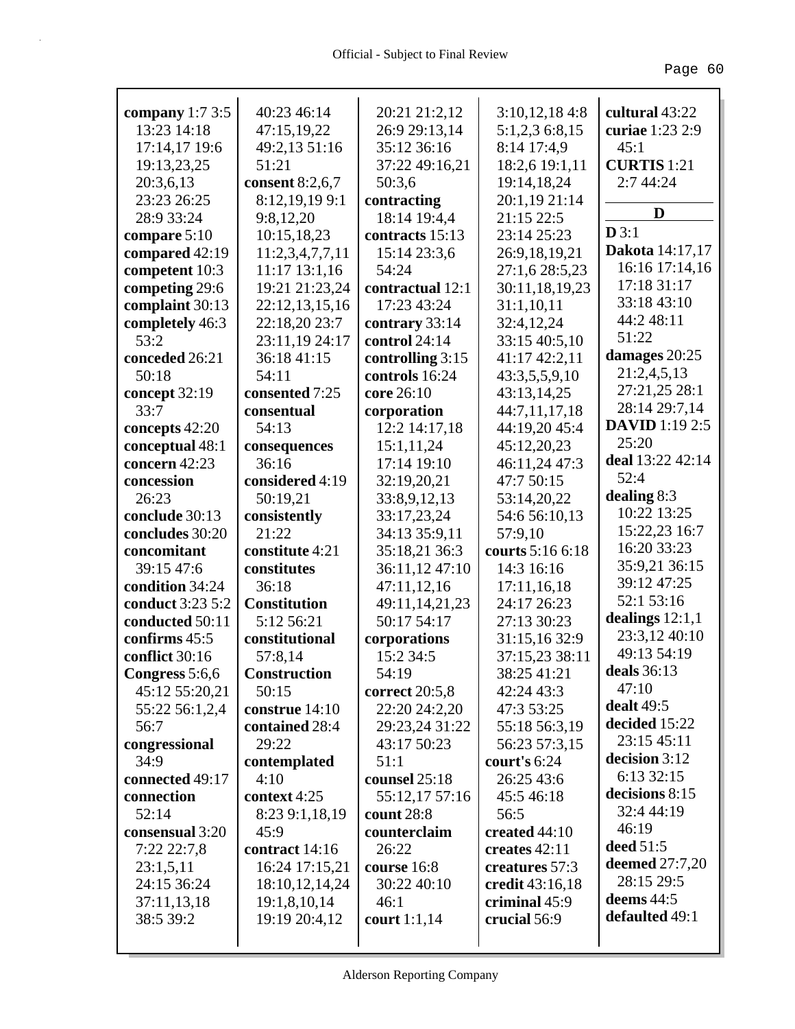**company** 1:7 3:5 13:23 14:18 17:14,17 19:6 19:13,23,25 20:3,6,13 23:23 26:25 28:9 33:24
**compare** 5:10
**compared** 42:19
**competent** 10:3
**competing** 29:6
**complaint** 30:13
**completely** 46:3 53:2
**conceded** 26:21 50:18
**concept** 32:19 33:7
**concepts** 42:20
**conceptual** 48:1
**concern** 42:23
**concession** 26:23
**conclude** 30:13
**concludes** 30:20
**concomitant** 39:15 47:6
**condition** 34:24
**conduct** 3:23 5:2
**conducted** 50:11
**confirms** 45:5
**conflict** 30:16
**Congress** 5:6,6 45:12 55:20,21 55:22 56:1,2,4 56:7
**congressional** 34:9
**connected** 49:17
**connection** 52:14
**consensual** 3:20 7:22 22:7,8 23:1,5,11 24:15 36:24 37:11,13,18 38:5 39:2 40:23 46:14 47:15,19,22 49:2,13 51:16 51:21
**consent** 8:2,6,7 8:12,19,19 9:1 9:8,12,20 10:15,18,23 11:2,3,4,7,7,11 11:17 13:1,16 19:21 21:23,24 22:12,13,15,16 22:18,20 23:7 23:11,19 24:17 36:18 41:15 54:11
**consented** 7:25
**consentual** 54:13
**consequences** 36:16
**considered** 4:19 50:19,21
**consistently** 21:22
**constitute** 4:21
**constitutes** 36:18
**Constitution** 5:12 56:21
**constitutional** 57:8,14
**Construction** 50:15
**construe** 14:10
**contained** 28:4 29:22
**contemplated** 4:10
**context** 4:25 8:23 9:1,18,19 45:9
**contract** 14:16 16:24 17:15,21 18:10,12,14,24 19:1,8,10,14 19:19 20:4,12 20:21 21:2,12 26:9 29:13,14 35:12 36:16 37:22 49:16,21 50:3,6
**contracting** 18:14 19:4,4
**contracts** 15:13 15:14 23:3,6 54:24
**contractual** 12:1 17:23 43:24
**contrary** 33:14
**control** 24:14
**controlling** 3:15
**controls** 16:24
**core** 26:10
**corporation** 12:2 14:17,18 15:1,11,24 17:14 19:10 32:19,20,21 33:8,9,12,13 33:17,23,24 34:13 35:9,11 35:18,21 36:3 36:11,12 47:10 47:11,12,16 49:11,14,21,23 50:17 54:17
**corporations** 15:2 34:5 54:19
**correct** 20:5,8 22:20 24:2,20 29:23,24 31:22 43:17 50:23 51:1
**counsel** 25:18 55:12,17 57:16
**count** 28:8
**counterclaim** 26:22
**course** 16:8 30:22 40:10 46:1
**court** 1:1,14 3:10,12,18 4:8 5:1,2,3 6:8,15 8:14 17:4,9 18:2,6 19:1,11 19:14,18,24 20:1,19 21:14 21:15 22:5 23:14 25:23 26:9,18,19,21 27:1,6 28:5,23 30:11,18,19,23 31:1,10,11 32:4,12,24 33:15 40:5,10 41:17 42:2,11 43:3,5,5,9,10 43:13,14,25 44:7,11,17,18 44:19,20 45:4 45:12,20,23 46:11,24 47:3 47:7 50:15 53:14,20,22 54:6 56:10,13 57:9,10
**courts** 5:16 6:18 14:3 16:16 17:11,16,18 24:17 26:23 27:13 30:23 31:15,16 32:9 37:15,23 38:11 38:25 41:21 42:24 43:3 47:3 53:25 55:18 56:3,19 56:23 57:3,15
**court's** 6:24 26:25 43:6 45:5 46:18 56:5
**created** 44:10
**creates** 42:11
**creatures** 57:3
**credit** 43:16,18
**criminal** 45:9
**crucial** 56:9
**cultural** 43:22
**curiae** 1:23 2:9 45:1
**CURTIS** 1:21 2:7 44:24

## D

**D** 3:1
**Dakota** 14:17,17 16:16 17:14,16 17:18 31:17 33:18 43:10 44:2 48:11 51:22
**damages** 20:25 21:2,4,5,13 27:21,25 28:1 28:14 29:7,14
**DAVID** 1:19 2:5 25:20
**deal** 13:22 42:14 52:4
**dealing** 8:3 10:22 13:25 15:22,23 16:7 16:20 33:23 35:9,21 36:15 39:12 47:25 52:1 53:16
**dealings** 12:1,1 23:3,12 40:10 49:13 54:19
**deals** 36:13 47:10
**dealt** 49:5
**decided** 15:22 23:15 45:11
**decision** 3:12 6:13 32:15
**decisions** 8:15 32:4 44:19 46:19
**deed** 51:5
**deemed** 27:7,20 28:15 29:5
**deems** 44:5
**defaulted** 49:1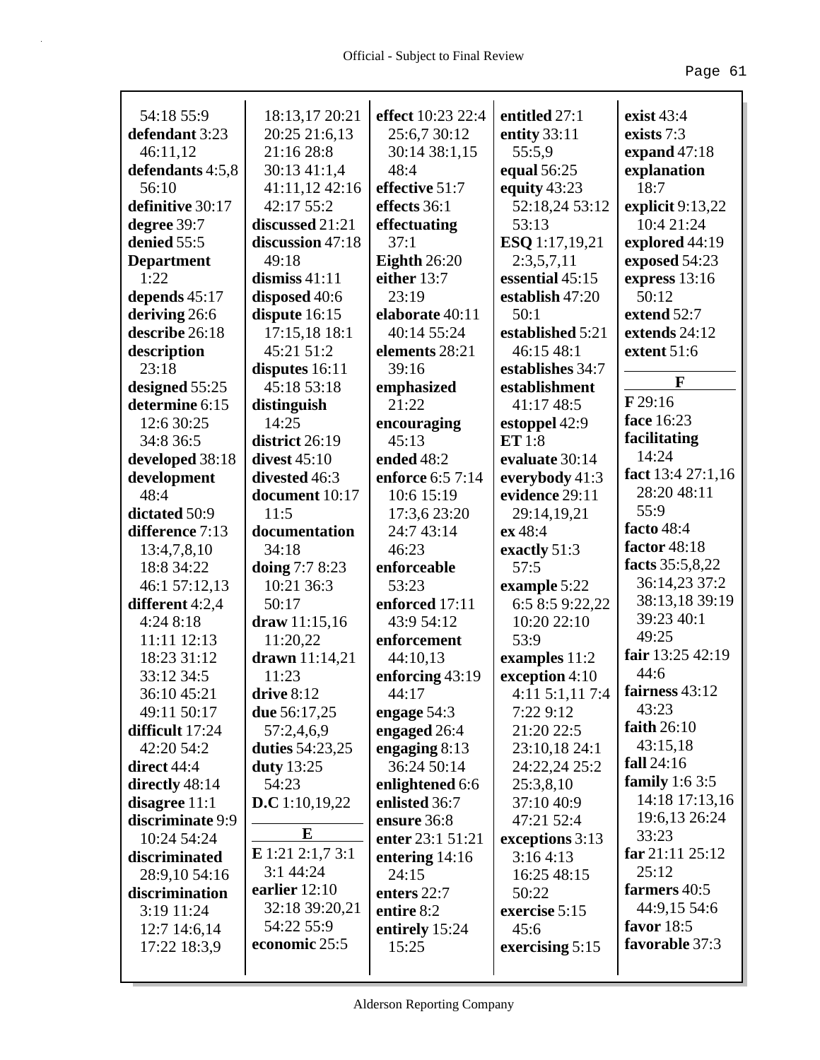54:18 55:9
**defendant** 3:23 46:11,12
**defendants** 4:5,8 56:10
**definitive** 30:17
**degree** 39:7
**denied** 55:5
**Department** 1:22
**depends** 45:17
**deriving** 26:6
**describe** 26:18
**description** 23:18
**designed** 55:25
**determine** 6:15 12:6 30:25 34:8 36:5
**developed** 38:18
**development** 48:4
**dictated** 50:9
**difference** 7:13 13:4,7,8,10 18:8 34:22 46:1 57:12,13
**different** 4:2,4 4:24 8:18 11:11 12:13 18:23 31:12 33:12 34:5 36:10 45:21 49:11 50:17
**difficult** 17:24 42:20 54:2
**direct** 44:4
**directly** 48:14
**disagree** 11:1
**discriminate** 9:9 10:24 54:24
**discriminated** 28:9,10 54:16
**discrimination** 3:19 11:24 12:7 14:6,14 17:22 18:3,9 18:13,17 20:21 20:25 21:6,13 21:16 28:8 30:13 41:1,4 41:11,12 42:16 42:17 55:2
**discussed** 21:21
**discussion** 47:18 49:18
**dismiss** 41:11
**disposed** 40:6
**dispute** 16:15 17:15,18 18:1 45:21 51:2
**disputes** 16:11 45:18 53:18
**distinguish** 14:25
**district** 26:19
**divest** 45:10
**divested** 46:3
**document** 10:17 11:5
**documentation** 34:18
**doing** 7:7 8:23 10:21 36:3 50:17
**draw** 11:15,16 11:20,22
**drawn** 11:14,21 11:23
**drive** 8:12
**due** 56:17,25 57:2,4,6,9
**duties** 54:23,25
**duty** 13:25 54:23
**D.C** 1:10,19,22

**E**

**E** 1:21 2:1,7 3:1 3:1 44:24
**earlier** 12:10 32:18 39:20,21 54:22 55:9
**economic** 25:5
**effect** 10:23 22:4 25:6,7 30:12 30:14 38:1,15 48:4
**effective** 51:7
**effects** 36:1
**effectuating** 37:1
**Eighth** 26:20
**either** 13:7 23:19
**elaborate** 40:11 40:14 55:24
**elements** 28:21 39:16
**emphasized** 21:22
**encouraging** 45:13
**ended** 48:2
**enforce** 6:5 7:14 10:6 15:19 17:3,6 23:20 24:7 43:14 46:23
**enforceable** 53:23
**enforced** 17:11 43:9 54:12
**enforcement** 44:10,13
**enforcing** 43:19 44:17
**engage** 54:3
**engaged** 26:4
**engaging** 8:13 36:24 50:14
**enlightened** 6:6
**enlisted** 36:7
**ensure** 36:8
**enter** 23:1 51:21
**entering** 14:16 24:15
**enters** 22:7
**entire** 8:2
**entirely** 15:24 15:25
**entitled** 27:1
**entity** 33:11 55:5,9
**equal** 56:25
**equity** 43:23 52:18,24 53:12 53:13
**ESQ** 1:17,19,21 2:3,5,7,11
**essential** 45:15
**establish** 47:20 50:1
**established** 5:21 46:15 48:1
**establishes** 34:7
**establishment** 41:17 48:5
**estoppel** 42:9
**ET** 1:8
**evaluate** 30:14
**everybody** 41:3
**evidence** 29:11 29:14,19,21
**ex** 48:4
**exactly** 51:3 57:5
**example** 5:22 6:5 8:5 9:22,22 10:20 22:10 53:9
**examples** 11:2
**exception** 4:10 4:11 5:1,11 7:4 7:22 9:12 21:20 22:5 23:10,18 24:1 24:22,24 25:2 25:3,8,10 37:10 40:9 47:21 52:4
**exceptions** 3:13 3:16 4:13 16:25 48:15 50:22
**exercise** 5:15 45:6
**exercising** 5:15
**exist** 43:4
**exists** 7:3
**expand** 47:18
**explanation** 18:7
**explicit** 9:13,22 10:4 21:24
**explored** 44:19
**exposed** 54:23
**express** 13:16 50:12
**extend** 52:7
**extends** 24:12
**extent** 51:6

**F**

**F** 29:16
**face** 16:23
**facilitating** 14:24
**fact** 13:4 27:1,16 28:20 48:11 55:9
**facto** 48:4
**factor** 48:18
**facts** 35:5,8,22 36:14,23 37:2 38:13,18 39:19 39:23 40:1 49:25
**fair** 13:25 42:19 44:6
**fairness** 43:12 43:23
**faith** 26:10 43:15,18
**fall** 24:16
**family** 1:6 3:5 14:18 17:13,16 19:6,13 26:24 33:23
**far** 21:11 25:12 25:12
**farmers** 40:5 44:9,15 54:6
**favor** 18:5
**favorable** 37:3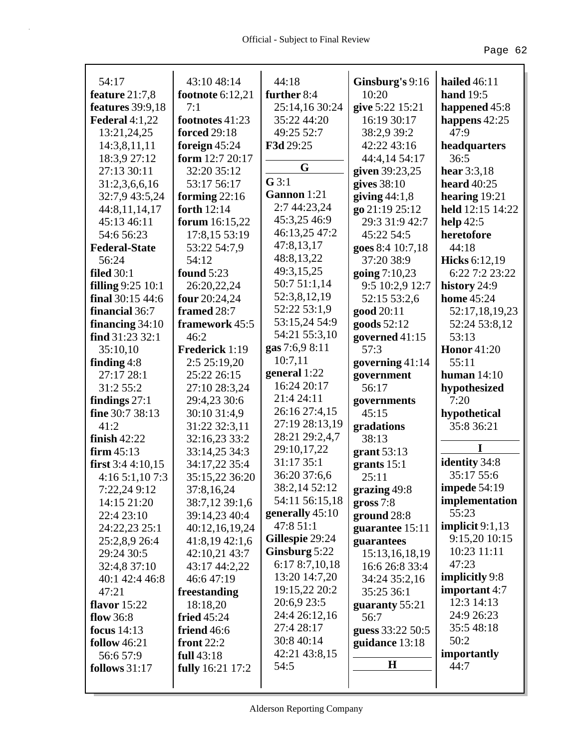54:17
**feature** 21:7,8
**features** 39:9,18
**Federal** 4:1,22
13:21,24,25
14:3,8,11,11
18:3,9 27:12
27:13 30:11
31:2,3,6,6,16
32:7,9 43:5,24
44:8,11,14,17
45:13 46:11
54:6 56:23
**Federal-State**
56:24
**filed** 30:1
**filling** 9:25 10:1
**final** 30:15 44:6
**financial** 36:7
**financing** 34:10
**find** 31:23 32:1
35:10,10
**finding** 4:8
27:17 28:1
31:2 55:2
**findings** 27:1
**fine** 30:7 38:13
41:2
**finish** 42:22
**firm** 45:13
**first** 3:4 4:10,15
4:16 5:1,10 7:3
7:22,24 9:12
14:15 21:20
22:4 23:10
24:22,23 25:1
25:2,8,9 26:4
29:24 30:5
32:4,8 37:10
40:1 42:4 46:8
47:21
**flavor** 15:22
**flow** 36:8
**focus** 14:13
**follow** 46:21
56:6 57:9
**follows** 31:17

43:10 48:14
**footnote** 6:12,21
7:1
**footnotes** 41:23
**forced** 29:18
**foreign** 45:24
**form** 12:7 20:17
32:20 35:12
53:17 56:17
**forming** 22:16
**forth** 12:14
**forum** 16:15,22
17:8,15 53:19
53:22 54:7,9
54:12
**found** 5:23
26:20,22,24
**four** 20:24,24
**framed** 28:7
**framework** 45:5
46:2
**Frederick** 1:19
2:5 25:19,20
25:22 26:15
27:10 28:3,24
29:4,23 30:6
30:10 31:4,9
31:22 32:3,11
32:16,23 33:2
33:14,25 34:3
34:17,22 35:4
35:15,22 36:20
37:8,16,24
38:7,12 39:1,6
39:14,23 40:4
40:12,16,19,24
41:8,19 42:1,6
42:10,21 43:7
43:17 44:2,22
46:6 47:19
**freestanding**
18:18,20
**fried** 45:24
**friend** 46:6
**front** 22:2
**full** 43:18
**fully** 16:21 17:2

44:18
**further** 8:4
25:14,16 30:24
35:22 44:20
49:25 52:7
**F3d** 29:25

**G**

**G** 3:1
**Gannon** 1:21
2:7 44:23,24
45:3,25 46:9
46:13,25 47:2
47:8,13,17
48:8,13,22
49:3,15,25
50:7 51:1,14
52:3,8,12,19
52:22 53:1,9
53:15,24 54:9
54:21 55:3,10
**gas** 7:6,9 8:11
10:7,11
**general** 1:22
16:24 20:17
21:4 24:11
26:16 27:4,15
27:19 28:13,19
28:21 29:2,4,7
29:10,17,22
31:17 35:1
36:20 37:6,6
38:2,14 52:12
54:11 56:15,18
**generally** 45:10
47:8 51:1
**Gillespie** 29:24
**Ginsburg** 5:22
6:17 8:7,10,18
13:20 14:7,20
19:15,22 20:2
20:6,9 23:5
24:4 26:12,16
27:4 28:17
30:8 40:14
42:21 43:8,15
54:5

**Ginsburg's** 9:16
10:20
**give** 5:22 15:21
16:19 30:17
38:2,9 39:2
42:22 43:16
44:4,14 54:17
**given** 39:23,25
**gives** 38:10
**giving** 44:1,8
**go** 21:19 25:12
29:3 31:9 42:7
45:22 54:5
**goes** 8:4 10:7,18
37:20 38:9
**going** 7:10,23
9:5 10:2,9 12:7
52:15 53:2,6
**good** 20:11
**goods** 52:12
**governed** 41:15
57:3
**governing** 41:14
**government**
56:17
**governments**
45:15
**gradations**
38:13
**grant** 53:13
**grants** 15:1
25:11
**grazing** 49:8
**gross** 7:8
**ground** 28:8
**guarantee** 15:11
**guarantees**
15:13,16,18,19
16:6 26:8 33:4
34:24 35:2,16
35:25 36:1
**guaranty** 55:21
56:7
**guess** 33:22 50:5
**guidance** 13:18

**H**

**hailed** 46:11
**hand** 19:5
**happened** 45:8
**happens** 42:25
47:9
**headquarters**
36:5
**hear** 3:3,18
**heard** 40:25
**hearing** 19:21
**held** 12:15 14:22
**help** 42:5
**heretofore**
44:18
**Hicks** 6:12,19
6:22 7:2 23:22
**history** 24:9
**home** 45:24
52:17,18,19,23
52:24 53:8,12
53:13
**Honor** 41:20
55:11
**human** 14:10
**hypothesized**
7:20
**hypothetical**
35:8 36:21

**I**

**identity** 34:8
35:17 55:6
**impede** 54:19
**implementation**
55:23
**implicit** 9:1,13
9:15,20 10:15
10:23 11:11
47:23
**implicitly** 9:8
**important** 4:7
12:3 14:13
24:9 26:23
35:5 48:18
50:2
**importantly**
44:7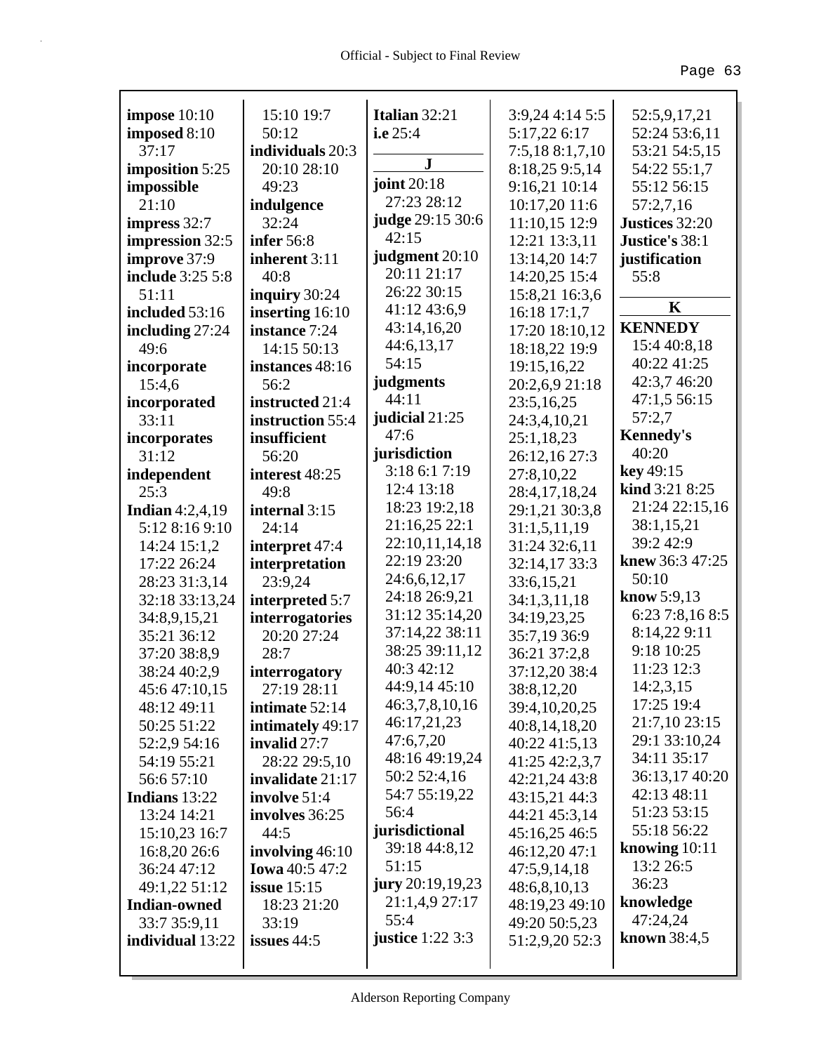**impose** 10:10
**imposed** 8:10 37:17
**imposition** 5:25
**impossible** 21:10
**impress** 32:7
**impression** 32:5
**improve** 37:9
**include** 3:25 5:8 51:11
**included** 53:16
**including** 27:24 49:6
**incorporate** 15:4,6
**incorporated** 33:11
**incorporates** 31:12
**independent** 25:3
**Indian** 4:2,4,19 5:12 8:16 9:10 14:24 15:1,2 17:22 26:24 28:23 31:3,14 32:18 33:13,24 34:8,9,15,21 35:21 36:12 37:20 38:8,9 38:24 40:2,9 45:6 47:10,15 48:12 49:11 50:25 51:22 52:2,9 54:16 54:19 55:21 56:6 57:10
**Indians** 13:22 13:24 14:21 15:10,23 16:7 16:8,20 26:6 36:24 47:12 49:1,22 51:12
**Indian-owned** 33:7 35:9,11
**individual** 13:22 15:10 19:7 50:12
**individuals** 20:3 20:10 28:10 49:23
**indulgence** 32:24
**infer** 56:8
**inherent** 3:11 40:8
**inquiry** 30:24
**inserting** 16:10
**instance** 7:24 14:15 50:13
**instances** 48:16 56:2
**instructed** 21:4
**instruction** 55:4
**insufficient** 56:20
**interest** 48:25 49:8
**internal** 3:15 24:14
**interpret** 47:4
**interpretation** 23:9,24
**interpreted** 5:7
**interrogatories** 20:20 27:24 28:7
**interrogatory** 27:19 28:11
**intimate** 52:14
**intimately** 49:17
**invalid** 27:7 28:22 29:5,10
**invalidate** 21:17
**involve** 51:4
**involves** 36:25 44:5
**involving** 46:10
**Iowa** 40:5 47:2
**issue** 15:15 18:23 21:20 33:19
**issues** 44:5
**Italian** 32:21
**i.e** 25:4

**J**

**joint** 20:18 27:23 28:12
**judge** 29:15 30:6 42:15
**judgment** 20:10 20:11 21:17 26:22 30:15 41:12 43:6,9 43:14,16,20 44:6,13,17 54:15
**judgments** 44:11
**judicial** 21:25 47:6
**jurisdiction** 3:18 6:1 7:19 12:4 13:18 18:23 19:2,18 21:16,25 22:1 22:10,11,14,18 22:19 23:20 24:6,6,12,17 24:18 26:9,21 31:12 35:14,20 37:14,22 38:11 38:25 39:11,12 40:3 42:12 44:9,14 45:10 46:3,7,8,10,16 46:17,21,23 47:6,7,20 48:16 49:19,24 50:2 52:4,16 54:7 55:19,22 56:4
**jurisdictional** 39:18 44:8,12 51:15
**jury** 20:19,19,23 21:1,4,9 27:17 55:4
**justice** 1:22 3:3 3:9,24 4:14 5:5 5:17,22 6:17 7:5,18 8:1,7,10 8:18,25 9:5,14 9:16,21 10:14 10:17,20 11:6 11:10,15 12:9 12:21 13:3,11 13:14,20 14:7 14:20,25 15:4 15:8,21 16:3,6 16:18 17:1,7 17:20 18:10,12 18:18,22 19:9 19:15,16,22 20:2,6,9 21:18 23:5,16,25 24:3,4,10,21 25:1,18,23 26:12,16 27:3 27:8,10,22 28:4,17,18,24 29:1,21 30:3,8 31:1,5,11,19 31:24 32:6,11 32:14,17 33:3 33:6,15,21 34:1,3,11,18 34:19,23,25 35:7,19 36:9 36:21 37:2,8 37:12,20 38:4 38:8,12,20 39:4,10,20,25 40:8,14,18,20 40:22 41:5,13 41:25 42:2,3,7 42:21,24 43:8 43:15,21 44:3 44:21 45:3,14 45:16,25 46:5 46:12,20 47:1 47:5,9,14,18 48:6,8,10,13 48:19,23 49:10 49:20 50:5,23 51:2,9,20 52:3 52:5,9,17,21 52:24 53:6,11 53:21 54:5,15 54:22 55:1,7 55:12 56:15 57:2,7,16
**Justices** 32:20
**Justice's** 38:1
**justification** 55:8

**K**

**KENNEDY** 15:4 40:8,18 40:22 41:25 42:3,7 46:20 47:1,5 56:15 57:2,7
**Kennedy's** 40:20
**key** 49:15
**kind** 3:21 8:25 21:24 22:15,16 38:1,15,21 39:2 42:9
**knew** 36:3 47:25 50:10
**know** 5:9,13 6:23 7:8,16 8:5 8:14,22 9:11 9:18 10:25 11:23 12:3 14:2,3,15 17:25 19:4 21:7,10 23:15 29:1 33:10,24 34:11 35:17 36:13,17 40:20 42:13 48:11 51:23 53:15 55:18 56:22
**knowing** 10:11 13:2 26:5 36:23
**knowledge** 47:24,24
**known** 38:4,5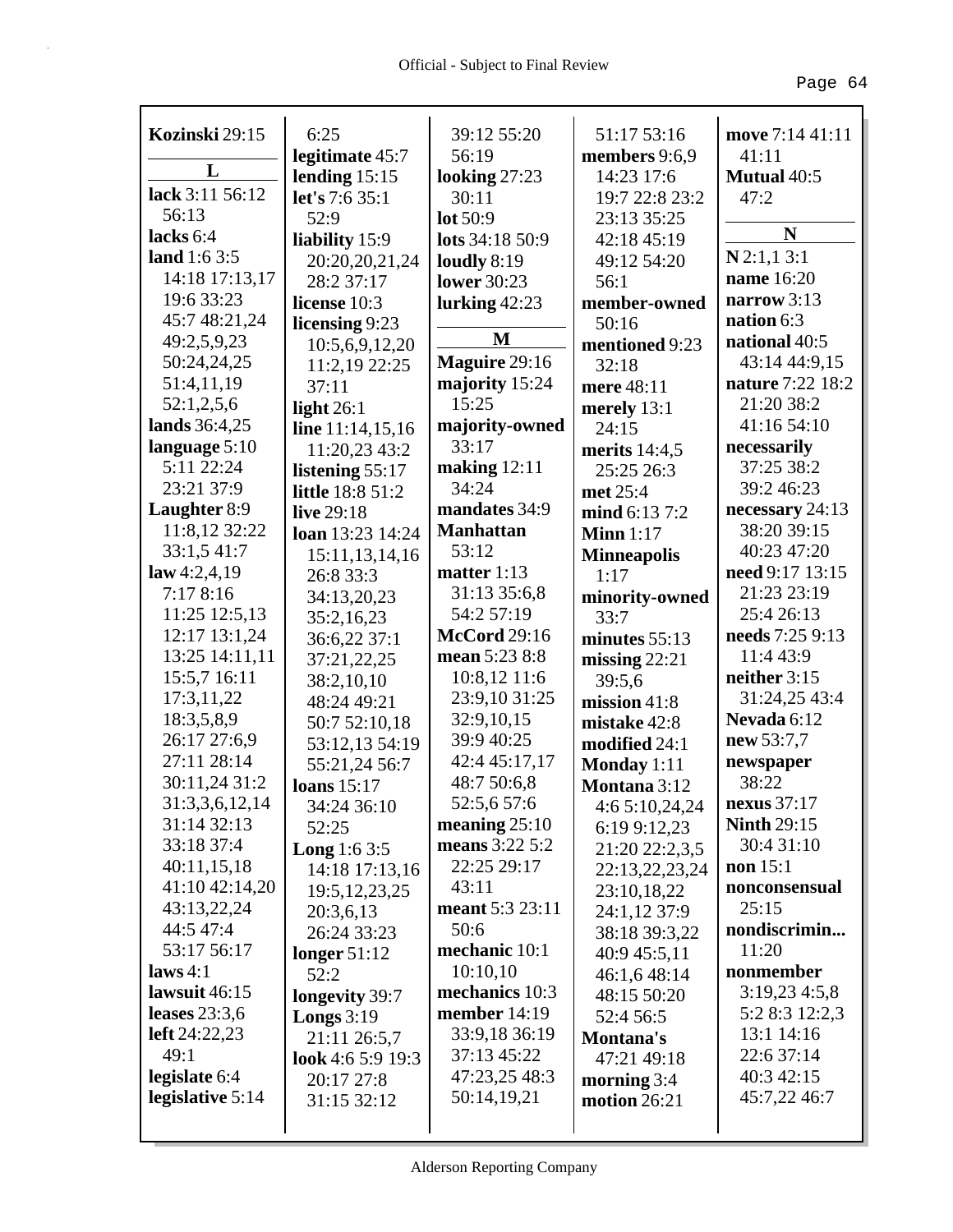**Kozinski** 29:15

**L**

**lack** 3:11 56:12 56:13
**lacks** 6:4
**land** 1:6 3:5 14:18 17:13,17 19:6 33:23 45:7 48:21,24 49:2,5,9,23 50:24,24,25 51:4,11,19 52:1,2,5,6
**lands** 36:4,25
**language** 5:10 5:11 22:24 23:21 37:9
**Laughter** 8:9 11:8,12 32:22 33:1,5 41:7
**law** 4:2,4,19 7:17 8:16 11:25 12:5,13 12:17 13:1,24 13:25 14:11,11 15:5,7 16:11 17:3,11,22 18:3,5,8,9 26:17 27:6,9 27:11 28:14 30:11,24 31:2 31:3,3,6,12,14 31:14 32:13 33:18 37:4 40:11,15,18 41:10 42:14,20 43:13,22,24 44:5 47:4 53:17 56:17
**laws** 4:1
**lawsuit** 46:15
**leases** 23:3,6
**left** 24:22,23 49:1
**legislate** 6:4
**legislative** 5:14 6:25
**legitimate** 45:7
**lending** 15:15
**let's** 7:6 35:1 52:9
**liability** 15:9 20:20,20,21,24 28:2 37:17
**license** 10:3
**licensing** 9:23 10:5,6,9,12,20 11:2,19 22:25 37:11
**light** 26:1
**line** 11:14,15,16 11:20,23 43:2
**listening** 55:17
**little** 18:8 51:2
**live** 29:18
**loan** 13:23 14:24 15:11,13,14,16 26:8 33:3 34:13,20,23 35:2,16,23 36:6,22 37:1 37:21,22,25 38:2,10,10 48:24 49:21 50:7 52:10,18 53:12,13 54:19 55:21,24 56:7
**loans** 15:17 34:24 36:10 52:25
**Long** 1:6 3:5 14:18 17:13,16 19:5,12,23,25 20:3,6,13 26:24 33:23
**longer** 51:12 52:2
**longevity** 39:7
**Longs** 3:19 21:11 26:5,7
**look** 4:6 5:9 19:3 20:17 27:8 31:15 32:12 39:12 55:20 56:19
**looking** 27:23 30:11
**lot** 50:9
**lots** 34:18 50:9
**loudly** 8:19
**lower** 30:23
**lurking** 42:23

**M**

**Maguire** 29:16
**majority** 15:24 15:25
**majority-owned** 33:17
**making** 12:11 34:24
**mandates** 34:9
**Manhattan** 53:12
**matter** 1:13 31:13 35:6,8 54:2 57:19
**McCord** 29:16
**mean** 5:23 8:8 10:8,12 11:6 23:9,10 31:25 32:9,10,15 39:9 40:25 42:4 45:17,17 48:7 50:6,8 52:5,6 57:6
**meaning** 25:10
**means** 3:22 5:2 22:25 29:17 43:11
**meant** 5:3 23:11 50:6
**mechanic** 10:1 10:10,10
**mechanics** 10:3
**member** 14:19 33:9,18 36:19 37:13 45:22 47:23,25 48:3 50:14,19,21 51:17 53:16
**members** 9:6,9 14:23 17:6 19:7 22:8 23:2 23:13 35:25 42:18 45:19 49:12 54:20 56:1
**member-owned** 50:16
**mentioned** 9:23 32:18
**mere** 48:11
**merely** 13:1 24:15
**merits** 14:4,5 25:25 26:3
**met** 25:4
**mind** 6:13 7:2
**Minn** 1:17
**Minneapolis** 1:17
**minority-owned** 33:7
**minutes** 55:13
**missing** 22:21 39:5,6
**mission** 41:8
**mistake** 42:8
**modified** 24:1
**Monday** 1:11
**Montana** 3:12 4:6 5:10,24,24 6:19 9:12,23 21:20 22:2,3,5 22:13,22,23,24 23:10,18,22 24:1,12 37:9 38:18 39:3,22 40:9 45:5,11 46:1,6 48:14 48:15 50:20 52:4 56:5
**Montana's** 47:21 49:18
**morning** 3:4
**motion** 26:21
**move** 7:14 41:11 41:11
**Mutual** 40:5 47:2

**N**

**N** 2:1,1 3:1
**name** 16:20
**narrow** 3:13
**nation** 6:3
**national** 40:5 43:14 44:9,15
**nature** 7:22 18:2 21:20 38:2 41:16 54:10
**necessarily** 37:25 38:2 39:2 46:23
**necessary** 24:13 38:20 39:15 40:23 47:20
**need** 9:17 13:15 21:23 23:19 25:4 26:13
**needs** 7:25 9:13 11:4 43:9
**neither** 3:15 31:24,25 43:4
**Nevada** 6:12
**new** 53:7,7
**newspaper** 38:22
**nexus** 37:17
**Ninth** 29:15 30:4 31:10
**non** 15:1
**nonconsensual** 25:15
**nondiscrimin...** 11:20
**nonmember** 3:19,23 4:5,8 5:2 8:3 12:2,3 13:1 14:16 22:6 37:14 40:3 42:15 45:7,22 46:7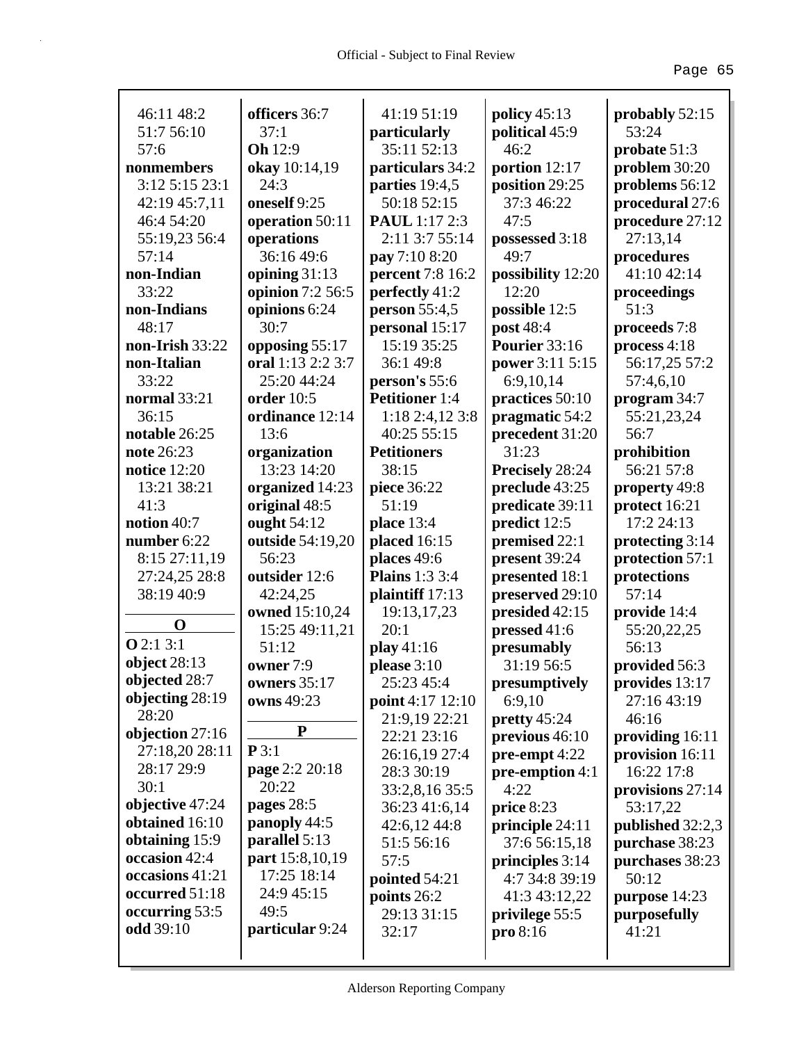46:11 48:2 51:7 56:10 57:6
**nonmembers** 3:12 5:15 23:1 42:19 45:7,11 46:4 54:20 55:19,23 56:4 57:14
**non-Indian** 33:22
**non-Indians** 48:17
**non-Irish** 33:22
**non-Italian** 33:22
**normal** 33:21 36:15
**notable** 26:25
**note** 26:23
**notice** 12:20 13:21 38:21 41:3
**notion** 40:7
**number** 6:22 8:15 27:11,19 27:24,25 28:8 38:19 40:9

**O**

**O** 2:1 3:1
**object** 28:13
**objected** 28:7
**objecting** 28:19 28:20
**objection** 27:16 27:18,20 28:11 28:17 29:9 30:1
**objective** 47:24
**obtained** 16:10
**obtaining** 15:9
**occasion** 42:4
**occasions** 41:21
**occurred** 51:18
**occurring** 53:5
**odd** 39:10
**officers** 36:7 37:1
**Oh** 12:9
**okay** 10:14,19 24:3
**oneself** 9:25
**operation** 50:11
**operations** 36:16 49:6
**opining** 31:13
**opinion** 7:2 56:5
**opinions** 6:24 30:7
**opposing** 55:17
**oral** 1:13 2:2 3:7 25:20 44:24
**order** 10:5
**ordinance** 12:14 13:6
**organization** 13:23 14:20
**organized** 14:23
**original** 48:5
**ought** 54:12
**outside** 54:19,20 56:23
**outsider** 12:6 42:24,25
**owned** 15:10,24 15:25 49:11,21 51:12
**owner** 7:9
**owners** 35:17
**owns** 49:23

**P**

**P** 3:1
**page** 2:2 20:18 20:22
**pages** 28:5
**panoply** 44:5
**parallel** 5:13
**part** 15:8,10,19 17:25 18:14 24:9 45:15 49:5
**particular** 9:24
41:19 51:19
**particularly** 35:11 52:13
**particulars** 34:2
**parties** 19:4,5 50:18 52:15
**PAUL** 1:17 2:3 2:11 3:7 55:14
**pay** 7:10 8:20
**percent** 7:8 16:2
**perfectly** 41:2
**person** 55:4,5
**personal** 15:17 15:19 35:25 36:1 49:8
**person's** 55:6
**Petitioner** 1:4 1:18 2:4,12 3:8 40:25 55:15
**Petitioners** 38:15
**piece** 36:22 51:19
**place** 13:4
**placed** 16:15
**places** 49:6
**Plains** 1:3 3:4
**plaintiff** 17:13 19:13,17,23 20:1
**play** 41:16
**please** 3:10 25:23 45:4
**point** 4:17 12:10 21:9,19 22:21 22:21 23:16 26:16,19 27:4 28:3 30:19 33:2,8,16 35:5 36:23 41:6,14 42:6,12 44:8 51:5 56:16 57:5
**pointed** 54:21
**points** 26:2 29:13 31:15 32:17
**policy** 45:13
**political** 45:9 46:2
**portion** 12:17
**position** 29:25 37:3 46:22 47:5
**possessed** 3:18 49:7
**possibility** 12:20 12:20
**possible** 12:5
**post** 48:4
**Pourier** 33:16
**power** 3:11 5:15 6:9,10,14
**practices** 50:10
**pragmatic** 54:2
**precedent** 31:20 31:23
**Precisely** 28:24
**preclude** 43:25
**predicate** 39:11
**predict** 12:5
**premised** 22:1
**present** 39:24
**presented** 18:1
**preserved** 29:10
**presided** 42:15
**pressed** 41:6
**presumably** 31:19 56:5
**presumptively** 6:9,10
**pretty** 45:24
**previous** 46:10
**pre-empt** 4:22
**pre-emption** 4:1 4:22
**price** 8:23
**principle** 24:11 37:6 56:15,18
**principles** 3:14 4:7 34:8 39:19 41:3 43:12,22
**privilege** 55:5
**pro** 8:16
**probably** 52:15 53:24
**probate** 51:3
**problem** 30:20
**problems** 56:12
**procedural** 27:6
**procedure** 27:12 27:13,14
**procedures** 41:10 42:14
**proceedings** 51:3
**proceeds** 7:8
**process** 4:18 56:17,25 57:2 57:4,6,10
**program** 34:7 55:21,23,24 56:7
**prohibition** 56:21 57:8
**property** 49:8
**protect** 16:21 17:2 24:13
**protecting** 3:14
**protection** 57:1
**protections** 57:14
**provide** 14:4 55:20,22,25 56:13
**provided** 56:3
**provides** 13:17 27:16 43:19 46:16
**providing** 16:11
**provision** 16:11 16:22 17:8
**provisions** 27:14 53:17,22
**published** 32:2,3
**purchase** 38:23
**purchases** 38:23 50:12
**purpose** 14:23
**purposefully** 41:21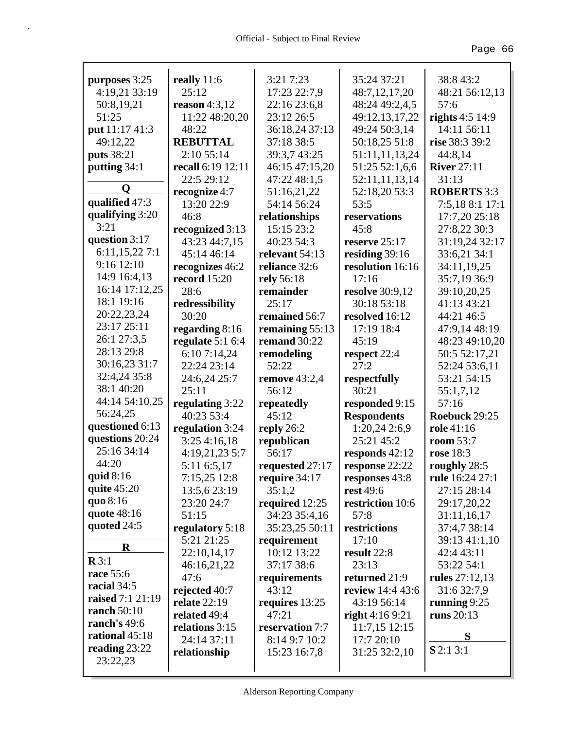**purposes** 3:25 4:19,21 33:19 50:8,19,21 51:25
**put** 11:17 41:3 49:12,22
**puts** 38:21
**putting** 34:1

**Q**

**qualified** 47:3
**qualifying** 3:20 3:21
**question** 3:17 6:11,15,22 7:1 9:16 12:10 14:9 16:4,13 16:14 17:12,25 18:1 19:16 20:22,23,24 23:17 25:11 26:1 27:3,5 28:13 29:8 30:16,23 31:7 32:4,24 35:8 38:1 40:20 44:14 54:10,25 56:24,25
**questioned** 6:13
**questions** 20:24 25:16 34:14 44:20
**quid** 8:16
**quite** 45:20
**quo** 8:16
**quote** 48:16
**quoted** 24:5

**R**

**R** 3:1
**race** 55:6
**racial** 34:5
**raised** 7:1 21:19
**ranch** 50:10
**ranch's** 49:6
**rational** 45:18
**reading** 23:22 23:22,23
**really** 11:6 25:12
**reason** 4:3,12 11:22 48:20,20 48:22
**REBUTTAL** 2:10 55:14
**recall** 6:19 12:11 22:5 29:12
**recognize** 4:7 13:20 22:9 46:8
**recognized** 3:13 43:23 44:7,15 45:14 46:14
**recognizes** 46:2
**record** 15:20 28:6
**redressibility** 30:20
**regarding** 8:16
**regulate** 5:1 6:4 6:10 7:14,24 22:24 23:14 24:6,24 25:7 25:11
**regulating** 3:22 40:23 53:4
**regulation** 3:24 3:25 4:16,18 4:19,21,23 5:7 5:11 6:5,17 7:15,25 12:8 13:5,6 23:19 23:20 24:7 51:15
**regulatory** 5:18 5:21 21:25 22:10,14,17 46:16,21,22 47:6
**rejected** 40:7
**relate** 22:19
**related** 49:4
**relations** 3:15 24:14 37:11
**relationship** 3:21 7:23 17:23 22:7,9 22:16 23:6,8 23:12 26:5 36:18,24 37:13 37:18 38:5 39:3,7 43:25 46:15 47:15,20 47:22 48:1,5 51:16,21,22 54:14 56:24
**relationships** 15:15 23:2 40:23 54:3
**relevant** 54:13
**reliance** 32:6
**rely** 56:18
**remainder** 25:17
**remained** 56:7
**remaining** 55:13
**remand** 30:22
**remodeling** 52:22
**remove** 43:2,4 56:12
**repeatedly** 45:12
**reply** 26:2
**republican** 56:17
**requested** 27:17
**require** 34:17 35:1,2
**required** 12:25 34:23 35:4,16 35:23,25 50:11
**requirement** 10:12 13:22 37:17 38:6
**requirements** 43:12
**requires** 13:25 47:21
**reservation** 7:7 8:14 9:7 10:2 15:23 16:7,8 35:24 37:21 48:7,12,17,20 48:24 49:2,4,5 49:12,13,17,22 49:24 50:3,14 50:18,25 51:8 51:11,11,13,24 51:25 52:1,6,6 52:11,11,13,14 52:18,20 53:3 53:5
**reservations** 45:8
**reserve** 25:17
**residing** 39:16
**resolution** 16:16 17:16
**resolve** 30:9,12 30:18 53:18
**resolved** 16:12 17:19 18:4 45:19
**respect** 22:4 27:2
**respectfully** 30:21
**responded** 9:15
**Respondents** 1:20,24 2:6,9 25:21 45:2
**responds** 42:12
**response** 22:22
**responses** 43:8
**rest** 49:6
**restriction** 10:6 57:8
**restrictions** 17:10
**result** 22:8 23:13
**returned** 21:9
**review** 14:4 43:6 43:19 56:14
**right** 4:16 9:21 11:7,15 12:15 17:7 20:10 31:25 32:2,10 38:8 43:2 48:21 56:12,13 57:6
**rights** 4:5 14:9 14:11 56:11
**rise** 38:3 39:2 44:8,14
**River** 27:11 31:13
**ROBERTS** 3:3 7:5,18 8:1 17:1 17:7,20 25:18 27:8,22 30:3 31:19,24 32:17 33:6,21 34:1 34:11,19,25 35:7,19 36:9 39:10,20,25 41:13 43:21 44:21 46:5 47:9,14 48:19 48:23 49:10,20 50:5 52:17,21 52:24 53:6,11 53:21 54:15 55:1,7,12 57:16
**Roebuck** 29:25
**role** 41:16
**room** 53:7
**rose** 18:3
**roughly** 28:5
**rule** 16:24 27:1 27:15 28:14 29:17,20,22 31:11,16,17 37:4,7 38:14 39:13 41:1,10 42:4 43:11 53:22 54:1
**rules** 27:12,13 31:6 32:7,9
**running** 9:25
**runs** 20:13

**S**

**S** 2:1 3:1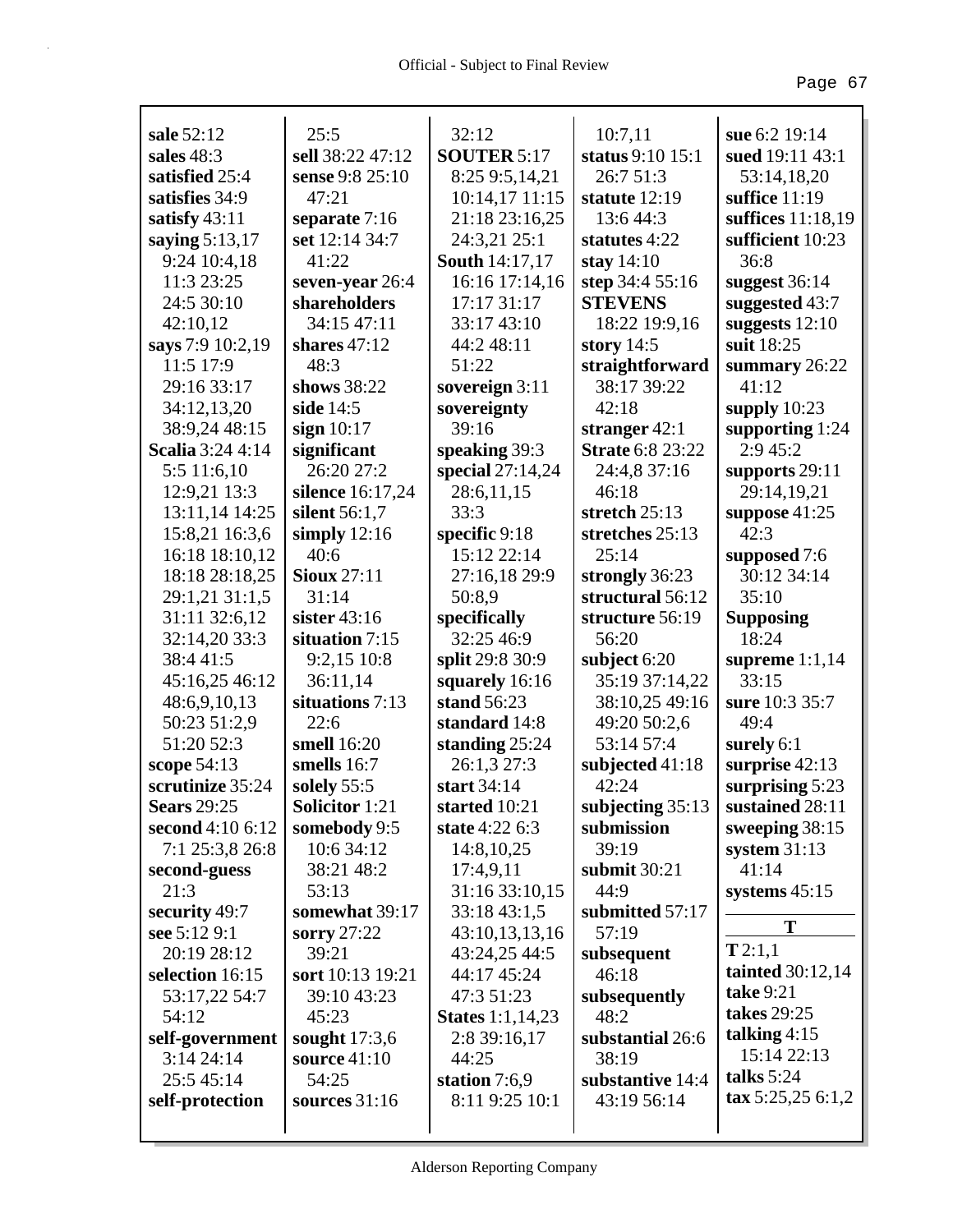**sale** 52:12
**sales** 48:3
**satisfied** 25:4
**satisfies** 34:9
**satisfy** 43:11
**saying** 5:13,17 9:24 10:4,18 11:3 23:25 24:5 30:10 42:10,12
**says** 7:9 10:2,19 11:5 17:9 29:16 33:17 34:12,13,20 38:9,24 48:15
**Scalia** 3:24 4:14 5:5 11:6,10 12:9,21 13:3 13:11,14 14:25 15:8,21 16:3,6 16:18 18:10,12 18:18 28:18,25 29:1,21 31:1,5 31:11 32:6,12 32:14,20 33:3 38:4 41:5 45:16,25 46:12 48:6,9,10,13 50:23 51:2,9 51:20 52:3
**scope** 54:13
**scrutinize** 35:24
**Sears** 29:25
**second** 4:10 6:12 7:1 25:3,8 26:8
**second-guess** 21:3
**security** 49:7
**see** 5:12 9:1 20:19 28:12
**selection** 16:15 53:17,22 54:7 54:12
**self-government** 3:14 24:14 25:5 45:14
**self-protection** 25:5
**sell** 38:22 47:12
**sense** 9:8 25:10 47:21
**separate** 7:16
**set** 12:14 34:7 41:22
**seven-year** 26:4
**shareholders** 34:15 47:11
**shares** 47:12 48:3
**shows** 38:22
**side** 14:5
**sign** 10:17
**significant** 26:20 27:2
**silence** 16:17,24
**silent** 56:1,7
**simply** 12:16 40:6
**Sioux** 27:11 31:14
**sister** 43:16
**situation** 7:15 9:2,15 10:8 36:11,14
**situations** 7:13 22:6
**smell** 16:20
**smells** 16:7
**solely** 55:5
**Solicitor** 1:21
**somebody** 9:5 10:6 34:12 38:21 48:2 53:13
**somewhat** 39:17
**sorry** 27:22 39:21
**sort** 10:13 19:21 39:10 43:23 45:23
**sought** 17:3,6
**source** 41:10 54:25
**sources** 31:16 32:12
**SOUTER** 5:17 8:25 9:5,14,21 10:14,17 11:15 21:18 23:16,25 24:3,21 25:1
**South** 14:17,17 16:16 17:14,16 17:17 31:17 33:17 43:10 44:2 48:11 51:22
**sovereign** 3:11
**sovereignty** 39:16
**speaking** 39:3
**special** 27:14,24 28:6,11,15 33:3
**specific** 9:18 15:12 22:14 27:16,18 29:9 50:8,9
**specifically** 32:25 46:9
**split** 29:8 30:9
**squarely** 16:16
**stand** 56:23
**standard** 14:8
**standing** 25:24 26:1,3 27:3
**start** 34:14
**started** 10:21
**state** 4:22 6:3 14:8,10,25 17:4,9,11 31:16 33:10,15 33:18 43:1,5 43:10,13,13,16 43:24,25 44:5 44:17 45:24 47:3 51:23
**States** 1:1,14,23 2:8 39:16,17 44:25
**station** 7:6,9 8:11 9:25 10:1 10:7,11
**status** 9:10 15:1 26:7 51:3
**statute** 12:19 13:6 44:3
**statutes** 4:22
**stay** 14:10
**step** 34:4 55:16
**STEVENS** 18:22 19:9,16
**story** 14:5
**straightforward** 38:17 39:22 42:18
**stranger** 42:1
**Strate** 6:8 23:22 24:4,8 37:16 46:18
**stretch** 25:13
**stretches** 25:13 25:14
**strongly** 36:23
**structural** 56:12
**structure** 56:19 56:20
**subject** 6:20 35:19 37:14,22 38:10,25 49:16 49:20 50:2,6 53:14 57:4
**subjected** 41:18 42:24
**subjecting** 35:13
**submission** 39:19
**submit** 30:21 44:9
**submitted** 57:17 57:19
**subsequent** 46:18
**subsequently** 48:2
**substantial** 26:6 38:19
**substantive** 14:4 43:19 56:14
**sue** 6:2 19:14
**sued** 19:11 43:1 53:14,18,20
**suffice** 11:19
**suffices** 11:18,19
**sufficient** 10:23 36:8
**suggest** 36:14
**suggested** 43:7
**suggests** 12:10
**suit** 18:25
**summary** 26:22 41:12
**supply** 10:23
**supporting** 1:24 2:9 45:2
**supports** 29:11 29:14,19,21
**suppose** 41:25 42:3
**supposed** 7:6 30:12 34:14 35:10
**Supposing** 18:24
**supreme** 1:1,14 33:15
**sure** 10:3 35:7 49:4
**surely** 6:1
**surprise** 42:13
**surprising** 5:23
**sustained** 28:11
**sweeping** 38:15
**system** 31:13 41:14
**systems** 45:15

## T

**T** 2:1,1
**tainted** 30:12,14
**take** 9:21
**takes** 29:25
**talking** 4:15 15:14 22:13
**talks** 5:24
**tax** 5:25,25 6:1,2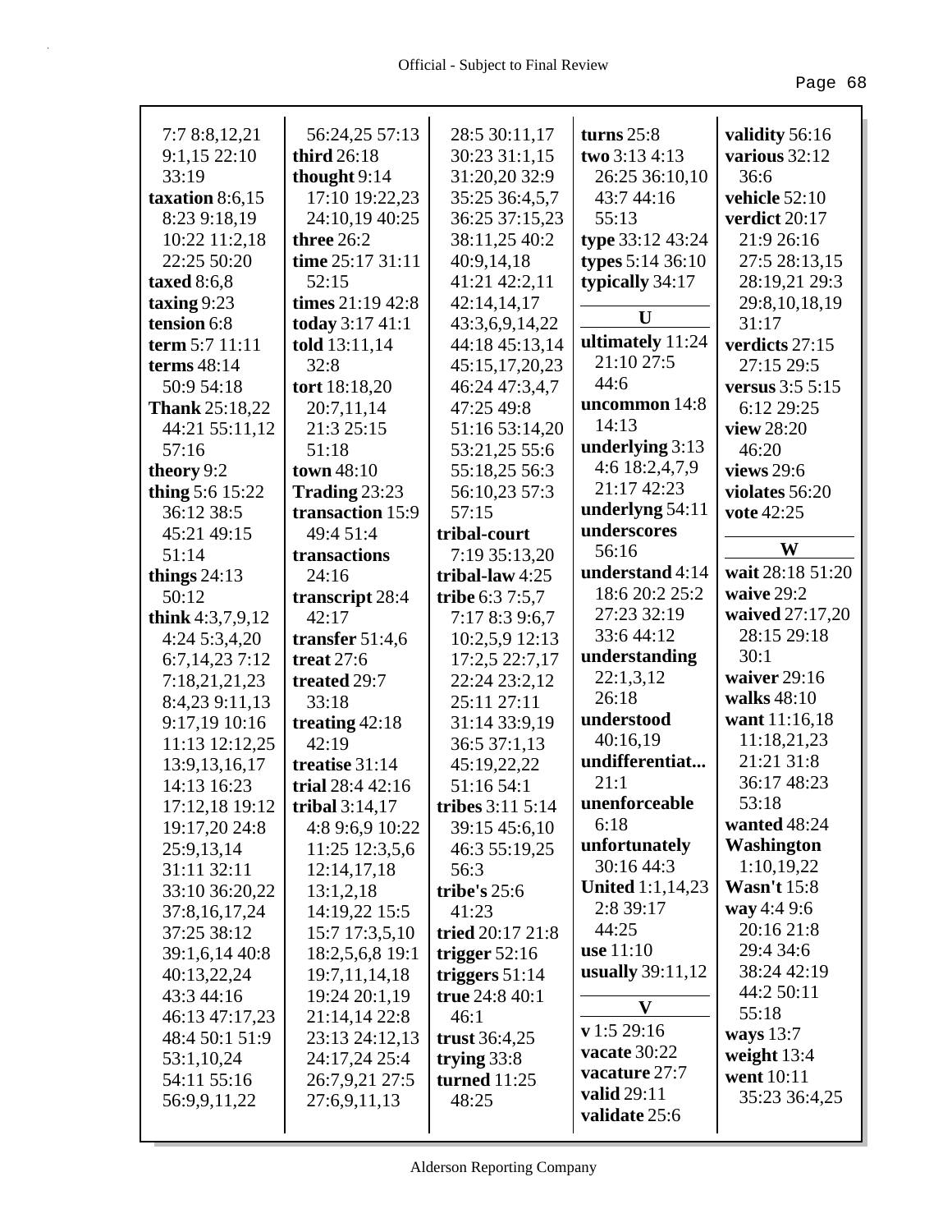7:7 8:8,12,21 9:1,15 22:10 33:19
**taxation** 8:6,15 8:23 9:18,19 10:22 11:2,18 22:25 50:20
**taxed** 8:6,8
**taxing** 9:23
**tension** 6:8
**term** 5:7 11:11
**terms** 48:14 50:9 54:18
**Thank** 25:18,22 44:21 55:11,12 57:16
**theory** 9:2
**thing** 5:6 15:22 36:12 38:5 45:21 49:15 51:14
**things** 24:13 50:12
**think** 4:3,7,9,12 4:24 5:3,4,20 6:7,14,23 7:12 7:18,21,21,23 8:4,23 9:11,13 9:17,19 10:16 11:13 12:12,25 13:9,13,16,17 14:13 16:23 17:12,18 19:12 19:17,20 24:8 25:9,13,14 31:11 32:11 33:10 36:20,22 37:8,16,17,24 37:25 38:12 39:1,6,14 40:8 40:13,22,24 43:3 44:16 46:13 47:17,23 48:4 50:1 51:9 53:1,10,24 54:11 55:16 56:9,9,11,22 56:24,25 57:13
**third** 26:18
**thought** 9:14 17:10 19:22,23 24:10,19 40:25
**three** 26:2
**time** 25:17 31:11 52:15
**times** 21:19 42:8
**today** 3:17 41:1
**told** 13:11,14 32:8
**tort** 18:18,20 20:7,11,14 21:3 25:15 51:18
**town** 48:10
**Trading** 23:23
**transaction** 15:9 49:4 51:4
**transactions** 24:16
**transcript** 28:4 42:17
**transfer** 51:4,6
**treat** 27:6
**treated** 29:7 33:18
**treating** 42:18 42:19
**treatise** 31:14
**trial** 28:4 42:16
**tribal** 3:14,17 4:8 9:6,9 10:22 11:25 12:3,5,6 12:14,17,18 13:1,2,18 14:19,22 15:5 15:7 17:3,5,10 18:2,5,6,8 19:1 19:7,11,14,18 19:24 20:1,19 21:14,14 22:8 23:13 24:12,13 24:17,24 25:4 26:7,9,21 27:5 27:6,9,11,13 28:5 30:11,17 30:23 31:1,15 31:20,20 32:9 35:25 36:4,5,7 36:25 37:15,23 38:11,25 40:2 40:9,14,18 41:21 42:2,11 42:14,14,17 43:3,6,9,14,22 44:18 45:13,14 45:15,17,20,23 46:24 47:3,4,7 47:25 49:8 51:16 53:14,20 53:21,25 55:6 55:18,25 56:3 56:10,23 57:3 57:15
**tribal-court** 7:19 35:13,20
**tribal-law** 4:25
**tribe** 6:3 7:5,7 7:17 8:3 9:6,7 10:2,5,9 12:13 17:2,5 22:7,17 22:24 23:2,12 25:11 27:11 31:14 33:9,19 36:5 37:1,13 45:19,22,22 51:16 54:1
**tribes** 3:11 5:14 39:15 45:6,10 46:3 55:19,25 56:3
**tribe's** 25:6 41:23
**tried** 20:17 21:8
**trigger** 52:16
**triggers** 51:14
**true** 24:8 40:1 46:1
**trust** 36:4,25
**trying** 33:8
**turned** 11:25 48:25
**turns** 25:8
**two** 3:13 4:13 26:25 36:10,10 43:7 44:16 55:13
**type** 33:12 43:24
**types** 5:14 36:10
**typically** 34:17

**U**

**ultimately** 11:24 21:10 27:5 44:6
**uncommon** 14:8 14:13
**underlying** 3:13 4:6 18:2,4,7,9 21:17 42:23
**underlyng** 54:11
**underscores** 56:16
**understand** 4:14 18:6 20:2 25:2 27:23 32:19 33:6 44:12
**understanding** 22:1,3,12 26:18
**understood** 40:16,19
**undifferentiat...** 21:1
**unenforceable** 6:18
**unfortunately** 30:16 44:3
**United** 1:1,14,23 2:8 39:17 44:25
**use** 11:10
**usually** 39:11,12

**V**

**v** 1:5 29:16
**vacate** 30:22
**vacature** 27:7
**valid** 29:11
**validate** 25:6
**validity** 56:16
**various** 32:12 36:6
**vehicle** 52:10
**verdict** 20:17 21:9 26:16 27:5 28:13,15 28:19,21 29:3 29:8,10,18,19 31:17
**verdicts** 27:15 27:15 29:5
**versus** 3:5 5:15 6:12 29:25
**view** 28:20 46:20
**views** 29:6
**violates** 56:20
**vote** 42:25

**W**

**wait** 28:18 51:20
**waive** 29:2
**waived** 27:17,20 28:15 29:18 30:1
**waiver** 29:16
**walks** 48:10
**want** 11:16,18 11:18,21,23 21:21 31:8 36:17 48:23 53:18
**wanted** 48:24
**Washington** 1:10,19,22
**Wasn't** 15:8
**way** 4:4 9:6 20:16 21:8 29:4 34:6 38:24 42:19 44:2 50:11 55:18
**ways** 13:7
**weight** 13:4
**went** 10:11 35:23 36:4,25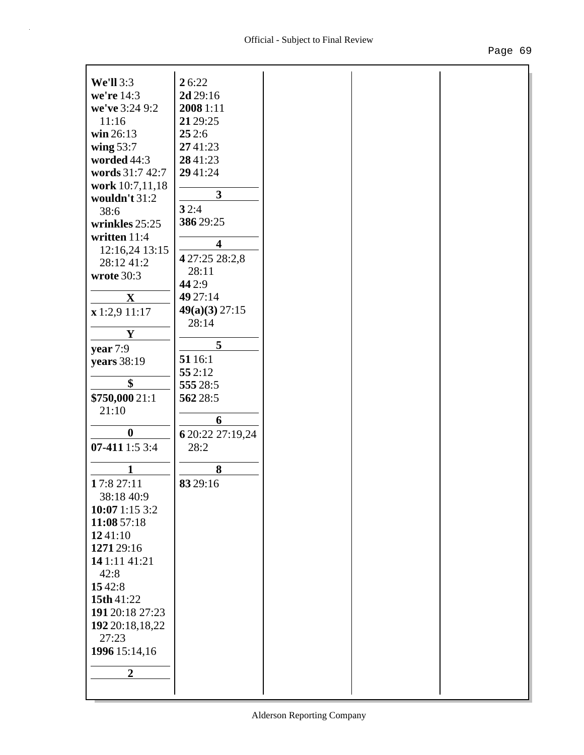**We'll** 3:3
**we're** 14:3
**we've** 3:24 9:2 11:16
**win** 26:13
**wing** 53:7
**worded** 44:3
**words** 31:7 42:7
**work** 10:7,11,18
**wouldn't** 31:2 38:6
**wrinkles** 25:25
**written** 11:4 12:16,24 13:15 28:12 41:2
**wrote** 30:3

**X**

**x** 1:2,9 11:17

**Y**

**year** 7:9
**years** 38:19

**$**

**$750,000** 21:1 21:10

**0**

**07-411** 1:5 3:4

**1**

**1** 7:8 27:11 38:18 40:9
**10:07** 1:15 3:2
**11:08** 57:18
**12** 41:10
**1271** 29:16
**14** 1:11 41:21 42:8
**15** 42:8
**15th** 41:22
**191** 20:18 27:23
**192** 20:18,18,22 27:23
**1996** 15:14,16

**2**

**2** 6:22
**2d** 29:16
**2008** 1:11
**21** 29:25
**25** 2:6
**27** 41:23
**28** 41:23
**29** 41:24

**3**

**3** 2:4
**386** 29:25

**4**

**4** 27:25 28:2,8 28:11
**44** 2:9
**49** 27:14
**49(a)(3)** 27:15 28:14

**5**

**51** 16:1
**55** 2:12
**555** 28:5
**562** 28:5

**6**

**6** 20:22 27:19,24 28:2

**8**

**83** 29:16